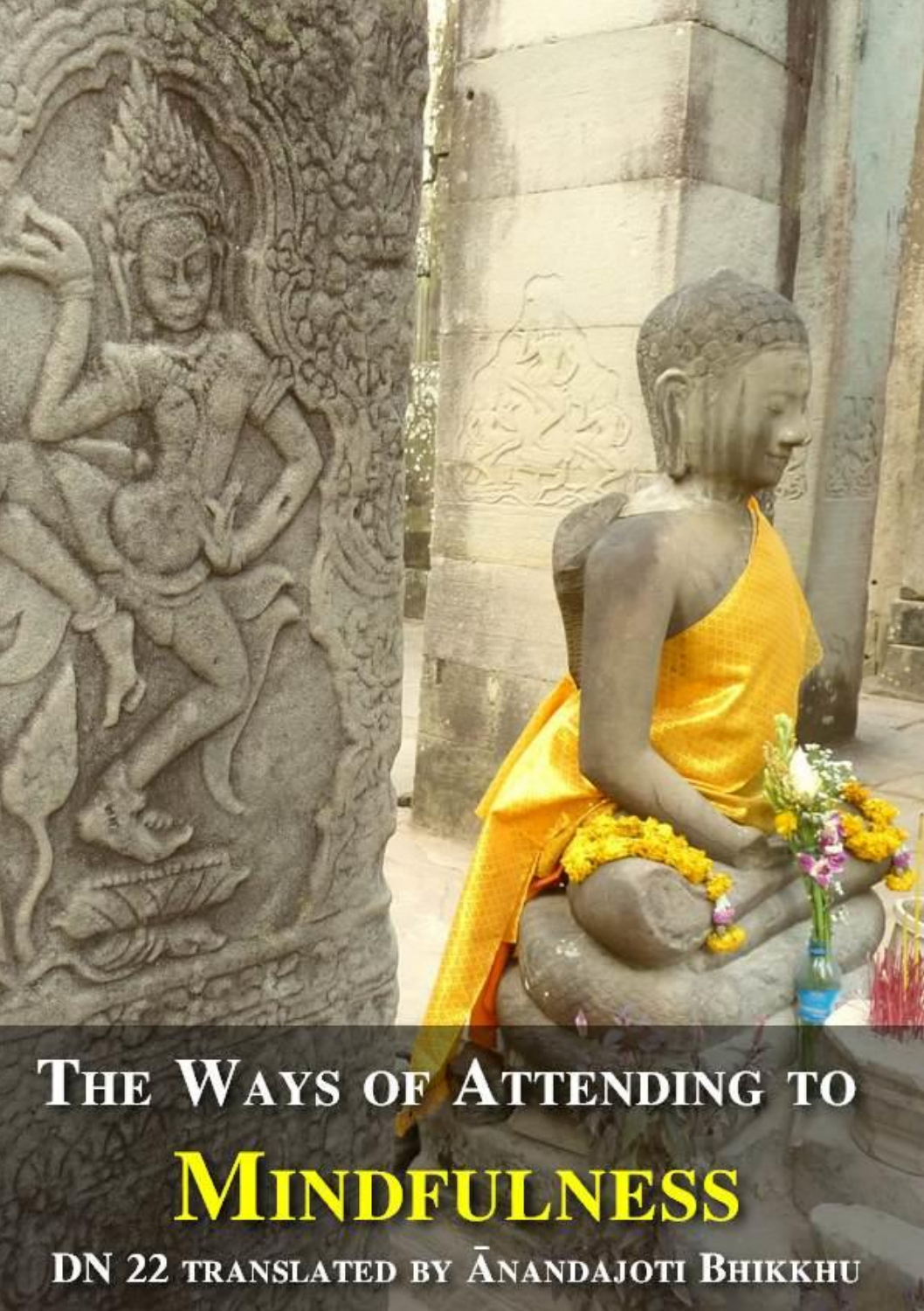# The Ways of Attending to Mindfulness

DN 22 translated by Ānandajoti Bhikkhu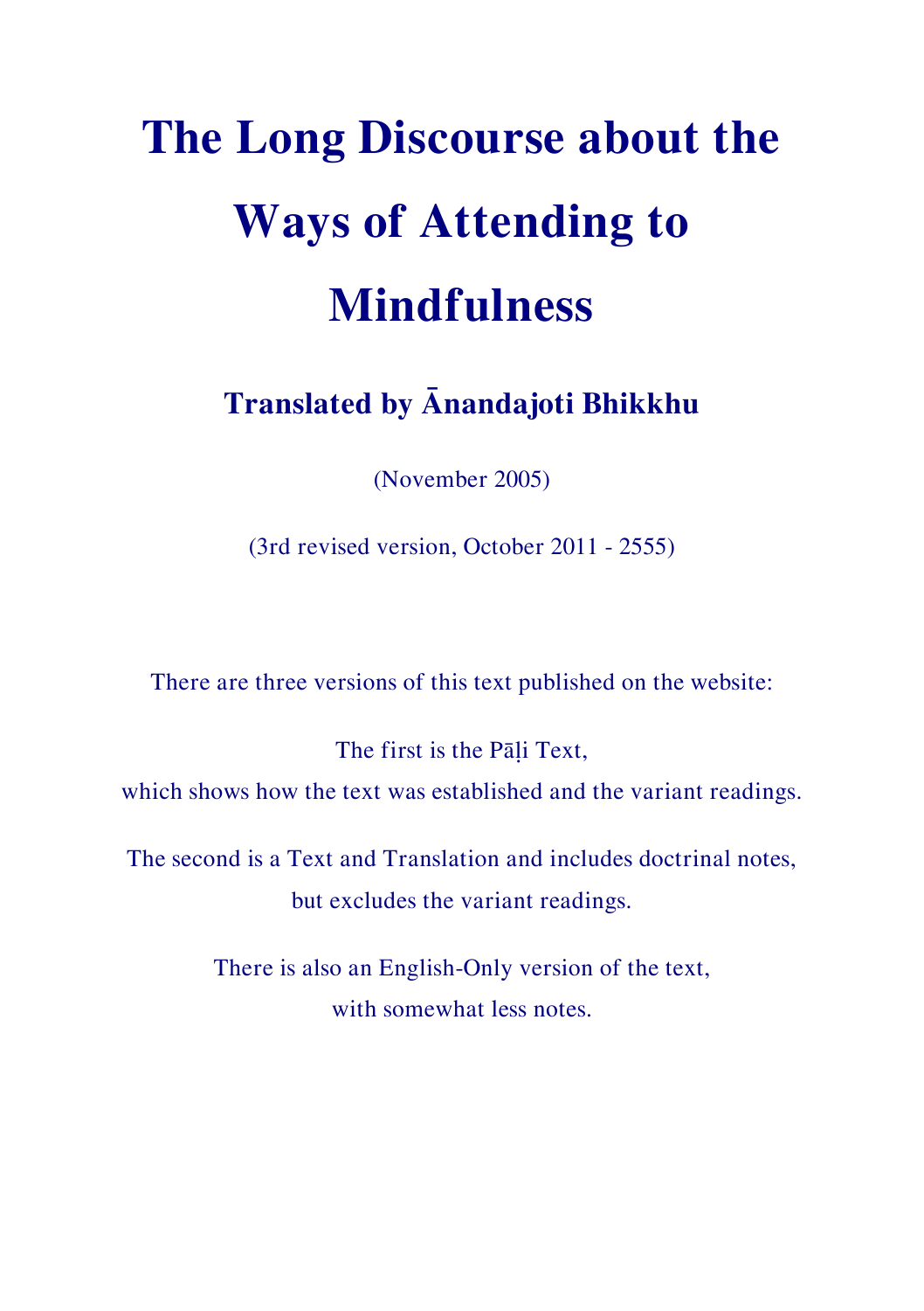# The Long Discourse about the Ways of Attending to Mindfulness

## Translated by Ānandajoti Bhikkhu

(November 2005)

(3rd revised version, October 2011 - 2555)

There are three versions of this text published on the website:

The first is the Pāḷi Text,
which shows how the text was established and the variant readings.

The second is a Text and Translation and includes doctrinal notes,
but excludes the variant readings.

There is also an English-Only version of the text,
with somewhat less notes.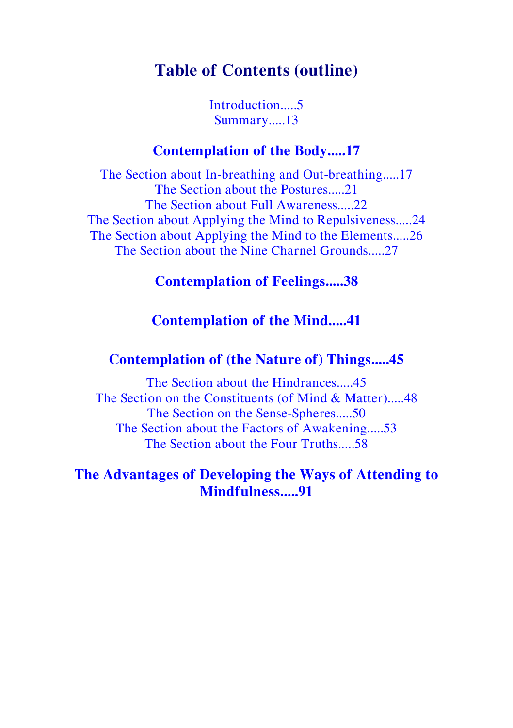# Table of Contents (outline)

Introduction.....5
Summary.....13

## Contemplation of the Body.....17

The Section about In-breathing and Out-breathing.....17
The Section about the Postures.....21
The Section about Full Awareness.....22
The Section about Applying the Mind to Repulsiveness.....24
The Section about Applying the Mind to the Elements.....26
The Section about the Nine Charnel Grounds.....27

## Contemplation of Feelings.....38

## Contemplation of the Mind.....41

## Contemplation of (the Nature of) Things.....45

The Section about the Hindrances.....45
The Section on the Constituents (of Mind & Matter).....48
The Section on the Sense-Spheres.....50
The Section about the Factors of Awakening.....53
The Section about the Four Truths.....58

## The Advantages of Developing the Ways of Attending to Mindfulness.....91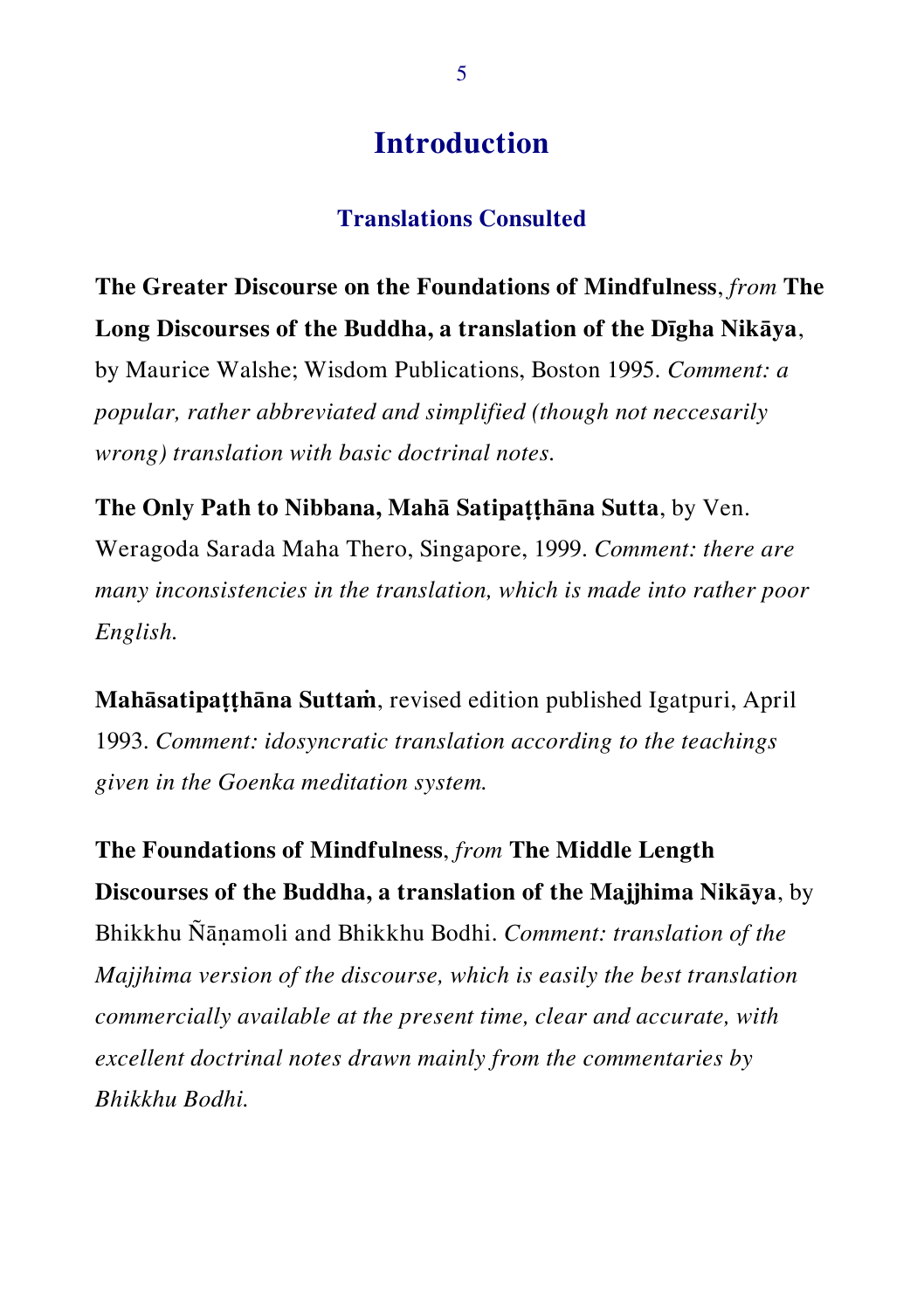# Introduction

## Translations Consulted

**The Greater Discourse on the Foundations of Mindfulness**, *from* **The Long Discourses of the Buddha, a translation of the Dīgha Nikāya**, by Maurice Walshe; Wisdom Publications, Boston 1995. *Comment: a popular, rather abbreviated and simplified (though not neccesarily wrong) translation with basic doctrinal notes.*

**The Only Path to Nibbana, Mahā Satipaṭṭhāna Sutta**, by Ven. Weragoda Sarada Maha Thero, Singapore, 1999. *Comment: there are many inconsistencies in the translation, which is made into rather poor English.*

**Mahāsatipaṭṭhāna Suttaṁ**, revised edition published Igatpuri, April 1993. *Comment: idosyncratic translation according to the teachings given in the Goenka meditation system.*

**The Foundations of Mindfulness**, *from* **The Middle Length Discourses of the Buddha, a translation of the Majjhima Nikāya**, by Bhikkhu Ñāṇamoli and Bhikkhu Bodhi. *Comment: translation of the Majjhima version of the discourse, which is easily the best translation commercially available at the present time, clear and accurate, with excellent doctrinal notes drawn mainly from the commentaries by Bhikkhu Bodhi.*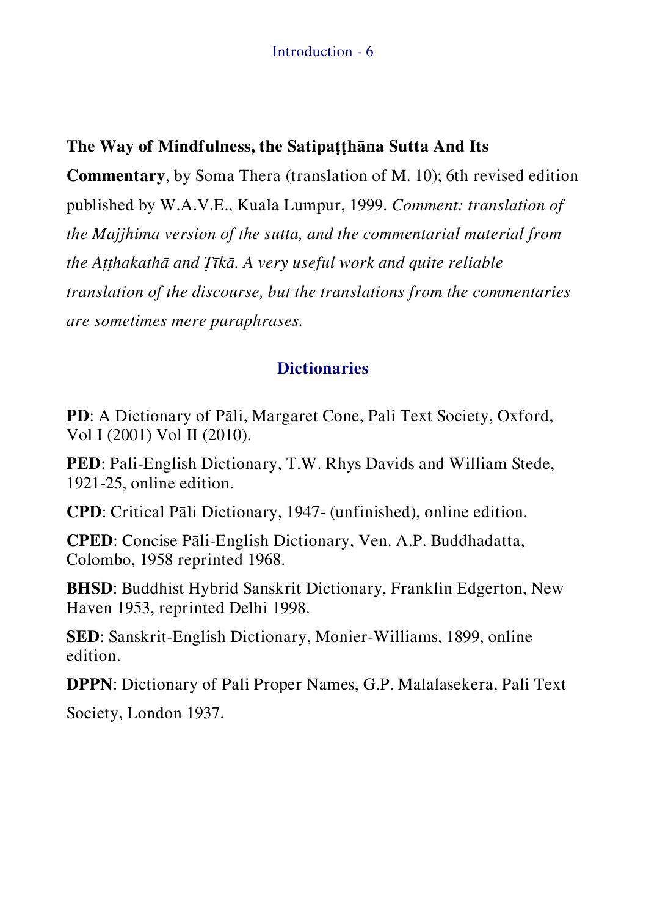**The Way of Mindfulness, the Satipaṭṭhāna Sutta And Its Commentary**, by Soma Thera (translation of M. 10); 6th revised edition published by W.A.V.E., Kuala Lumpur, 1999. *Comment: translation of the Majjhima version of the sutta, and the commentarial material from the Aṭṭhakathā and Ṭīkā. A very useful work and quite reliable translation of the discourse, but the translations from the commentaries are sometimes mere paraphrases.*

## Dictionaries

**PD**: A Dictionary of Pāli, Margaret Cone, Pali Text Society, Oxford, Vol I (2001) Vol II (2010).

**PED**: Pali-English Dictionary, T.W. Rhys Davids and William Stede, 1921-25, online edition.

**CPD**: Critical Pāli Dictionary, 1947- (unfinished), online edition.

**CPED**: Concise Pāli-English Dictionary, Ven. A.P. Buddhadatta, Colombo, 1958 reprinted 1968.

**BHSD**: Buddhist Hybrid Sanskrit Dictionary, Franklin Edgerton, New Haven 1953, reprinted Delhi 1998.

**SED**: Sanskrit-English Dictionary, Monier-Williams, 1899, online edition.

**DPPN**: Dictionary of Pali Proper Names, G.P. Malalasekera, Pali Text Society, London 1937.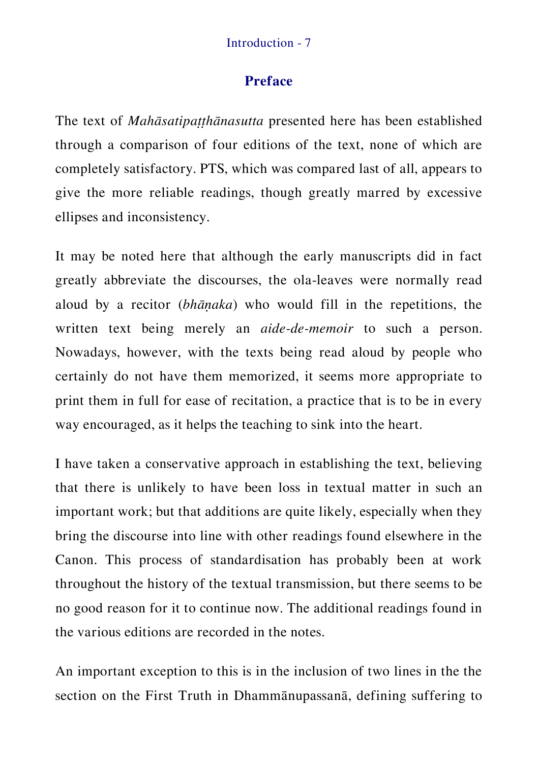## Preface

The text of *Mahāsatipaṭṭhānasutta* presented here has been established through a comparison of four editions of the text, none of which are completely satisfactory. PTS, which was compared last of all, appears to give the more reliable readings, though greatly marred by excessive ellipses and inconsistency.

It may be noted here that although the early manuscripts did in fact greatly abbreviate the discourses, the ola-leaves were normally read aloud by a recitor (*bhāṇaka*) who would fill in the repetitions, the written text being merely an *aide-de-memoir* to such a person. Nowadays, however, with the texts being read aloud by people who certainly do not have them memorized, it seems more appropriate to print them in full for ease of recitation, a practice that is to be in every way encouraged, as it helps the teaching to sink into the heart.

I have taken a conservative approach in establishing the text, believing that there is unlikely to have been loss in textual matter in such an important work; but that additions are quite likely, especially when they bring the discourse into line with other readings found elsewhere in the Canon. This process of standardisation has probably been at work throughout the history of the textual transmission, but there seems to be no good reason for it to continue now. The additional readings found in the various editions are recorded in the notes.

An important exception to this is in the inclusion of two lines in the the section on the First Truth in Dhammānupassanā, defining suffering to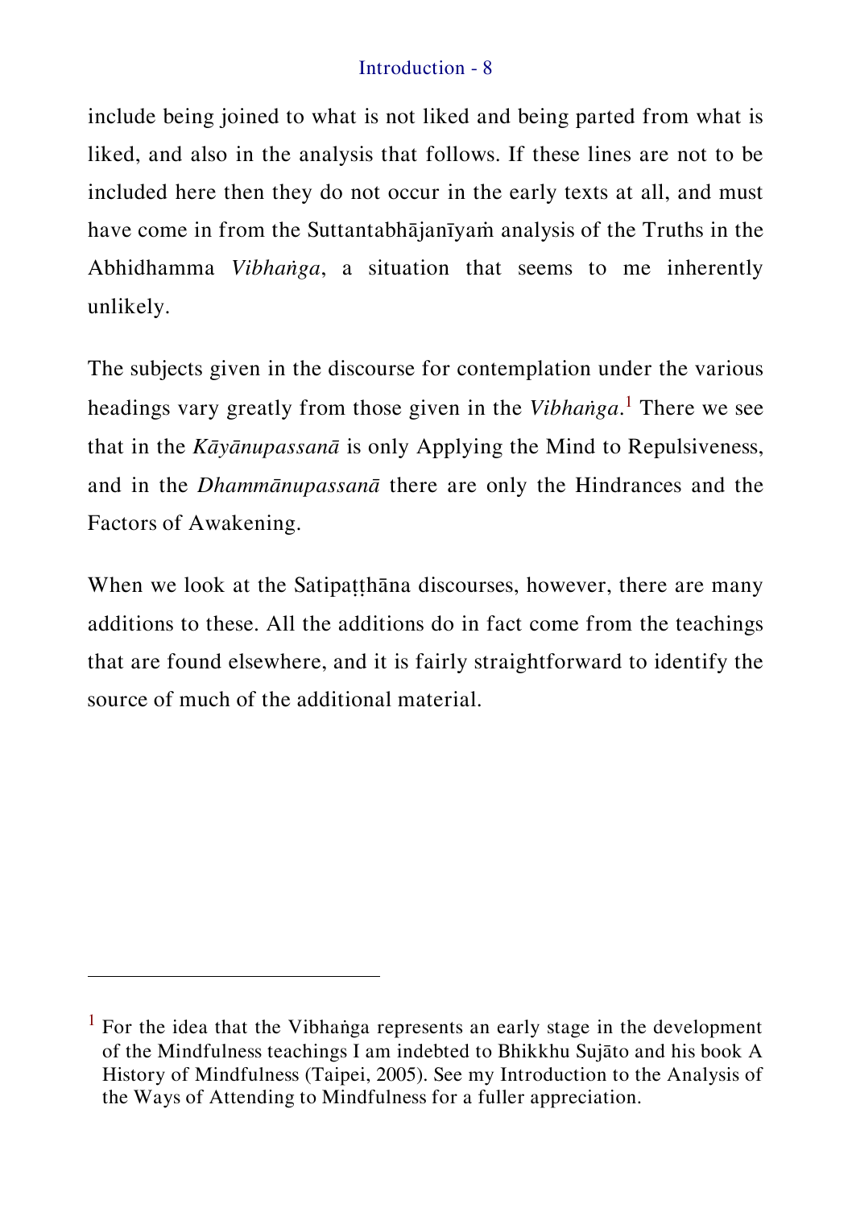include being joined to what is not liked and being parted from what is liked, and also in the analysis that follows. If these lines are not to be included here then they do not occur in the early texts at all, and must have come in from the Suttantabhājanīyaṁ analysis of the Truths in the Abhidhamma *Vibhaṅga*, a situation that seems to me inherently unlikely.

The subjects given in the discourse for contemplation under the various headings vary greatly from those given in the *Vibhaṅga*.[1] There we see that in the *Kāyānupassanā* is only Applying the Mind to Repulsiveness, and in the *Dhammānupassanā* there are only the Hindrances and the Factors of Awakening.

When we look at the Satipaṭṭhāna discourses, however, there are many additions to these. All the additions do in fact come from the teachings that are found elsewhere, and it is fairly straightforward to identify the source of much of the additional material.

---

[1] For the idea that the Vibhaṅga represents an early stage in the development of the Mindfulness teachings I am indebted to Bhikkhu Sujāto and his book A History of Mindfulness (Taipei, 2005). See my Introduction to the Analysis of the Ways of Attending to Mindfulness for a fuller appreciation.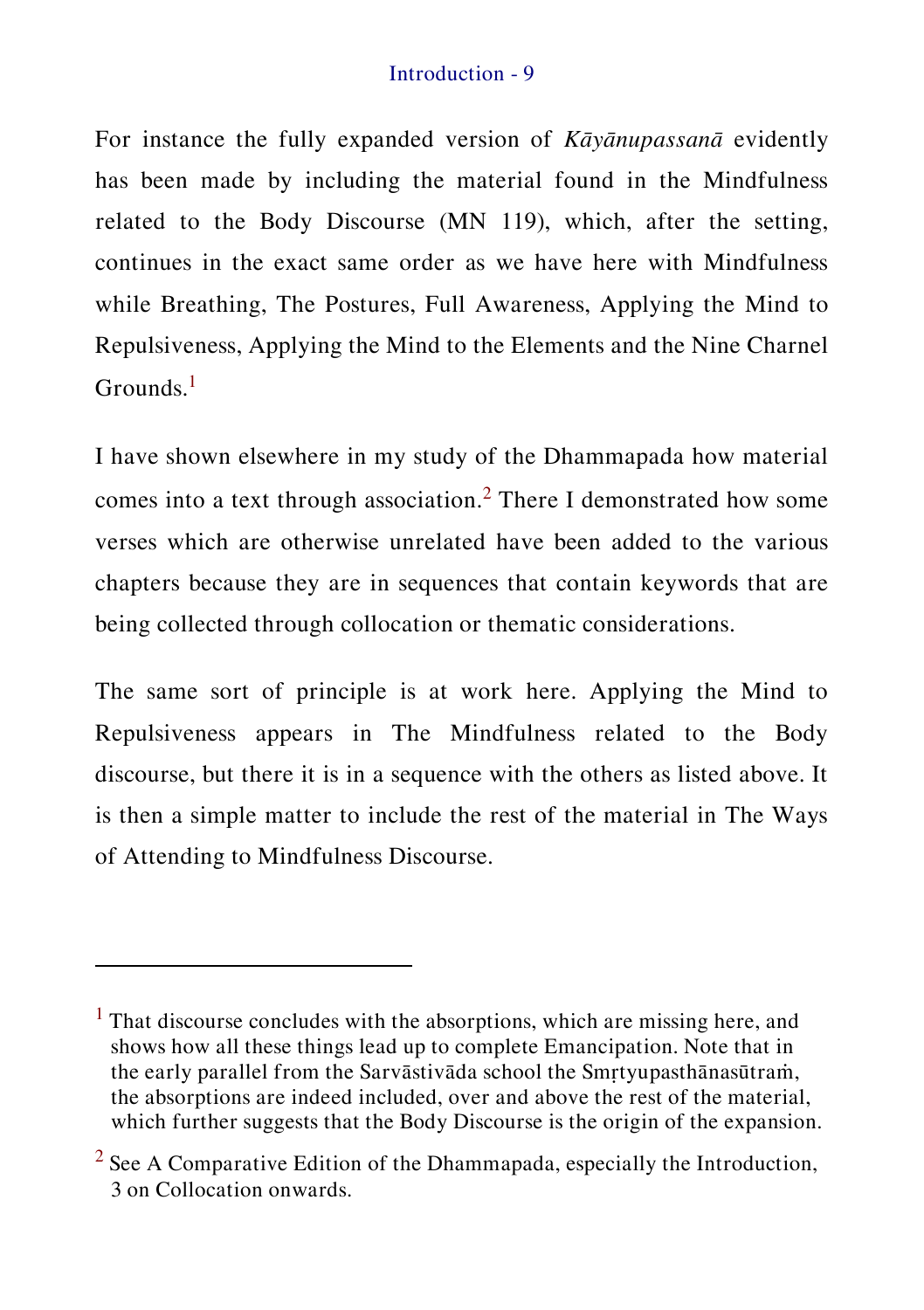For instance the fully expanded version of *Kāyānupassanā* evidently has been made by including the material found in the Mindfulness related to the Body Discourse (MN 119), which, after the setting, continues in the exact same order as we have here with Mindfulness while Breathing, The Postures, Full Awareness, Applying the Mind to Repulsiveness, Applying the Mind to the Elements and the Nine Charnel Grounds.[1]

I have shown elsewhere in my study of the Dhammapada how material comes into a text through association.[2] There I demonstrated how some verses which are otherwise unrelated have been added to the various chapters because they are in sequences that contain keywords that are being collected through collocation or thematic considerations.

The same sort of principle is at work here. Applying the Mind to Repulsiveness appears in The Mindfulness related to the Body discourse, but there it is in a sequence with the others as listed above. It is then a simple matter to include the rest of the material in The Ways of Attending to Mindfulness Discourse.

---

[1] That discourse concludes with the absorptions, which are missing here, and shows how all these things lead up to complete Emancipation. Note that in the early parallel from the Sarvāstivāda school the Smṛtyupasthānasūtraṁ, the absorptions are indeed included, over and above the rest of the material, which further suggests that the Body Discourse is the origin of the expansion.

[2] See A Comparative Edition of the Dhammapada, especially the Introduction, 3 on Collocation onwards.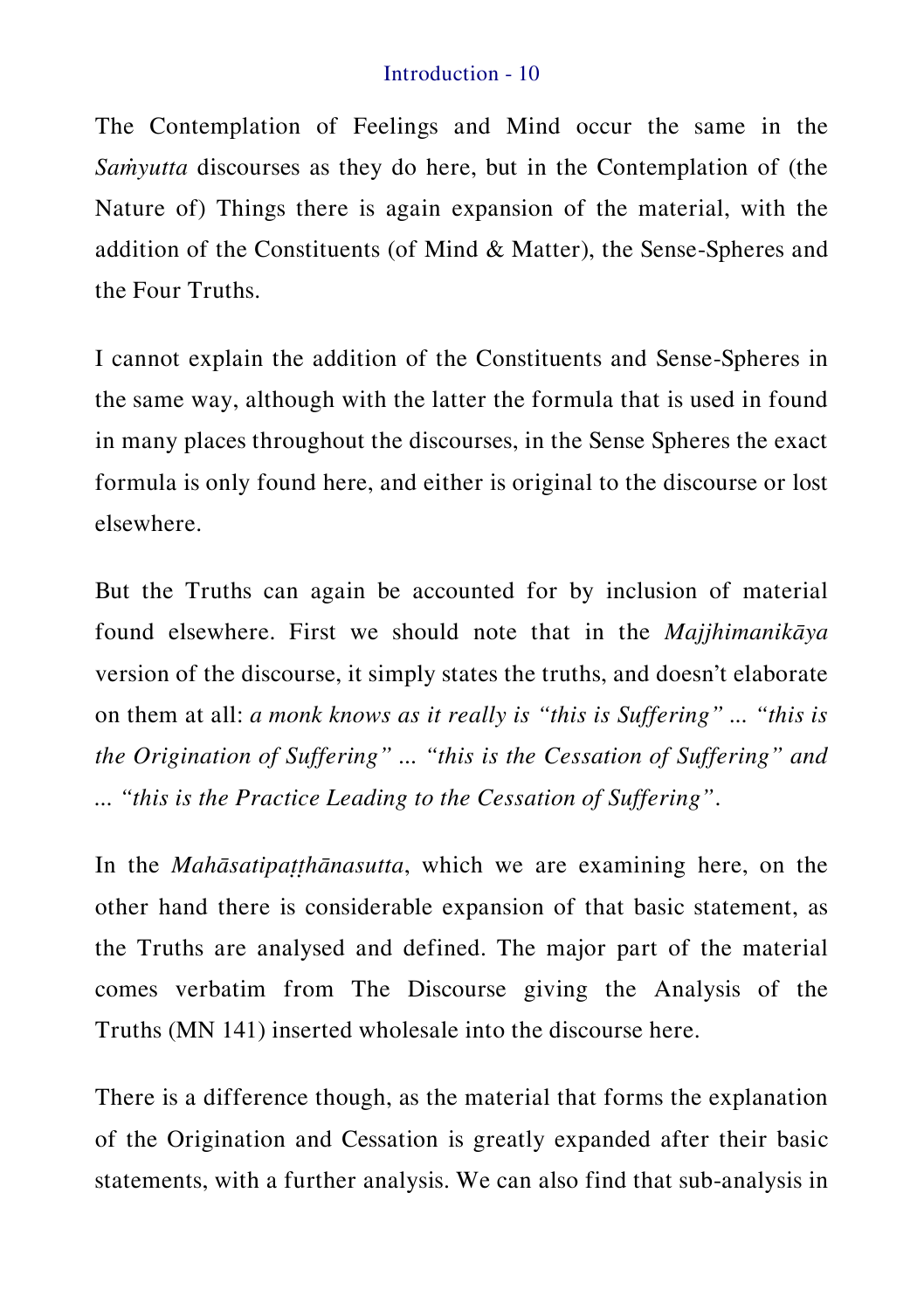The Contemplation of Feelings and Mind occur the same in the *Saṁyutta* discourses as they do here, but in the Contemplation of (the Nature of) Things there is again expansion of the material, with the addition of the Constituents (of Mind & Matter), the Sense-Spheres and the Four Truths.

I cannot explain the addition of the Constituents and Sense-Spheres in the same way, although with the latter the formula that is used in found in many places throughout the discourses, in the Sense Spheres the exact formula is only found here, and either is original to the discourse or lost elsewhere.

But the Truths can again be accounted for by inclusion of material found elsewhere. First we should note that in the *Majjhimanikāya* version of the discourse, it simply states the truths, and doesn't elaborate on them at all: *a monk knows as it really is "this is Suffering" ... "this is the Origination of Suffering" ... "this is the Cessation of Suffering" and ... "this is the Practice Leading to the Cessation of Suffering"*.

In the *Mahāsatipaṭṭhānasutta*, which we are examining here, on the other hand there is considerable expansion of that basic statement, as the Truths are analysed and defined. The major part of the material comes verbatim from The Discourse giving the Analysis of the Truths (MN 141) inserted wholesale into the discourse here.

There is a difference though, as the material that forms the explanation of the Origination and Cessation is greatly expanded after their basic statements, with a further analysis. We can also find that sub-analysis in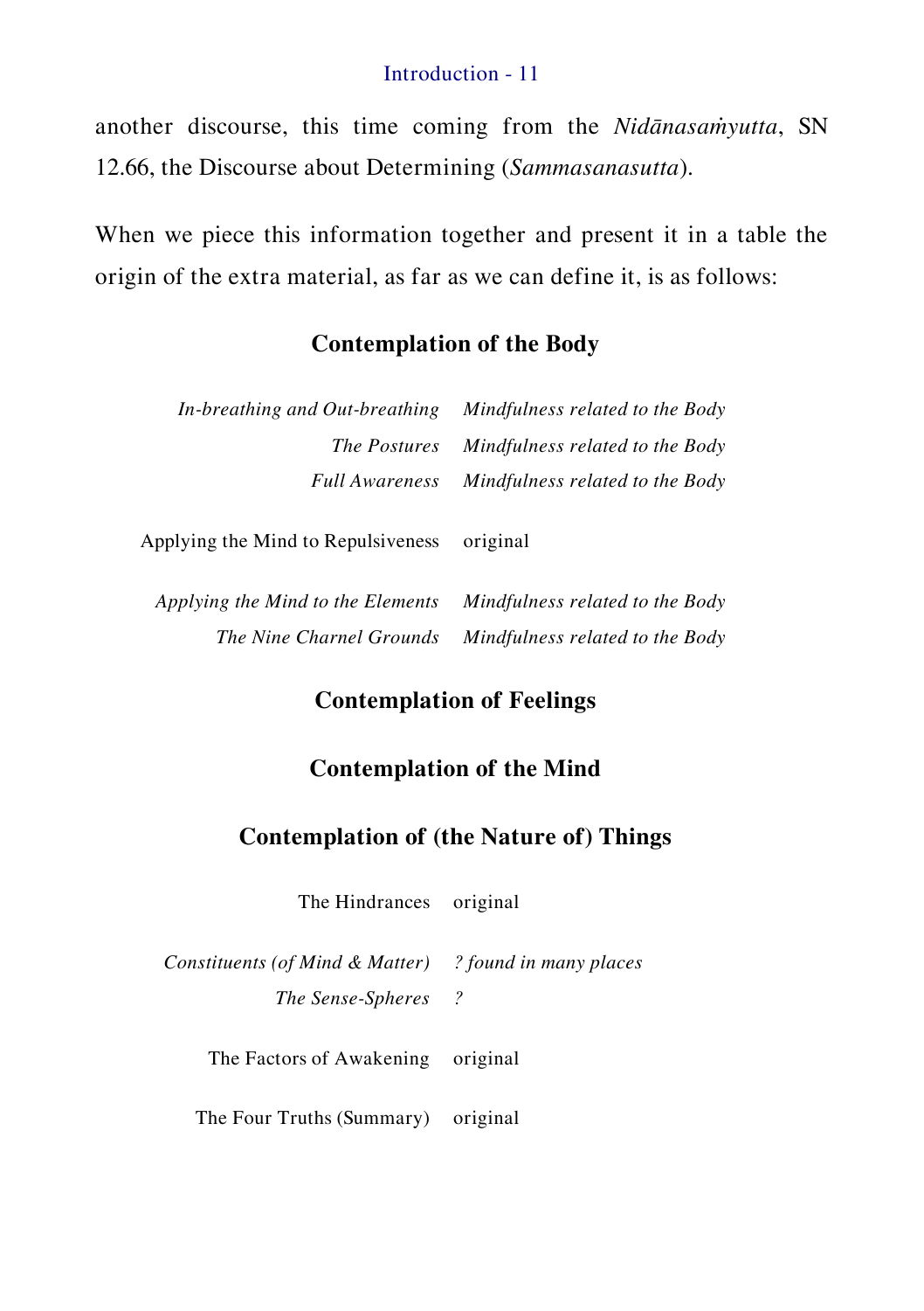another discourse, this time coming from the *Nidānasaṁyutta*, SN 12.66, the Discourse about Determining (*Sammasanasutta*).

When we piece this information together and present it in a table the origin of the extra material, as far as we can define it, is as follows:

### Contemplation of the Body

| | |
|---:|---|
| *In-breathing and Out-breathing* | *Mindfulness related to the Body* |
| *The Postures* | *Mindfulness related to the Body* |
| *Full Awareness* | *Mindfulness related to the Body* |
| Applying the Mind to Repulsiveness | original |
| *Applying the Mind to the Elements* | *Mindfulness related to the Body* |
| *The Nine Charnel Grounds* | *Mindfulness related to the Body* |

### Contemplation of Feelings

### Contemplation of the Mind

### Contemplation of (the Nature of) Things

| | |
|---:|---|
| The Hindrances | original |
| *Constituents (of Mind & Matter)* | *? found in many places* |
| *The Sense-Spheres* | *?* |
| The Factors of Awakening | original |
| The Four Truths (Summary) | original |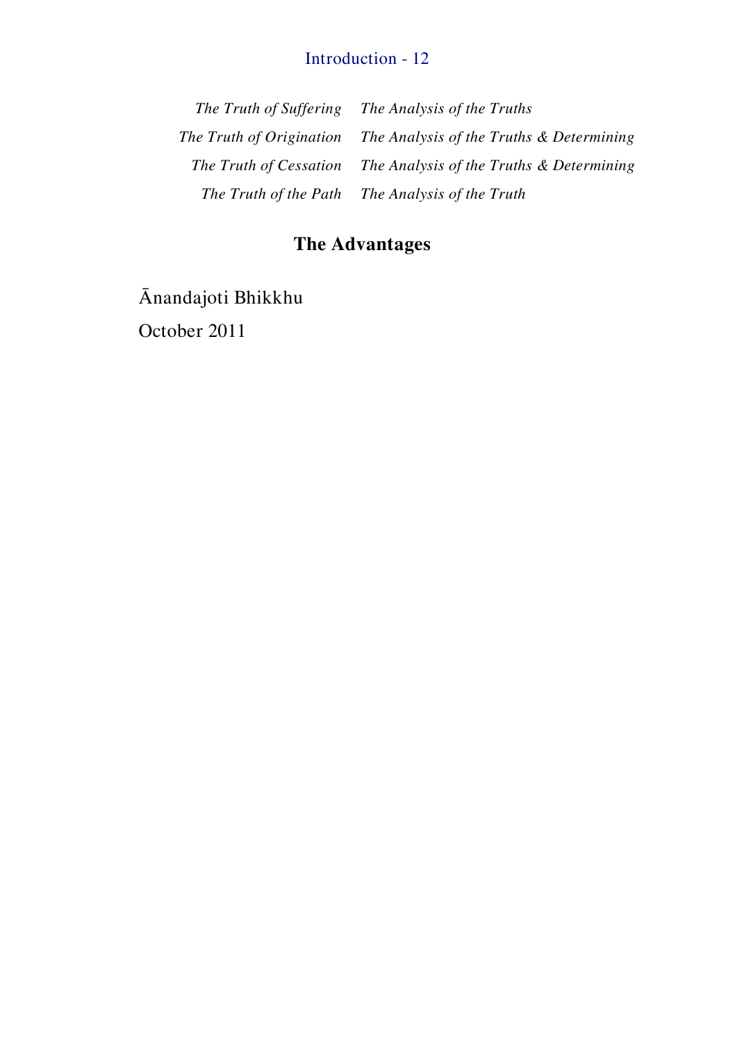| | |
|---|---|
| *The Truth of Suffering* | *The Analysis of the Truths* |
| *The Truth of Origination* | *The Analysis of the Truths & Determining* |
| *The Truth of Cessation* | *The Analysis of the Truths & Determining* |
| *The Truth of the Path* | *The Analysis of the Truth* |

## The Advantages

Ānandajoti Bhikkhu
October 2011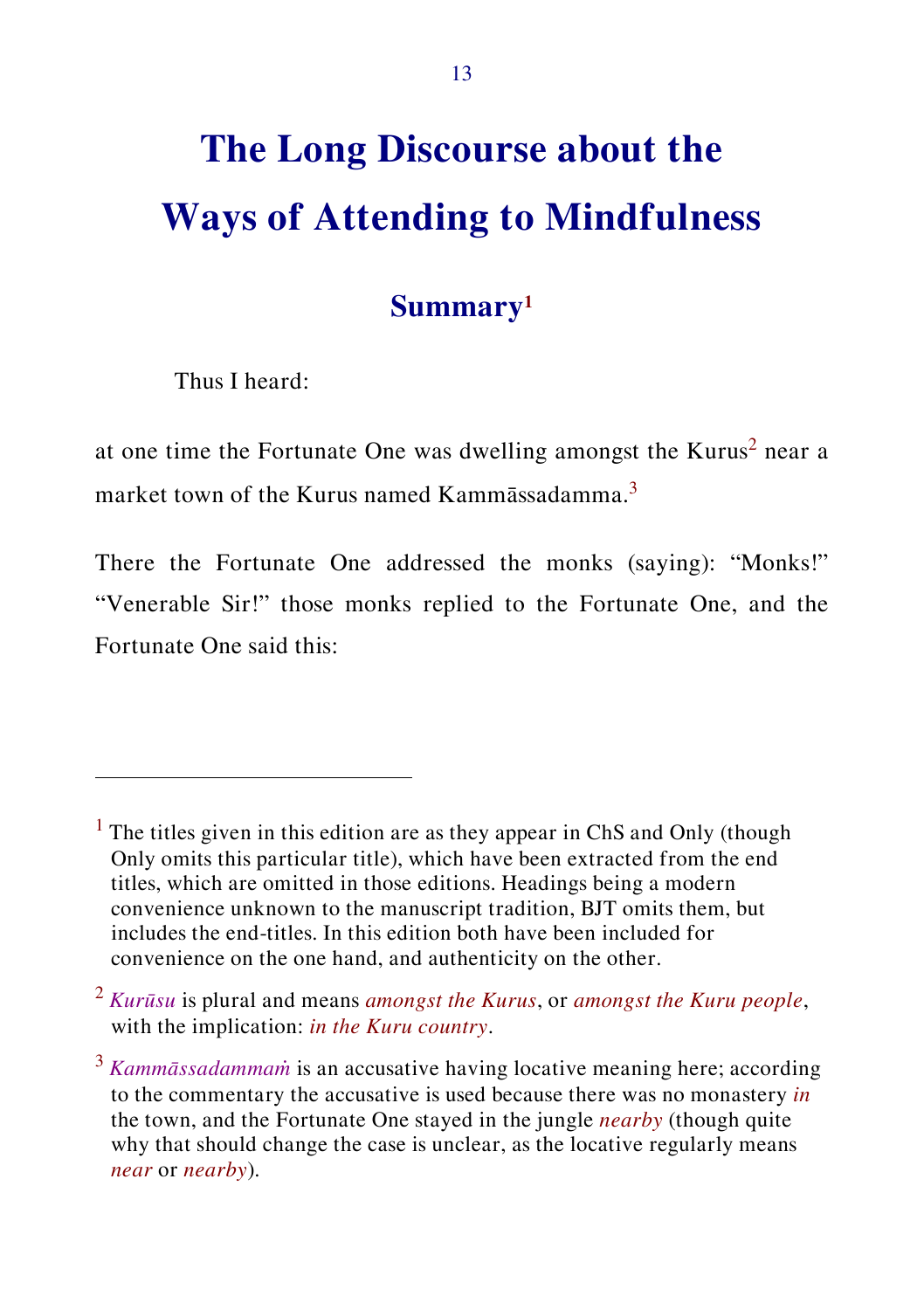# The Long Discourse about the Ways of Attending to Mindfulness

## Summary[1]

Thus I heard:

at one time the Fortunate One was dwelling amongst the Kurus[2] near a market town of the Kurus named Kammāssadamma.[3]

There the Fortunate One addressed the monks (saying): "Monks!" "Venerable Sir!" those monks replied to the Fortunate One, and the Fortunate One said this:

---

[1] The titles given in this edition are as they appear in ChS and Only (though Only omits this particular title), which have been extracted from the end titles, which are omitted in those editions. Headings being a modern convenience unknown to the manuscript tradition, BJT omits them, but includes the end-titles. In this edition both have been included for convenience on the one hand, and authenticity on the other.

[2] *Kurūsu* is plural and means *amongst the Kurus*, or *amongst the Kuru people*, with the implication: *in the Kuru country*.

[3] *Kammāssadammaṁ* is an accusative having locative meaning here; according to the commentary the accusative is used because there was no monastery *in* the town, and the Fortunate One stayed in the jungle *nearby* (though quite why that should change the case is unclear, as the locative regularly means *near* or *nearby*).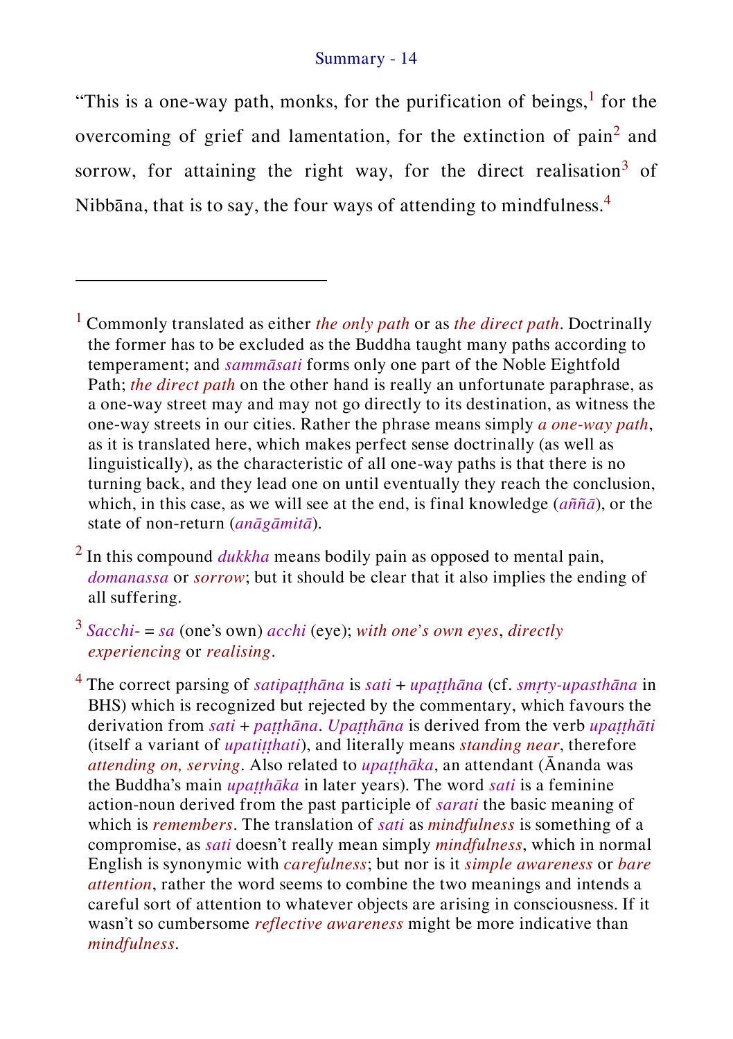"This is a one-way path, monks, for the purification of beings,[1] for the overcoming of grief and lamentation, for the extinction of pain[2] and sorrow, for attaining the right way, for the direct realisation[3] of Nibbāna, that is to say, the four ways of attending to mindfulness.[4]

---

[1] Commonly translated as either *the only path* or as *the direct path*. Doctrinally the former has to be excluded as the Buddha taught many paths according to temperament; and *sammāsati* forms only one part of the Noble Eightfold Path; *the direct path* on the other hand is really an unfortunate paraphrase, as a one-way street may and may not go directly to its destination, as witness the one-way streets in our cities. Rather the phrase means simply *a one-way path*, as it is translated here, which makes perfect sense doctrinally (as well as linguistically), as the characteristic of all one-way paths is that there is no turning back, and they lead one on until eventually they reach the conclusion, which, in this case, as we will see at the end, is final knowledge (*aññā*), or the state of non-return (*anāgāmitā*).

[2] In this compound *dukkha* means bodily pain as opposed to mental pain, *domanassa* or *sorrow*; but it should be clear that it also implies the ending of all suffering.

[3] *Sacchi-* = *sa* (one's own) *acchi* (eye); *with one's own eyes*, *directly experiencing* or *realising*.

[4] The correct parsing of *satipaṭṭhāna* is *sati* + *upaṭṭhāna* (cf. *smṛty-upasthāna* in BHS) which is recognized but rejected by the commentary, which favours the derivation from *sati* + *paṭṭhāna*. *Upaṭṭhāna* is derived from the verb *upaṭṭhāti* (itself a variant of *upatiṭṭhati*), and literally means *standing near*, therefore *attending on, serving*. Also related to *upaṭṭhāka*, an attendant (Ānanda was the Buddha's main *upaṭṭhāka* in later years). The word *sati* is a feminine action-noun derived from the past participle of *sarati* the basic meaning of which is *remembers*. The translation of *sati* as *mindfulness* is something of a compromise, as *sati* doesn't really mean simply *mindfulness*, which in normal English is synonymic with *carefulness*; but nor is it *simple awareness* or *bare attention*, rather the word seems to combine the two meanings and intends a careful sort of attention to whatever objects are arising in consciousness. If it wasn't so cumbersome *reflective awareness* might be more indicative than *mindfulness*.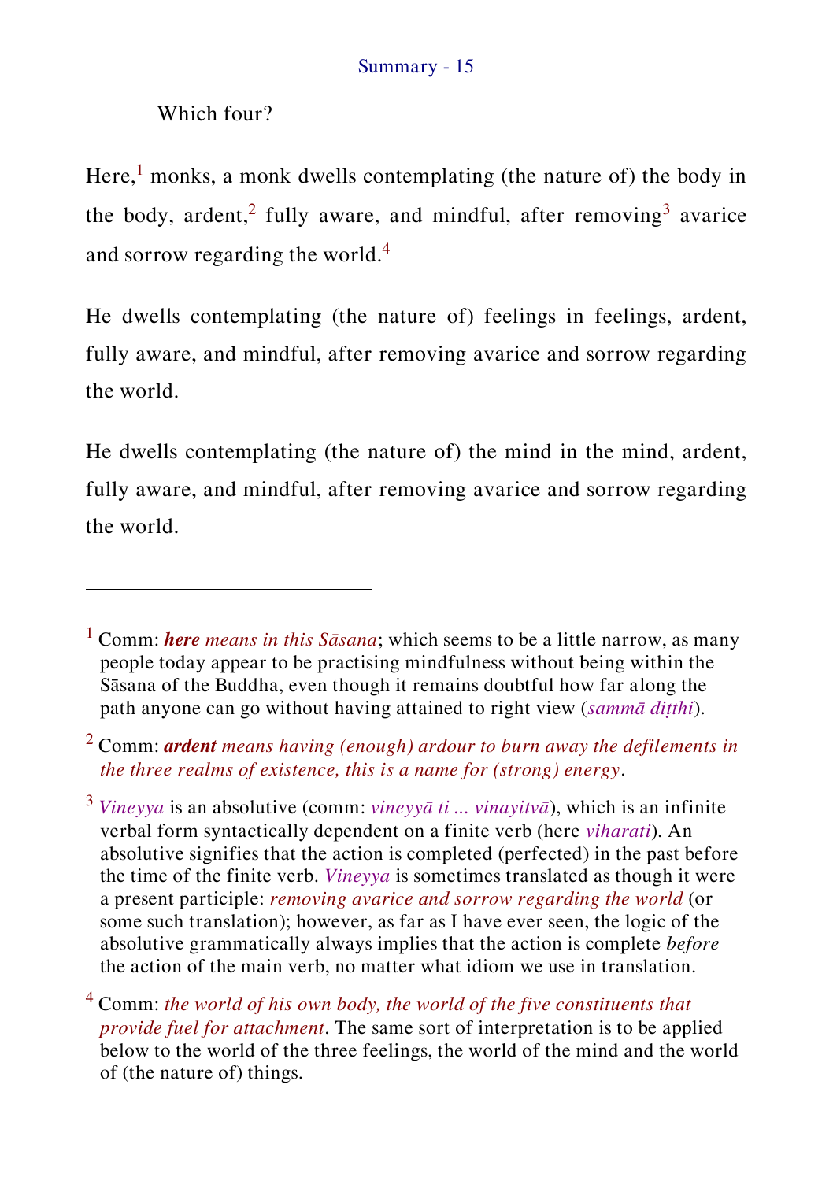Which four?

Here,[1] monks, a monk dwells contemplating (the nature of) the body in the body, ardent,[2] fully aware, and mindful, after removing[3] avarice and sorrow regarding the world.[4]

He dwells contemplating (the nature of) feelings in feelings, ardent, fully aware, and mindful, after removing avarice and sorrow regarding the world.

He dwells contemplating (the nature of) the mind in the mind, ardent, fully aware, and mindful, after removing avarice and sorrow regarding the world.

---

[1] Comm: ***here*** *means in this Sāsana*; which seems to be a little narrow, as many people today appear to be practising mindfulness without being within the Sāsana of the Buddha, even though it remains doubtful how far along the path anyone can go without having attained to right view (*sammā diṭṭhi*).

[2] Comm: ***ardent*** *means having (enough) ardour to burn away the defilements in the three realms of existence, this is a name for (strong) energy*.

[3] *Vineyya* is an absolutive (comm: *vineyyā ti ... vinayitvā*), which is an infinite verbal form syntactically dependent on a finite verb (here *viharati*). An absolutive signifies that the action is completed (perfected) in the past before the time of the finite verb. *Vineyya* is sometimes translated as though it were a present participle: *removing avarice and sorrow regarding the world* (or some such translation); however, as far as I have ever seen, the logic of the absolutive grammatically always implies that the action is complete *before* the action of the main verb, no matter what idiom we use in translation.

[4] Comm: *the world of his own body, the world of the five constituents that provide fuel for attachment*. The same sort of interpretation is to be applied below to the world of the three feelings, the world of the mind and the world of (the nature of) things.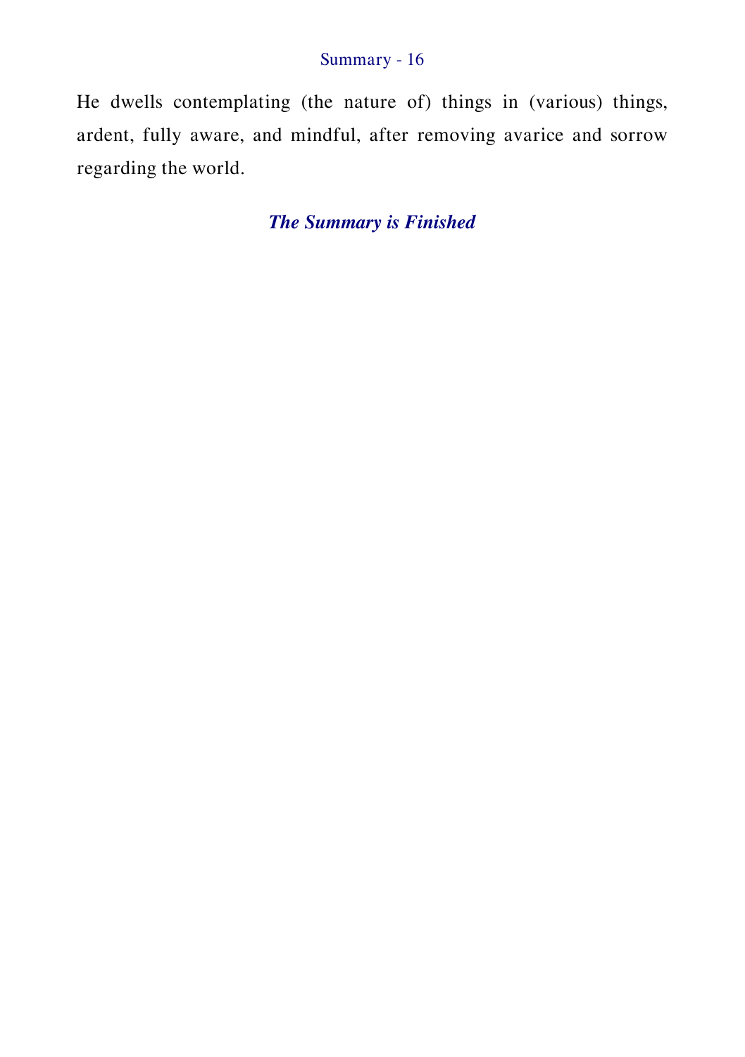He dwells contemplating (the nature of) things in (various) things, ardent, fully aware, and mindful, after removing avarice and sorrow regarding the world.

***The Summary is Finished***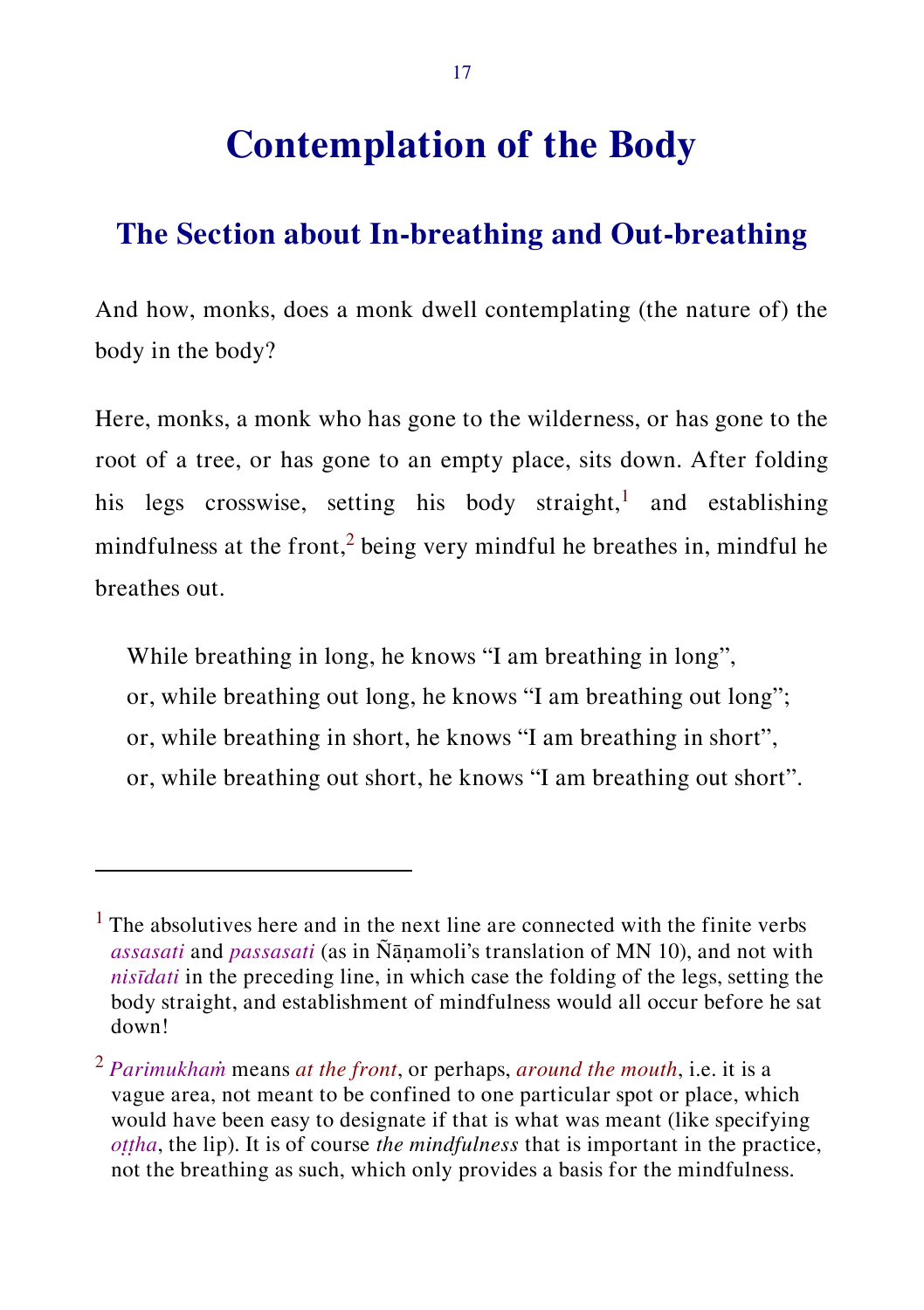# Contemplation of the Body

## The Section about In-breathing and Out-breathing

And how, monks, does a monk dwell contemplating (the nature of) the body in the body?

Here, monks, a monk who has gone to the wilderness, or has gone to the root of a tree, or has gone to an empty place, sits down. After folding his legs crosswise, setting his body straight,[1] and establishing mindfulness at the front,[2] being very mindful he breathes in, mindful he breathes out.

> While breathing in long, he knows "I am breathing in long",
> or, while breathing out long, he knows "I am breathing out long";
> or, while breathing in short, he knows "I am breathing in short",
> or, while breathing out short, he knows "I am breathing out short".

---

[1] The absolutives here and in the next line are connected with the finite verbs *assasati* and *passasati* (as in Ñāṇamoli's translation of MN 10), and not with *nisīdati* in the preceding line, in which case the folding of the legs, setting the body straight, and establishment of mindfulness would all occur before he sat down!

[2] *Parimukhaṁ* means *at the front*, or perhaps, *around the mouth*, i.e. it is a vague area, not meant to be confined to one particular spot or place, which would have been easy to designate if that is what was meant (like specifying *oṭṭha*, the lip). It is of course *the mindfulness* that is important in the practice, not the breathing as such, which only provides a basis for the mindfulness.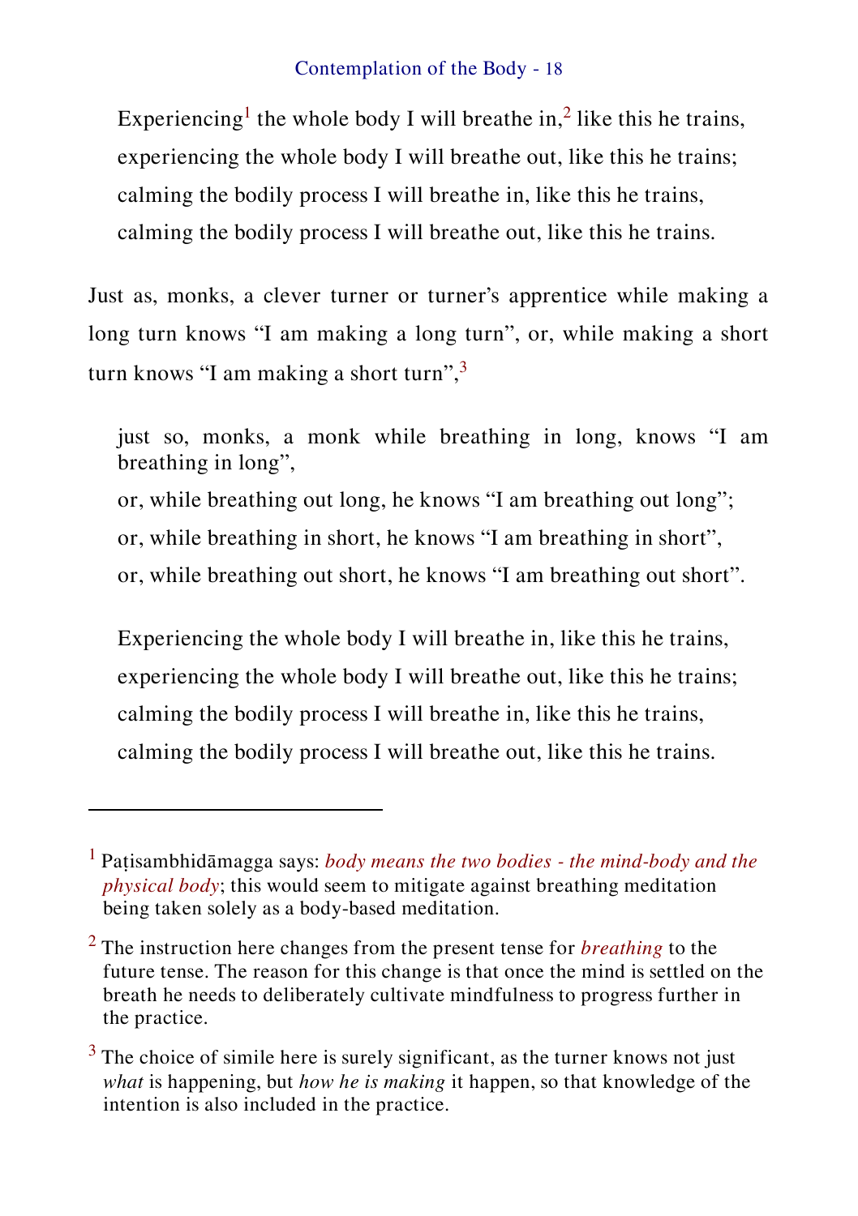Experiencing[1] the whole body I will breathe in,[2] like this he trains,
experiencing the whole body I will breathe out, like this he trains;
calming the bodily process I will breathe in, like this he trains,
calming the bodily process I will breathe out, like this he trains.

Just as, monks, a clever turner or turner's apprentice while making a long turn knows "I am making a long turn", or, while making a short turn knows "I am making a short turn",[3]

just so, monks, a monk while breathing in long, knows "I am breathing in long",
or, while breathing out long, he knows "I am breathing out long";
or, while breathing in short, he knows "I am breathing in short",
or, while breathing out short, he knows "I am breathing out short".

Experiencing the whole body I will breathe in, like this he trains,
experiencing the whole body I will breathe out, like this he trains;
calming the bodily process I will breathe in, like this he trains,
calming the bodily process I will breathe out, like this he trains.

---

[1] Paṭisambhidāmagga says: *body means the two bodies - the mind-body and the physical body*; this would seem to mitigate against breathing meditation being taken solely as a body-based meditation.

[2] The instruction here changes from the present tense for *breathing* to the future tense. The reason for this change is that once the mind is settled on the breath he needs to deliberately cultivate mindfulness to progress further in the practice.

[3] The choice of simile here is surely significant, as the turner knows not just *what* is happening, but *how he is making* it happen, so that knowledge of the intention is also included in the practice.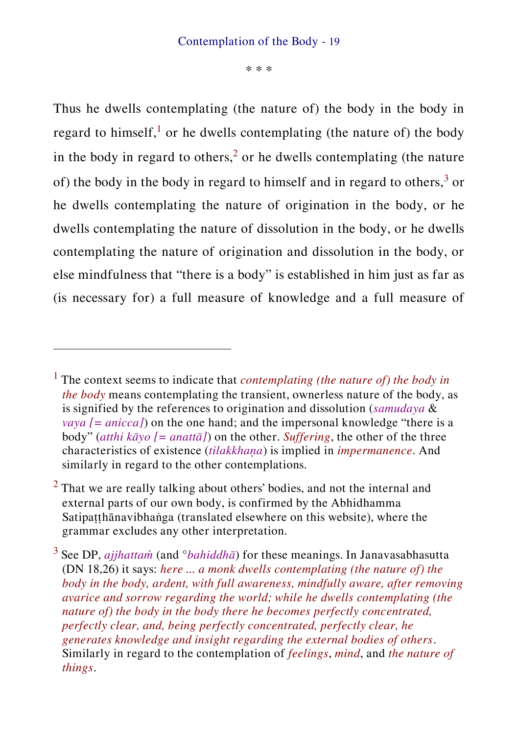\* \* \*

Thus he dwells contemplating (the nature of) the body in the body in regard to himself,[1] or he dwells contemplating (the nature of) the body in the body in regard to others,[2] or he dwells contemplating (the nature of) the body in the body in regard to himself and in regard to others,[3] or he dwells contemplating the nature of origination in the body, or he dwells contemplating the nature of dissolution in the body, or he dwells contemplating the nature of origination and dissolution in the body, or else mindfulness that "there is a body" is established in him just as far as (is necessary for) a full measure of knowledge and a full measure of

---

[1] The context seems to indicate that *contemplating (the nature of) the body in the body* means contemplating the transient, ownerless nature of the body, as is signified by the references to origination and dissolution (*samudaya* & *vaya [= anicca]*) on the one hand; and the impersonal knowledge "there is a body" (*atthi kāyo [= anattā]*) on the other. *Suffering*, the other of the three characteristics of existence (*tilakkhaṇa*) is implied in *impermanence*. And similarly in regard to the other contemplations.

[2] That we are really talking about others' bodies, and not the internal and external parts of our own body, is confirmed by the Abhidhamma Satipaṭṭhānavibhaṅga (translated elsewhere on this website), where the grammar excludes any other interpretation.

[3] See DP, *ajjhattaṁ* (and °*bahiddhā*) for these meanings. In Janavasabhasutta (DN 18,26) it says: *here ... a monk dwells contemplating (the nature of) the body in the body, ardent, with full awareness, mindfully aware, after removing avarice and sorrow regarding the world; while he dwells contemplating (the nature of) the body in the body there he becomes perfectly concentrated, perfectly clear, and, being perfectly concentrated, perfectly clear, he generates knowledge and insight regarding the external bodies of others*. Similarly in regard to the contemplation of *feelings*, *mind*, and *the nature of things*.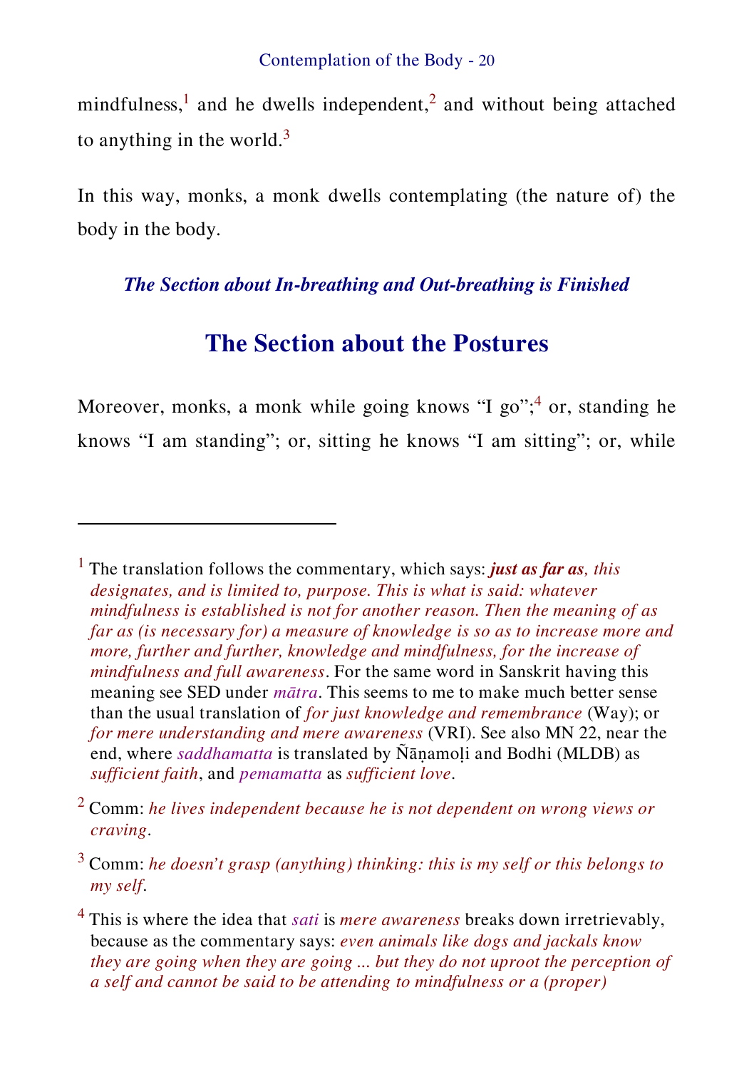mindfulness,[1] and he dwells independent,[2] and without being attached to anything in the world.[3]

In this way, monks, a monk dwells contemplating (the nature of) the body in the body.

***The Section about In-breathing and Out-breathing is Finished***

## The Section about the Postures

Moreover, monks, a monk while going knows "I go";[4] or, standing he knows "I am standing"; or, sitting he knows "I am sitting"; or, while

---

[1] The translation follows the commentary, which says: ***just as far as**, this designates, and is limited to, purpose. This is what is said: whatever mindfulness is established is not for another reason. Then the meaning of as far as (is necessary for) a measure of knowledge is so as to increase more and more, further and further, knowledge and mindfulness, for the increase of mindfulness and full awareness*. For the same word in Sanskrit having this meaning see SED under *mātra*. This seems to me to make much better sense than the usual translation of *for just knowledge and remembrance* (Way); or *for mere understanding and mere awareness* (VRI). See also MN 22, near the end, where *saddhamatta* is translated by Ñāṇamoḷi and Bodhi (MLDB) as *sufficient faith*, and *pemamatta* as *sufficient love*.

[2] Comm: *he lives independent because he is not dependent on wrong views or craving*.

[3] Comm: *he doesn't grasp (anything) thinking: this is my self or this belongs to my self*.

[4] This is where the idea that *sati* is *mere awareness* breaks down irretrievably, because as the commentary says: *even animals like dogs and jackals know they are going when they are going ... but they do not uproot the perception of a self and cannot be said to be attending to mindfulness or a (proper)*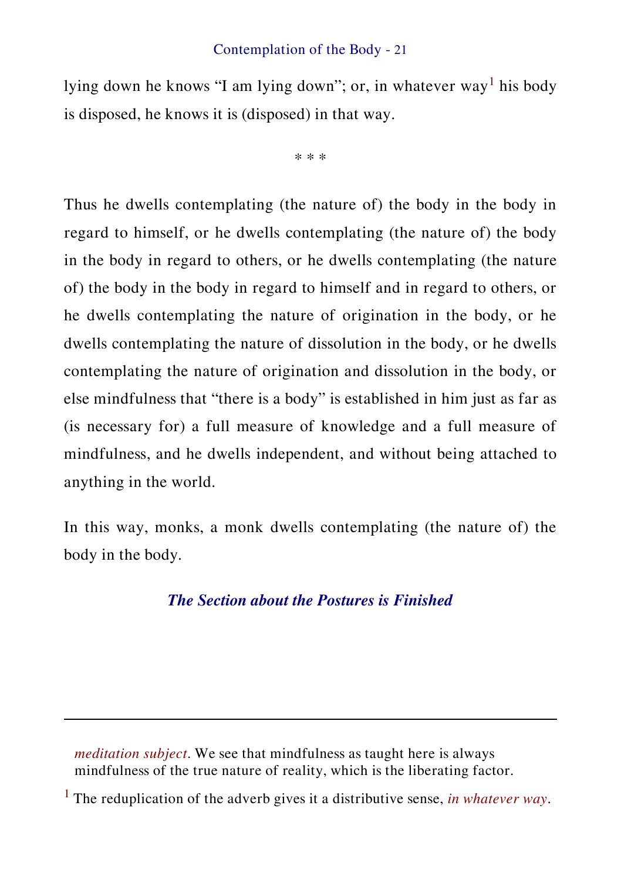lying down he knows "I am lying down"; or, in whatever way[1] his body is disposed, he knows it is (disposed) in that way.

\* \* \*

Thus he dwells contemplating (the nature of) the body in the body in regard to himself, or he dwells contemplating (the nature of) the body in the body in regard to others, or he dwells contemplating (the nature of) the body in the body in regard to himself and in regard to others, or he dwells contemplating the nature of origination in the body, or he dwells contemplating the nature of dissolution in the body, or he dwells contemplating the nature of origination and dissolution in the body, or else mindfulness that "there is a body" is established in him just as far as (is necessary for) a full measure of knowledge and a full measure of mindfulness, and he dwells independent, and without being attached to anything in the world.

In this way, monks, a monk dwells contemplating (the nature of) the body in the body.

### *The Section about the Postures is Finished*

---

*meditation subject*. We see that mindfulness as taught here is always mindfulness of the true nature of reality, which is the liberating factor.

[1] The reduplication of the adverb gives it a distributive sense, *in whatever way*.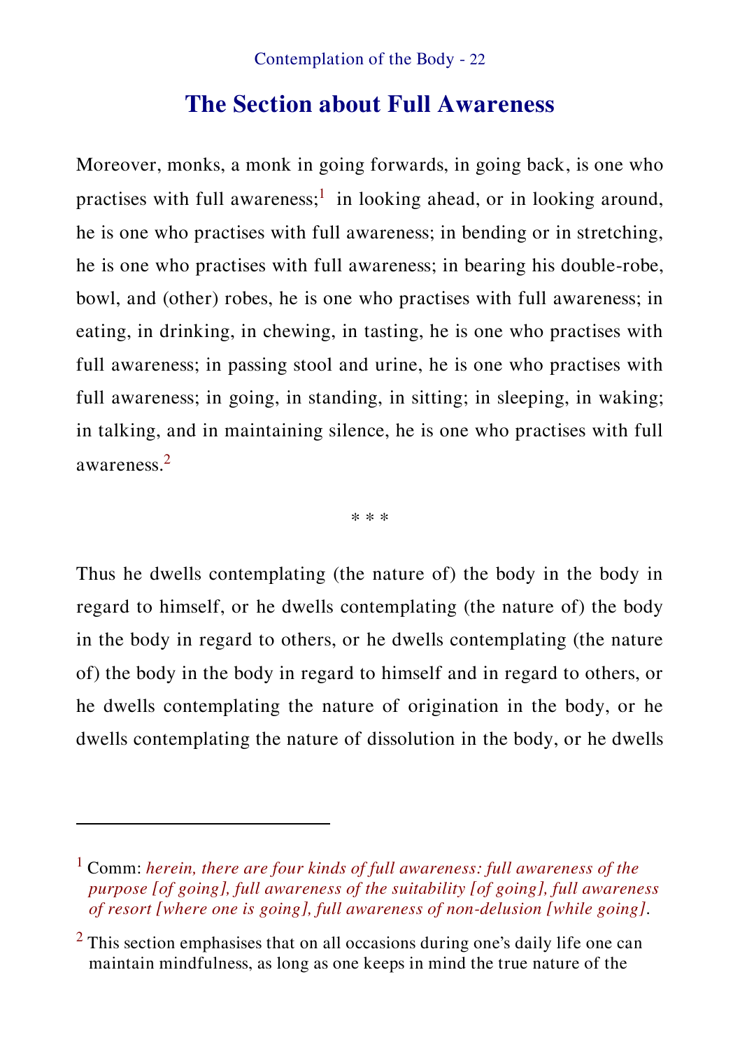## The Section about Full Awareness

Moreover, monks, a monk in going forwards, in going back, is one who practises with full awareness;[1] in looking ahead, or in looking around, he is one who practises with full awareness; in bending or in stretching, he is one who practises with full awareness; in bearing his double-robe, bowl, and (other) robes, he is one who practises with full awareness; in eating, in drinking, in chewing, in tasting, he is one who practises with full awareness; in passing stool and urine, he is one who practises with full awareness; in going, in standing, in sitting; in sleeping, in waking; in talking, and in maintaining silence, he is one who practises with full awareness.[2]

\* \* \*

Thus he dwells contemplating (the nature of) the body in the body in regard to himself, or he dwells contemplating (the nature of) the body in the body in regard to others, or he dwells contemplating (the nature of) the body in the body in regard to himself and in regard to others, or he dwells contemplating the nature of origination in the body, or he dwells contemplating the nature of dissolution in the body, or he dwells

---

[1] Comm: *herein, there are four kinds of full awareness: full awareness of the purpose [of going], full awareness of the suitability [of going], full awareness of resort [where one is going], full awareness of non-delusion [while going].*

[2] This section emphasises that on all occasions during one's daily life one can maintain mindfulness, as long as one keeps in mind the true nature of the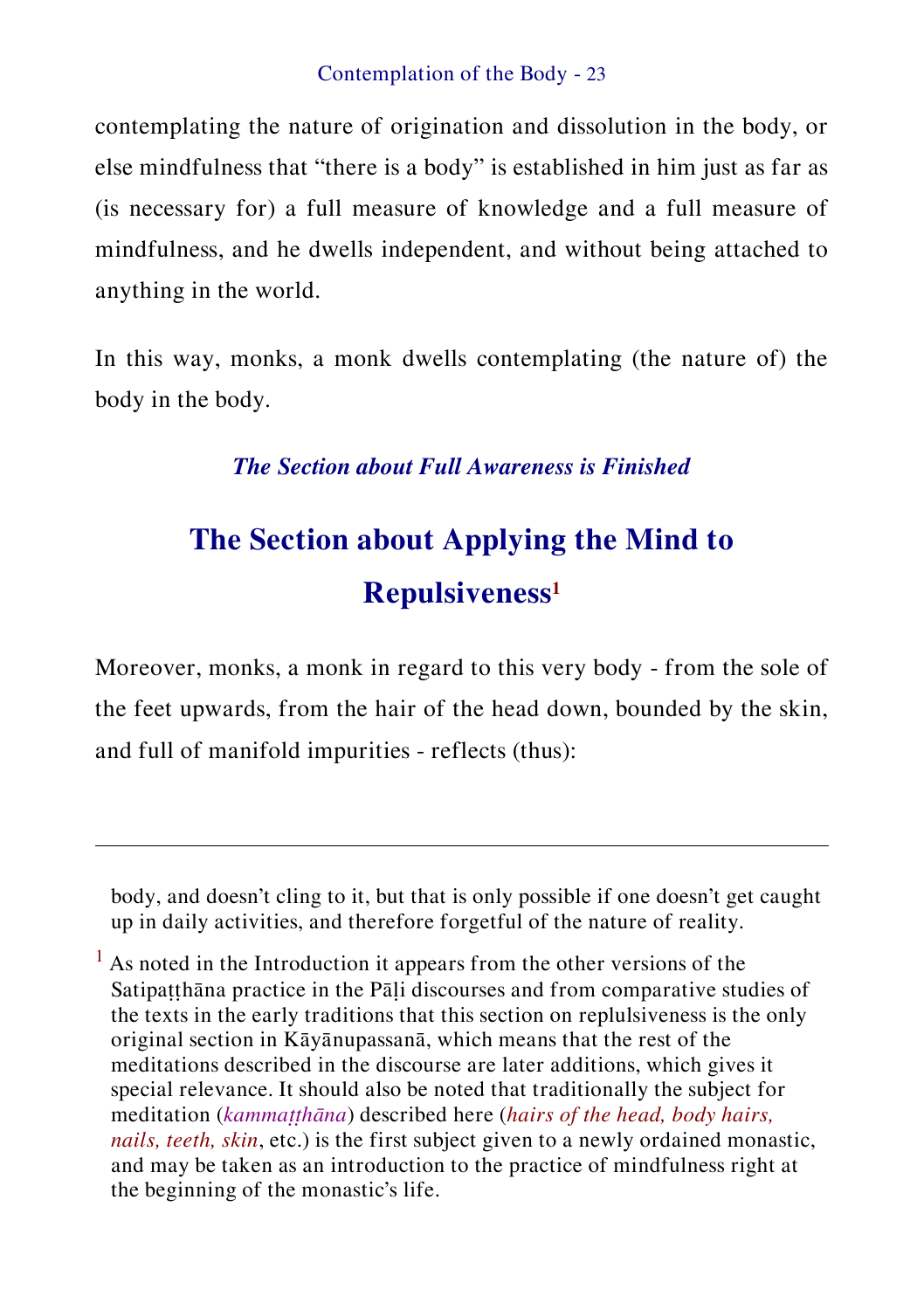contemplating the nature of origination and dissolution in the body, or else mindfulness that “there is a body” is established in him just as far as (is necessary for) a full measure of knowledge and a full measure of mindfulness, and he dwells independent, and without being attached to anything in the world.

In this way, monks, a monk dwells contemplating (the nature of) the body in the body.

***The Section about Full Awareness is Finished***

## The Section about Applying the Mind to Repulsiveness[1]

Moreover, monks, a monk in regard to this very body - from the sole of the feet upwards, from the hair of the head down, bounded by the skin, and full of manifold impurities - reflects (thus):

---

body, and doesn’t cling to it, but that is only possible if one doesn’t get caught up in daily activities, and therefore forgetful of the nature of reality.

[1] As noted in the Introduction it appears from the other versions of the Satipaṭṭhāna practice in the Pāḷi discourses and from comparative studies of the texts in the early traditions that this section on replulsiveness is the only original section in Kāyānupassanā, which means that the rest of the meditations described in the discourse are later additions, which gives it special relevance. It should also be noted that traditionally the subject for meditation (*kammaṭṭhāna*) described here (*hairs of the head, body hairs, nails, teeth, skin*, etc.) is the first subject given to a newly ordained monastic, and may be taken as an introduction to the practice of mindfulness right at the beginning of the monastic’s life.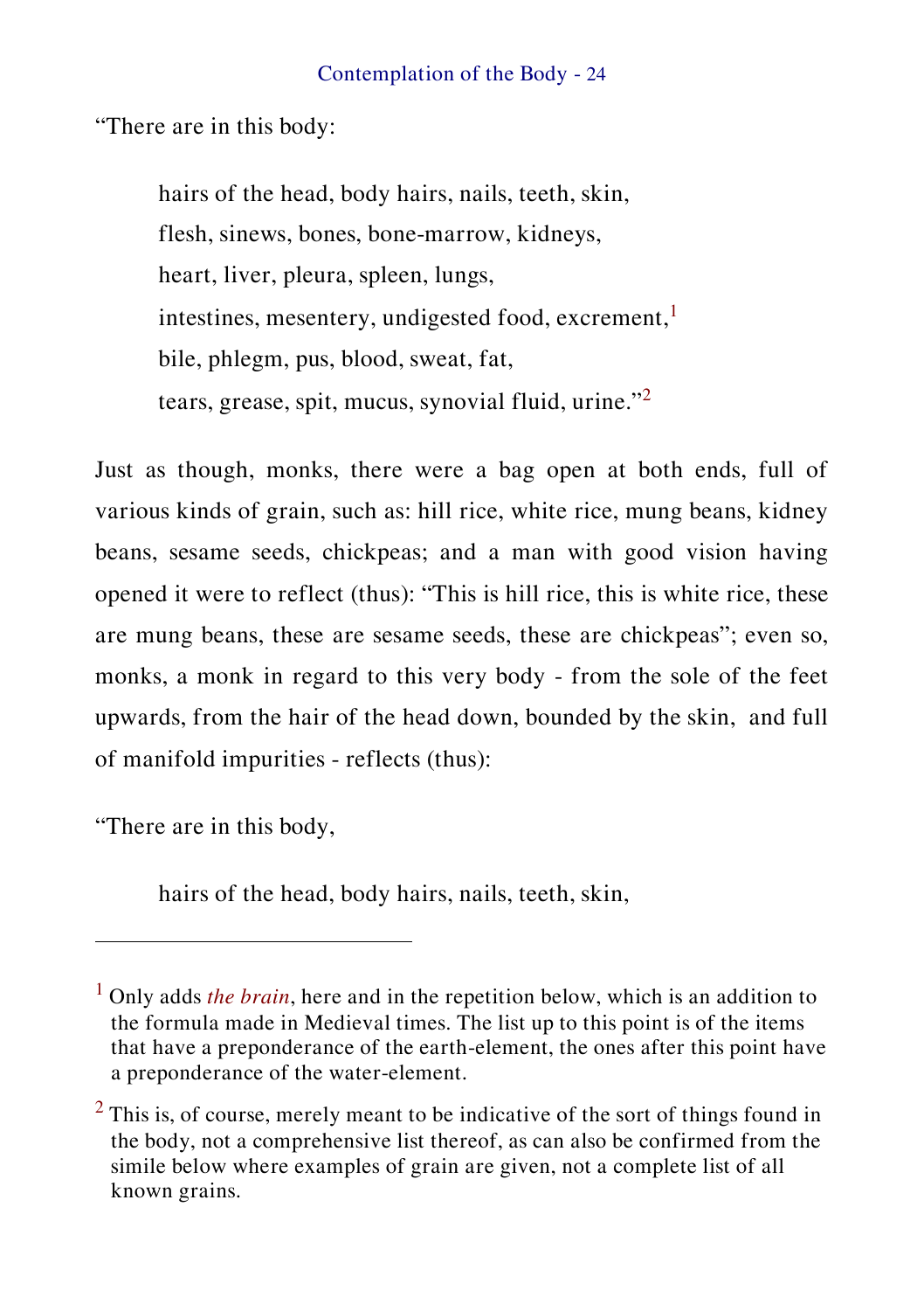"There are in this body:

> hairs of the head, body hairs, nails, teeth, skin,
> flesh, sinews, bones, bone-marrow, kidneys,
> heart, liver, pleura, spleen, lungs,
> intestines, mesentery, undigested food, excrement,[1]
> bile, phlegm, pus, blood, sweat, fat,
> tears, grease, spit, mucus, synovial fluid, urine."[2]

Just as though, monks, there were a bag open at both ends, full of various kinds of grain, such as: hill rice, white rice, mung beans, kidney beans, sesame seeds, chickpeas; and a man with good vision having opened it were to reflect (thus): "This is hill rice, this is white rice, these are mung beans, these are sesame seeds, these are chickpeas"; even so, monks, a monk in regard to this very body - from the sole of the feet upwards, from the hair of the head down, bounded by the skin, and full of manifold impurities - reflects (thus):

"There are in this body,

> hairs of the head, body hairs, nails, teeth, skin,

---

[1] Only adds *the brain*, here and in the repetition below, which is an addition to the formula made in Medieval times. The list up to this point is of the items that have a preponderance of the earth-element, the ones after this point have a preponderance of the water-element.

[2] This is, of course, merely meant to be indicative of the sort of things found in the body, not a comprehensive list thereof, as can also be confirmed from the simile below where examples of grain are given, not a complete list of all known grains.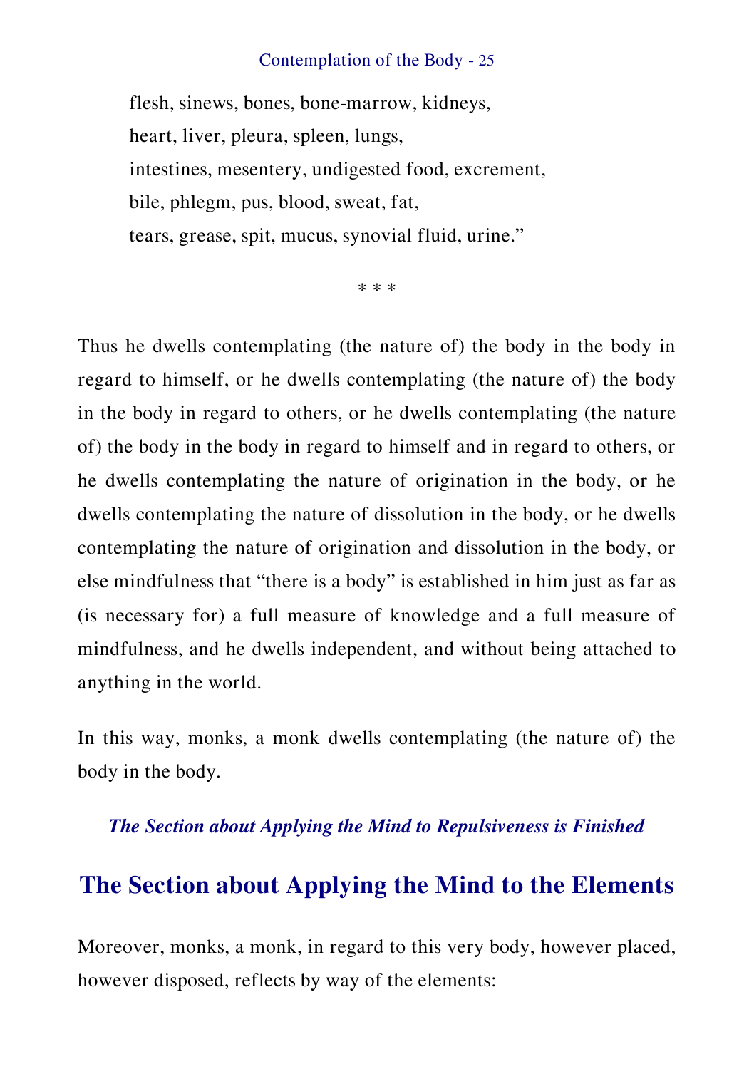flesh, sinews, bones, bone-marrow, kidneys,
heart, liver, pleura, spleen, lungs,
intestines, mesentery, undigested food, excrement,
bile, phlegm, pus, blood, sweat, fat,
tears, grease, spit, mucus, synovial fluid, urine."

* * *

Thus he dwells contemplating (the nature of) the body in the body in regard to himself, or he dwells contemplating (the nature of) the body in the body in regard to others, or he dwells contemplating (the nature of) the body in the body in regard to himself and in regard to others, or he dwells contemplating the nature of origination in the body, or he dwells contemplating the nature of dissolution in the body, or he dwells contemplating the nature of origination and dissolution in the body, or else mindfulness that "there is a body" is established in him just as far as (is necessary for) a full measure of knowledge and a full measure of mindfulness, and he dwells independent, and without being attached to anything in the world.

In this way, monks, a monk dwells contemplating (the nature of) the body in the body.

***The Section about Applying the Mind to Repulsiveness is Finished***

## The Section about Applying the Mind to the Elements

Moreover, monks, a monk, in regard to this very body, however placed, however disposed, reflects by way of the elements: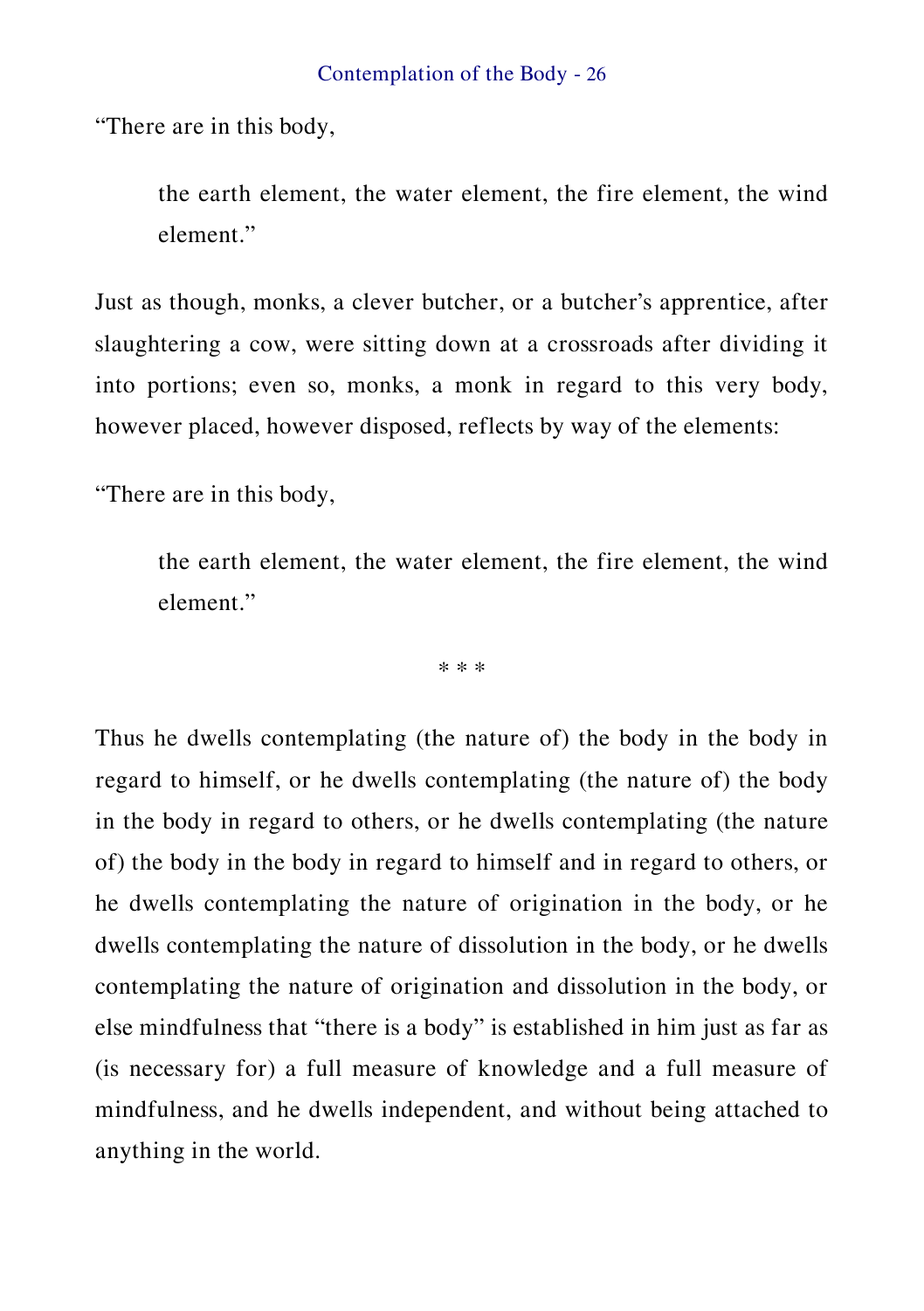"There are in this body,

> the earth element, the water element, the fire element, the wind element."

Just as though, monks, a clever butcher, or a butcher's apprentice, after slaughtering a cow, were sitting down at a crossroads after dividing it into portions; even so, monks, a monk in regard to this very body, however placed, however disposed, reflects by way of the elements:

"There are in this body,

> the earth element, the water element, the fire element, the wind element."

\* \* \*

Thus he dwells contemplating (the nature of) the body in the body in regard to himself, or he dwells contemplating (the nature of) the body in the body in regard to others, or he dwells contemplating (the nature of) the body in the body in regard to himself and in regard to others, or he dwells contemplating the nature of origination in the body, or he dwells contemplating the nature of dissolution in the body, or he dwells contemplating the nature of origination and dissolution in the body, or else mindfulness that "there is a body" is established in him just as far as (is necessary for) a full measure of knowledge and a full measure of mindfulness, and he dwells independent, and without being attached to anything in the world.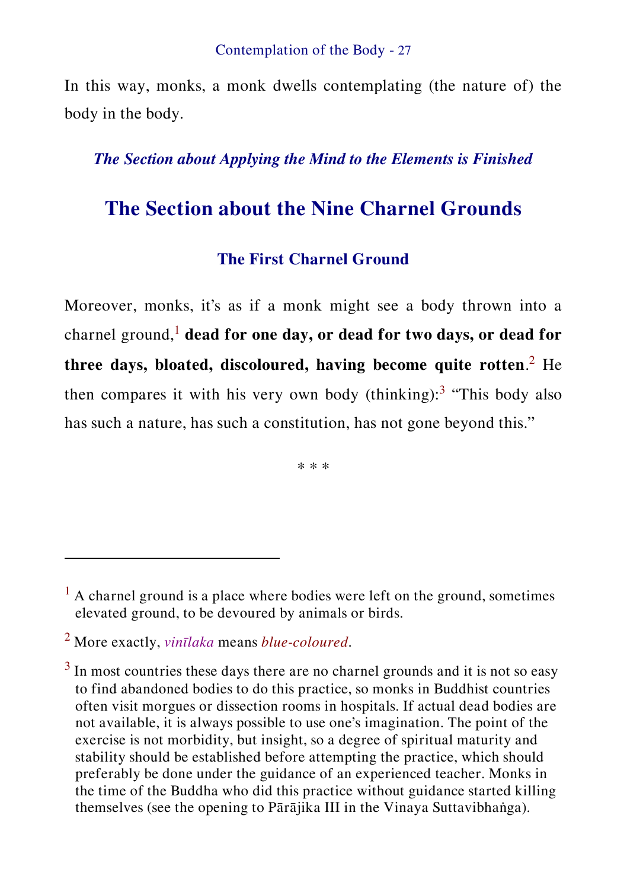In this way, monks, a monk dwells contemplating (the nature of) the body in the body.

*The Section about Applying the Mind to the Elements is Finished*

## The Section about the Nine Charnel Grounds

### The First Charnel Ground

Moreover, monks, it's as if a monk might see a body thrown into a charnel ground,[1] **dead for one day, or dead for two days, or dead for three days, bloated, discoloured, having become quite rotten**.[2] He then compares it with his very own body (thinking):[3] "This body also has such a nature, has such a constitution, has not gone beyond this."

* * *

---

[1] A charnel ground is a place where bodies were left on the ground, sometimes elevated ground, to be devoured by animals or birds.

[2] More exactly, *vinīlaka* means *blue-coloured*.

[3] In most countries these days there are no charnel grounds and it is not so easy to find abandoned bodies to do this practice, so monks in Buddhist countries often visit morgues or dissection rooms in hospitals. If actual dead bodies are not available, it is always possible to use one's imagination. The point of the exercise is not morbidity, but insight, so a degree of spiritual maturity and stability should be established before attempting the practice, which should preferably be done under the guidance of an experienced teacher. Monks in the time of the Buddha who did this practice without guidance started killing themselves (see the opening to Pārājika III in the Vinaya Suttavibhaṅga).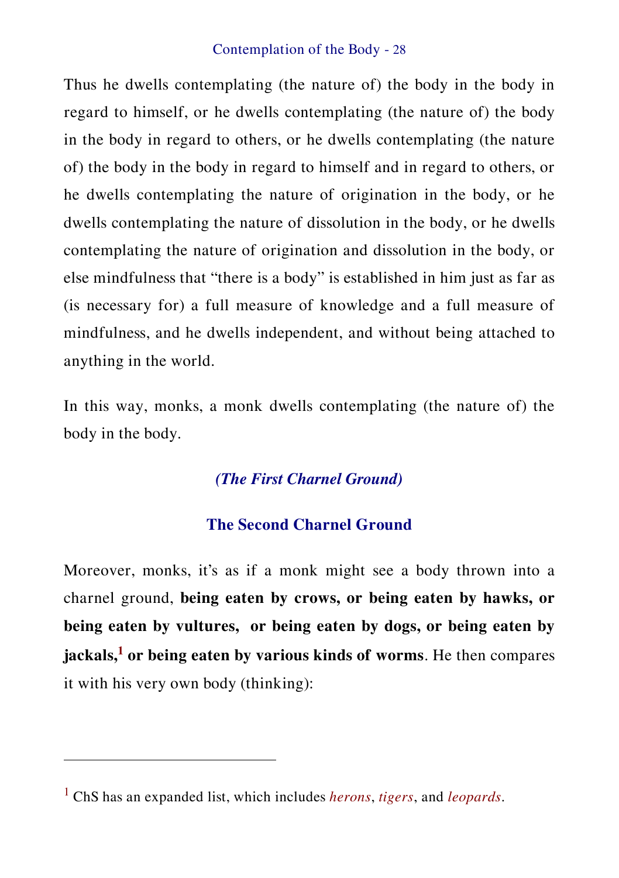Thus he dwells contemplating (the nature of) the body in the body in regard to himself, or he dwells contemplating (the nature of) the body in the body in regard to others, or he dwells contemplating (the nature of) the body in the body in regard to himself and in regard to others, or he dwells contemplating the nature of origination in the body, or he dwells contemplating the nature of dissolution in the body, or he dwells contemplating the nature of origination and dissolution in the body, or else mindfulness that "there is a body" is established in him just as far as (is necessary for) a full measure of knowledge and a full measure of mindfulness, and he dwells independent, and without being attached to anything in the world.

In this way, monks, a monk dwells contemplating (the nature of) the body in the body.

*(The First Charnel Ground)*

### The Second Charnel Ground

Moreover, monks, it's as if a monk might see a body thrown into a charnel ground, **being eaten by crows, or being eaten by hawks, or being eaten by vultures, or being eaten by dogs, or being eaten by jackals,**[1] **or being eaten by various kinds of worms**. He then compares it with his very own body (thinking):

---

[1] ChS has an expanded list, which includes *herons*, *tigers*, and *leopards*.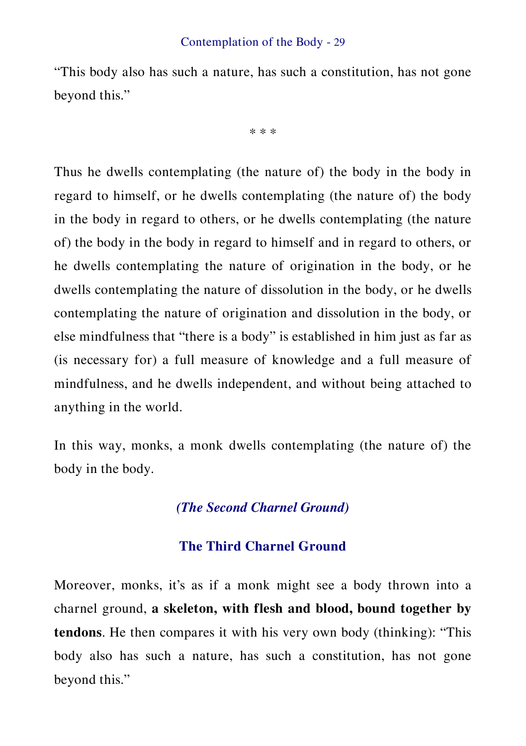"This body also has such a nature, has such a constitution, has not gone beyond this."

\* \* \*

Thus he dwells contemplating (the nature of) the body in the body in regard to himself, or he dwells contemplating (the nature of) the body in the body in regard to others, or he dwells contemplating (the nature of) the body in the body in regard to himself and in regard to others, or he dwells contemplating the nature of origination in the body, or he dwells contemplating the nature of dissolution in the body, or he dwells contemplating the nature of origination and dissolution in the body, or else mindfulness that "there is a body" is established in him just as far as (is necessary for) a full measure of knowledge and a full measure of mindfulness, and he dwells independent, and without being attached to anything in the world.

In this way, monks, a monk dwells contemplating (the nature of) the body in the body.

***(The Second Charnel Ground)***

### The Third Charnel Ground

Moreover, monks, it's as if a monk might see a body thrown into a charnel ground, **a skeleton, with flesh and blood, bound together by tendons**. He then compares it with his very own body (thinking): "This body also has such a nature, has such a constitution, has not gone beyond this."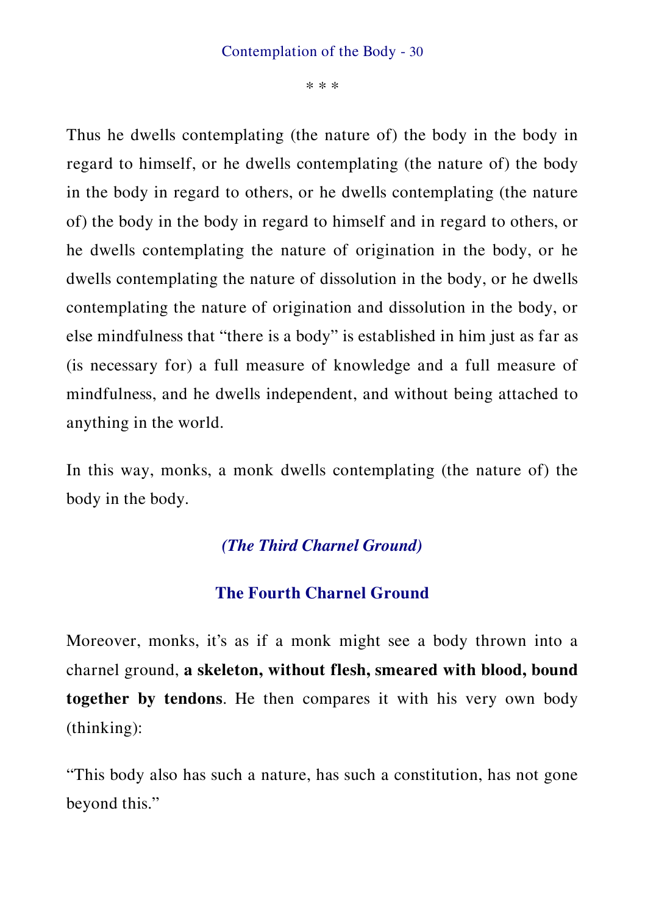\* \* \*

Thus he dwells contemplating (the nature of) the body in the body in regard to himself, or he dwells contemplating (the nature of) the body in the body in regard to others, or he dwells contemplating (the nature of) the body in the body in regard to himself and in regard to others, or he dwells contemplating the nature of origination in the body, or he dwells contemplating the nature of dissolution in the body, or he dwells contemplating the nature of origination and dissolution in the body, or else mindfulness that "there is a body" is established in him just as far as (is necessary for) a full measure of knowledge and a full measure of mindfulness, and he dwells independent, and without being attached to anything in the world.

In this way, monks, a monk dwells contemplating (the nature of) the body in the body.

*(The Third Charnel Ground)*

### The Fourth Charnel Ground

Moreover, monks, it's as if a monk might see a body thrown into a charnel ground, **a skeleton, without flesh, smeared with blood, bound together by tendons**. He then compares it with his very own body (thinking):

"This body also has such a nature, has such a constitution, has not gone beyond this."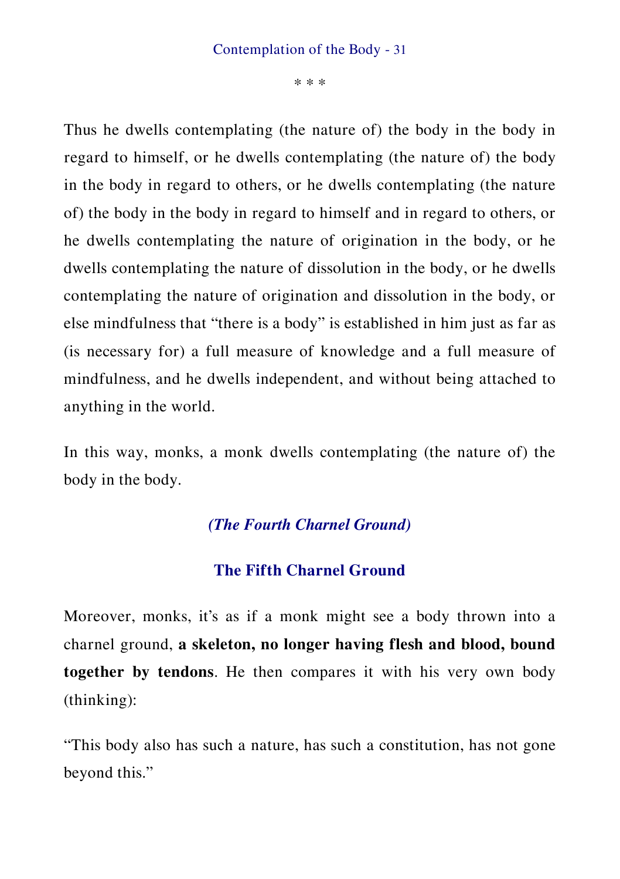\* \* \*

Thus he dwells contemplating (the nature of) the body in the body in regard to himself, or he dwells contemplating (the nature of) the body in the body in regard to others, or he dwells contemplating (the nature of) the body in the body in regard to himself and in regard to others, or he dwells contemplating the nature of origination in the body, or he dwells contemplating the nature of dissolution in the body, or he dwells contemplating the nature of origination and dissolution in the body, or else mindfulness that "there is a body" is established in him just as far as (is necessary for) a full measure of knowledge and a full measure of mindfulness, and he dwells independent, and without being attached to anything in the world.

In this way, monks, a monk dwells contemplating (the nature of) the body in the body.

***(The Fourth Charnel Ground)***

### The Fifth Charnel Ground

Moreover, monks, it's as if a monk might see a body thrown into a charnel ground, **a skeleton, no longer having flesh and blood, bound together by tendons**. He then compares it with his very own body (thinking):

"This body also has such a nature, has such a constitution, has not gone beyond this."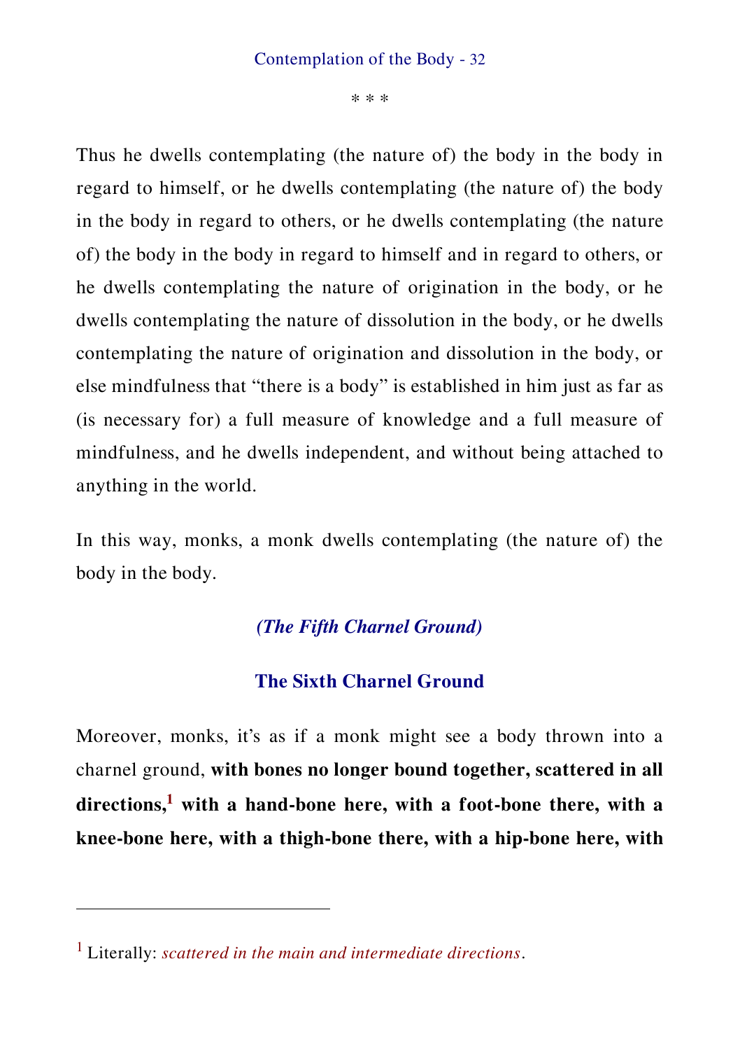\* \* \*

Thus he dwells contemplating (the nature of) the body in the body in regard to himself, or he dwells contemplating (the nature of) the body in the body in regard to others, or he dwells contemplating (the nature of) the body in the body in regard to himself and in regard to others, or he dwells contemplating the nature of origination in the body, or he dwells contemplating the nature of dissolution in the body, or he dwells contemplating the nature of origination and dissolution in the body, or else mindfulness that “there is a body” is established in him just as far as (is necessary for) a full measure of knowledge and a full measure of mindfulness, and he dwells independent, and without being attached to anything in the world.

In this way, monks, a monk dwells contemplating (the nature of) the body in the body.

### *(The Fifth Charnel Ground)*

### The Sixth Charnel Ground

Moreover, monks, it’s as if a monk might see a body thrown into a charnel ground, **with bones no longer bound together, scattered in all directions,**[1] **with a hand-bone here, with a foot-bone there, with a knee-bone here, with a thigh-bone there, with a hip-bone here, with**

---

[1] Literally: *scattered in the main and intermediate directions*.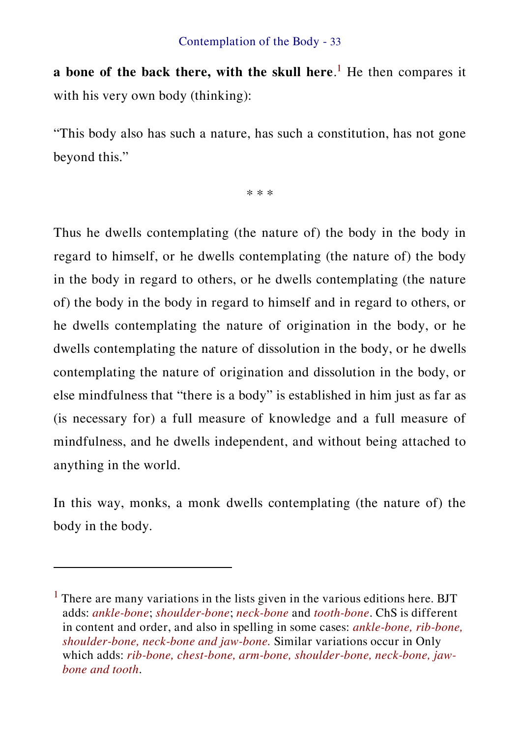**a bone of the back there, with the skull here**.[1] He then compares it with his very own body (thinking):

"This body also has such a nature, has such a constitution, has not gone beyond this."

\* \* \*

Thus he dwells contemplating (the nature of) the body in the body in regard to himself, or he dwells contemplating (the nature of) the body in the body in regard to others, or he dwells contemplating (the nature of) the body in the body in regard to himself and in regard to others, or he dwells contemplating the nature of origination in the body, or he dwells contemplating the nature of dissolution in the body, or he dwells contemplating the nature of origination and dissolution in the body, or else mindfulness that "there is a body" is established in him just as far as (is necessary for) a full measure of knowledge and a full measure of mindfulness, and he dwells independent, and without being attached to anything in the world.

In this way, monks, a monk dwells contemplating (the nature of) the body in the body.

---

[1] There are many variations in the lists given in the various editions here. BJT adds: *ankle-bone*; *shoulder-bone*; *neck-bone* and *tooth-bone*. ChS is different in content and order, and also in spelling in some cases: *ankle-bone, rib-bone, shoulder-bone, neck-bone and jaw-bone.* Similar variations occur in Only which adds: *rib-bone, chest-bone, arm-bone, shoulder-bone, neck-bone, jaw-bone and tooth*.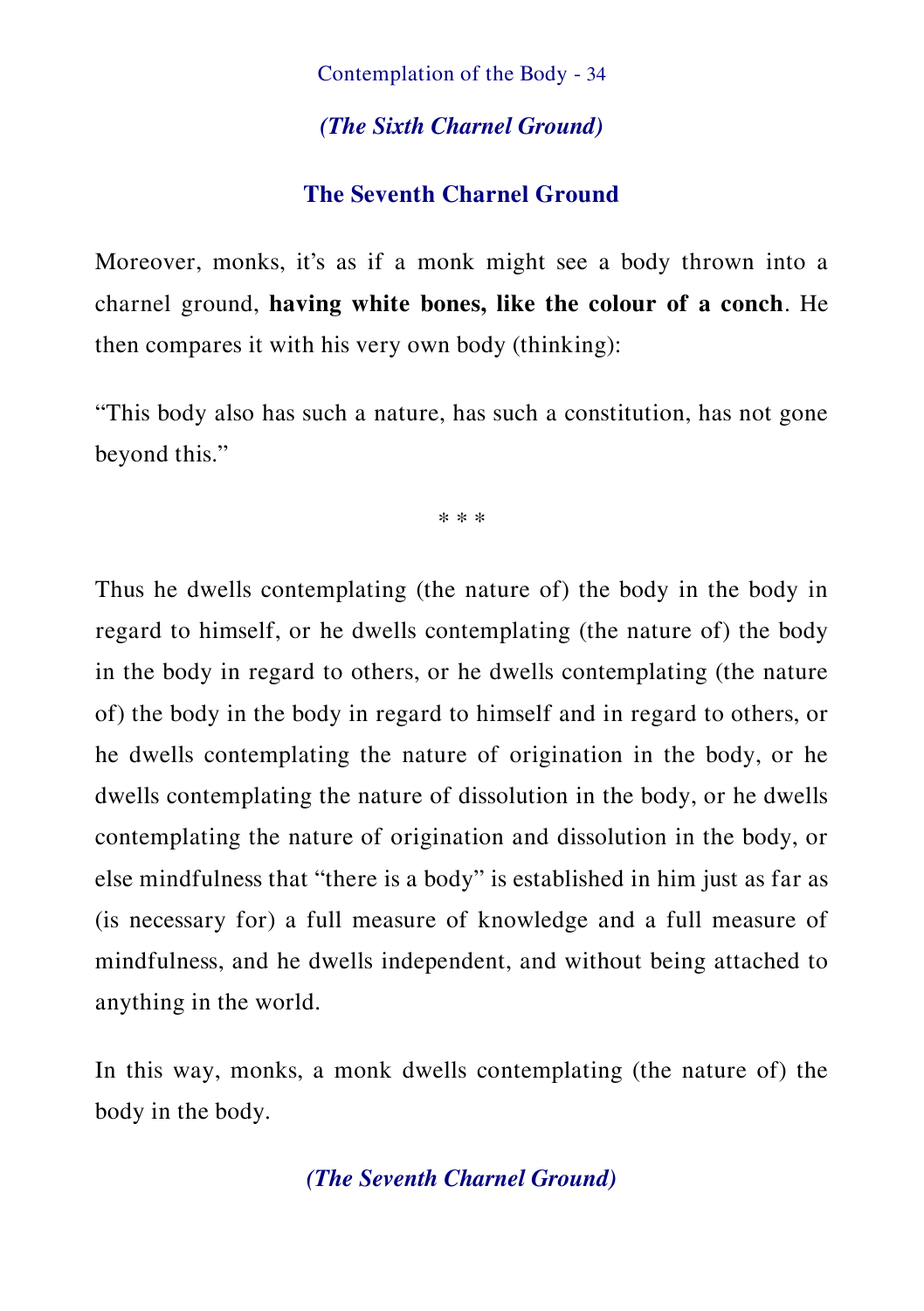*(The Sixth Charnel Ground)*

## The Seventh Charnel Ground

Moreover, monks, it's as if a monk might see a body thrown into a charnel ground, **having white bones, like the colour of a conch**. He then compares it with his very own body (thinking):

"This body also has such a nature, has such a constitution, has not gone beyond this."

* * *

Thus he dwells contemplating (the nature of) the body in the body in regard to himself, or he dwells contemplating (the nature of) the body in the body in regard to others, or he dwells contemplating (the nature of) the body in the body in regard to himself and in regard to others, or he dwells contemplating the nature of origination in the body, or he dwells contemplating the nature of dissolution in the body, or he dwells contemplating the nature of origination and dissolution in the body, or else mindfulness that "there is a body" is established in him just as far as (is necessary for) a full measure of knowledge and a full measure of mindfulness, and he dwells independent, and without being attached to anything in the world.

In this way, monks, a monk dwells contemplating (the nature of) the body in the body.

*(The Seventh Charnel Ground)*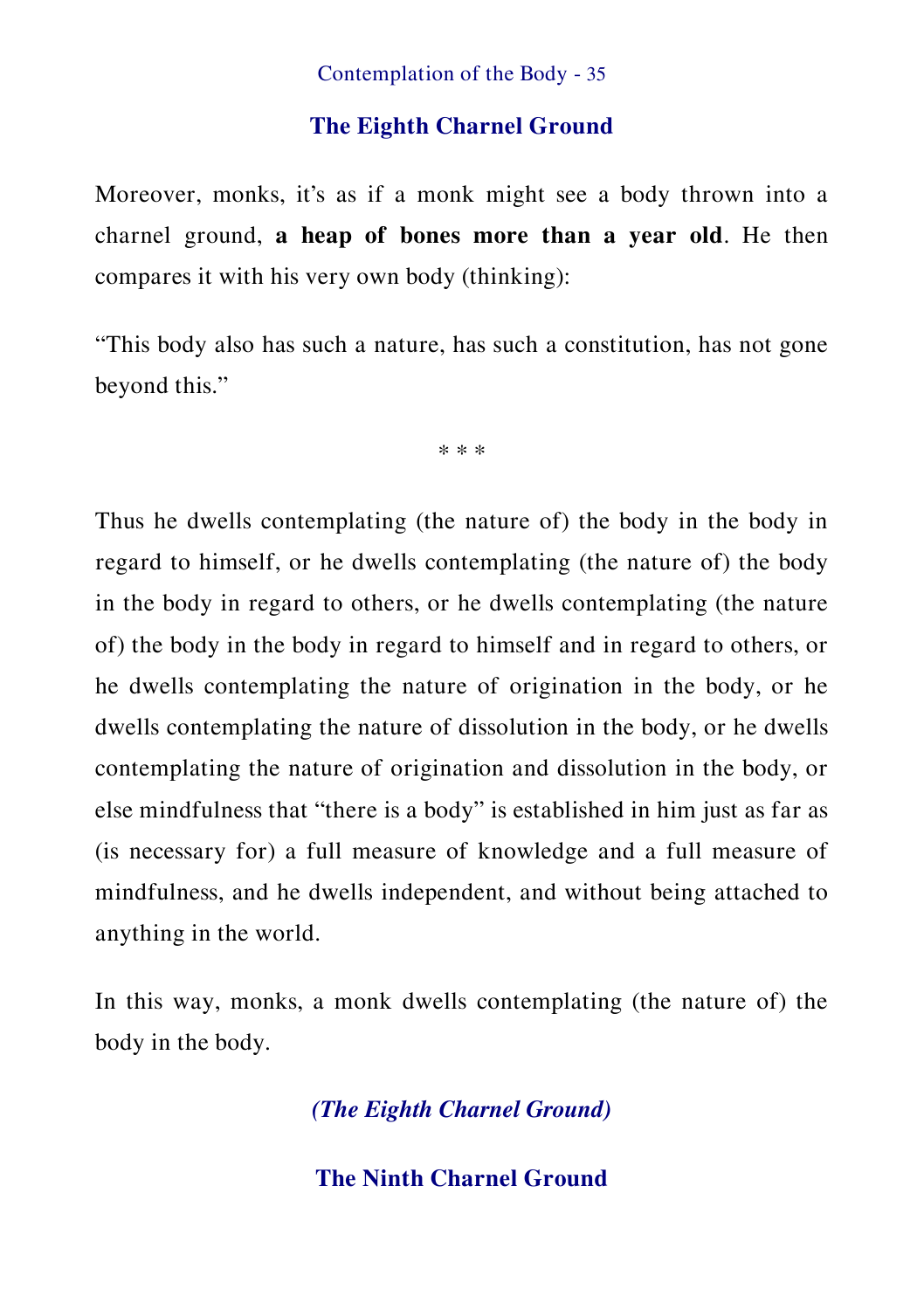## The Eighth Charnel Ground

Moreover, monks, it's as if a monk might see a body thrown into a charnel ground, **a heap of bones more than a year old**. He then compares it with his very own body (thinking):

"This body also has such a nature, has such a constitution, has not gone beyond this."

\* \* \*

Thus he dwells contemplating (the nature of) the body in the body in regard to himself, or he dwells contemplating (the nature of) the body in the body in regard to others, or he dwells contemplating (the nature of) the body in the body in regard to himself and in regard to others, or he dwells contemplating the nature of origination in the body, or he dwells contemplating the nature of dissolution in the body, or he dwells contemplating the nature of origination and dissolution in the body, or else mindfulness that "there is a body" is established in him just as far as (is necessary for) a full measure of knowledge and a full measure of mindfulness, and he dwells independent, and without being attached to anything in the world.

In this way, monks, a monk dwells contemplating (the nature of) the body in the body.

***(The Eighth Charnel Ground)***

## The Ninth Charnel Ground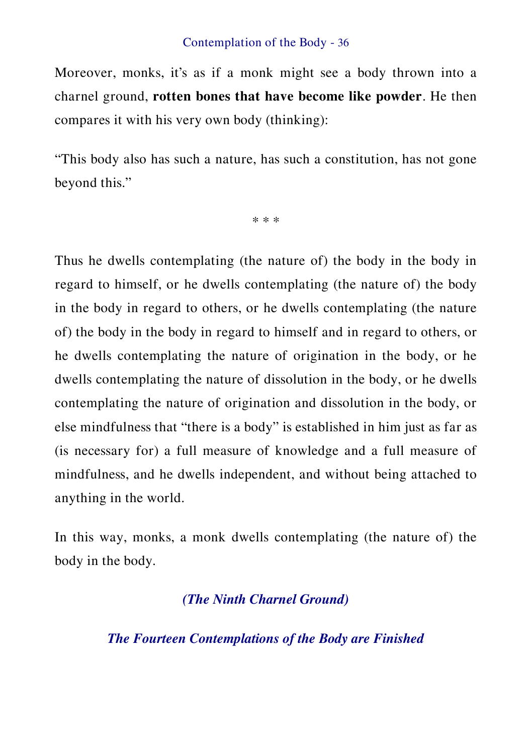Moreover, monks, it's as if a monk might see a body thrown into a charnel ground, **rotten bones that have become like powder**. He then compares it with his very own body (thinking):

"This body also has such a nature, has such a constitution, has not gone beyond this."

\* \* \*

Thus he dwells contemplating (the nature of) the body in the body in regard to himself, or he dwells contemplating (the nature of) the body in the body in regard to others, or he dwells contemplating (the nature of) the body in the body in regard to himself and in regard to others, or he dwells contemplating the nature of origination in the body, or he dwells contemplating the nature of dissolution in the body, or he dwells contemplating the nature of origination and dissolution in the body, or else mindfulness that "there is a body" is established in him just as far as (is necessary for) a full measure of knowledge and a full measure of mindfulness, and he dwells independent, and without being attached to anything in the world.

In this way, monks, a monk dwells contemplating (the nature of) the body in the body.

***(The Ninth Charnel Ground)***

***The Fourteen Contemplations of the Body are Finished***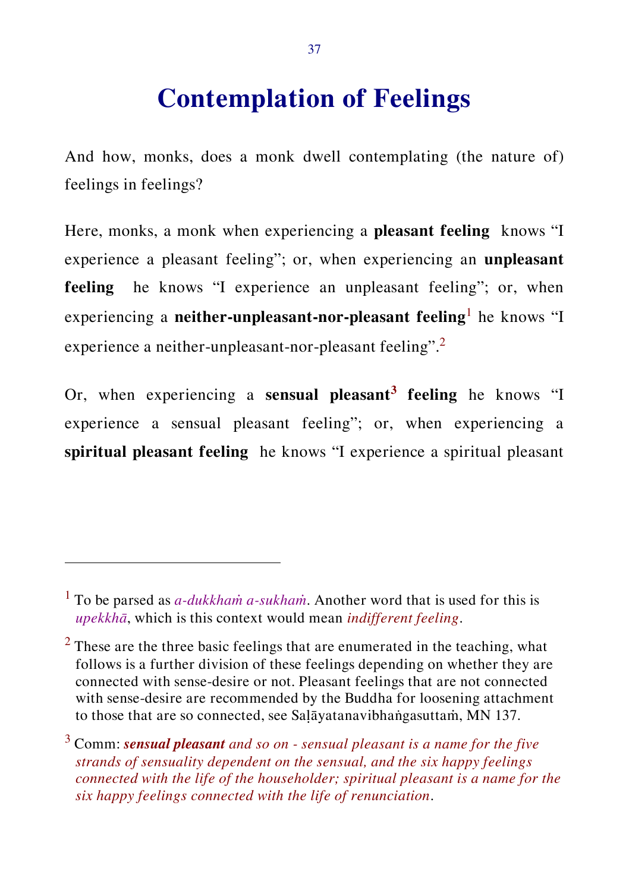# Contemplation of Feelings

And how, monks, does a monk dwell contemplating (the nature of) feelings in feelings?

Here, monks, a monk when experiencing a **pleasant feeling** knows "I experience a pleasant feeling"; or, when experiencing an **unpleasant feeling** he knows "I experience an unpleasant feeling"; or, when experiencing a **neither-unpleasant-nor-pleasant feeling**[1] he knows "I experience a neither-unpleasant-nor-pleasant feeling".[2]

Or, when experiencing a **sensual pleasant**[3] **feeling** he knows "I experience a sensual pleasant feeling"; or, when experiencing a **spiritual pleasant feeling** he knows "I experience a spiritual pleasant

---

[1] To be parsed as *a-dukkhaṁ a-sukhaṁ*. Another word that is used for this is *upekkhā*, which is this context would mean *indifferent feeling*.

[2] These are the three basic feelings that are enumerated in the teaching, what follows is a further division of these feelings depending on whether they are connected with sense-desire or not. Pleasant feelings that are not connected with sense-desire are recommended by the Buddha for loosening attachment to those that are so connected, see Saḷāyatanavibhaṅgasuttaṁ, MN 137.

[3] Comm: ***sensual pleasant*** *and so on - sensual pleasant is a name for the five strands of sensuality dependent on the sensual, and the six happy feelings connected with the life of the householder; spiritual pleasant is a name for the six happy feelings connected with the life of renunciation*.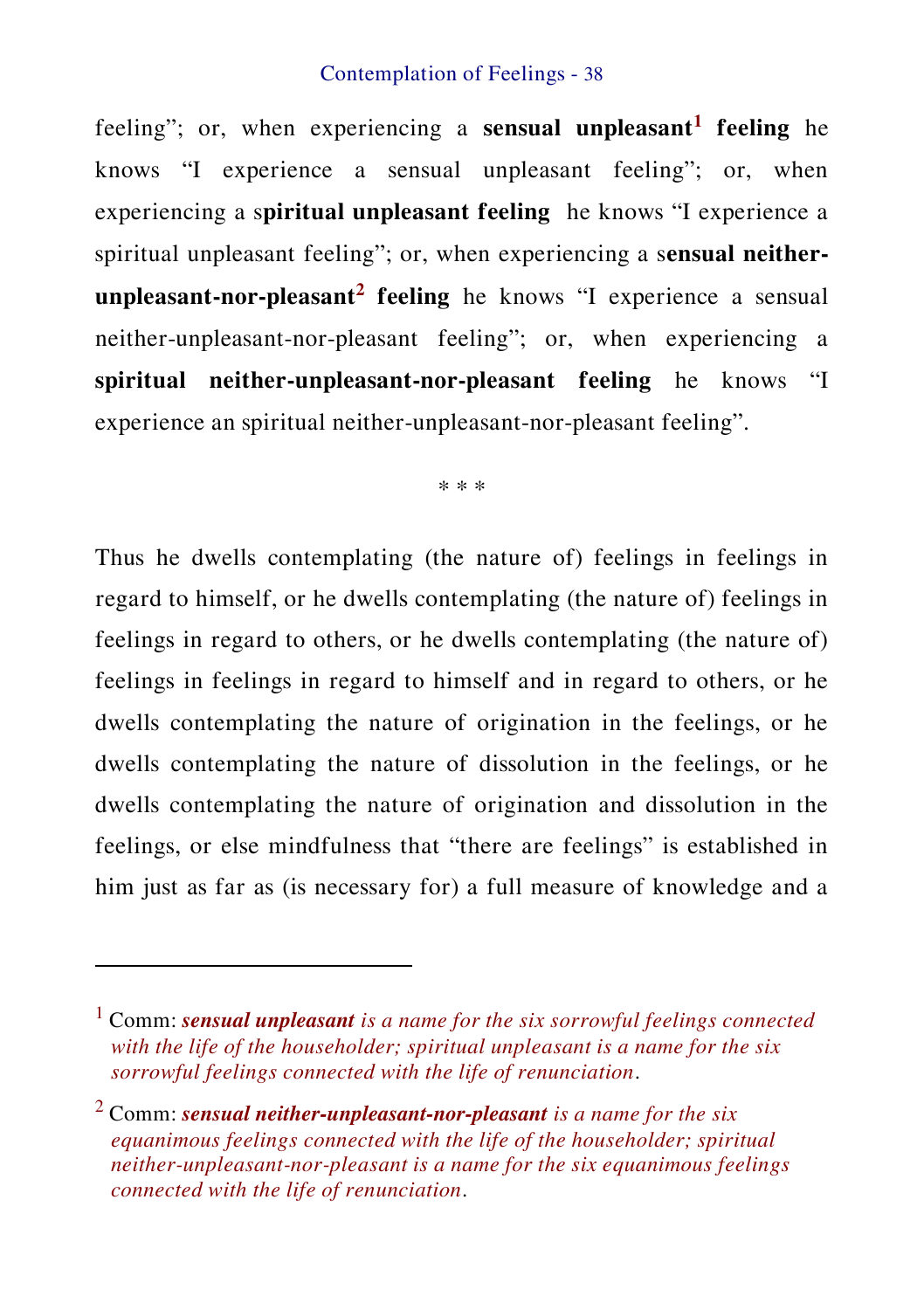feeling”; or, when experiencing a **sensual unpleasant**[1] **feeling** he knows “I experience a sensual unpleasant feeling”; or, when experiencing a s**piritual unpleasant feeling** he knows “I experience a spiritual unpleasant feeling”; or, when experiencing a s**ensual neither-unpleasant-nor-pleasant**[2] **feeling** he knows “I experience a sensual neither-unpleasant-nor-pleasant feeling”; or, when experiencing a **spiritual neither-unpleasant-nor-pleasant feeling** he knows “I experience an spiritual neither-unpleasant-nor-pleasant feeling”.

\* \* \*

Thus he dwells contemplating (the nature of) feelings in feelings in regard to himself, or he dwells contemplating (the nature of) feelings in feelings in regard to others, or he dwells contemplating (the nature of) feelings in feelings in regard to himself and in regard to others, or he dwells contemplating the nature of origination in the feelings, or he dwells contemplating the nature of dissolution in the feelings, or he dwells contemplating the nature of origination and dissolution in the feelings, or else mindfulness that “there are feelings” is established in him just as far as (is necessary for) a full measure of knowledge and a

---

[1] Comm: ***sensual unpleasant*** *is a name for the six sorrowful feelings connected with the life of the householder; spiritual unpleasant is a name for the six sorrowful feelings connected with the life of renunciation*.

[2] Comm: ***sensual neither-unpleasant-nor-pleasant*** *is a name for the six equanimous feelings connected with the life of the householder; spiritual neither-unpleasant-nor-pleasant is a name for the six equanimous feelings connected with the life of renunciation*.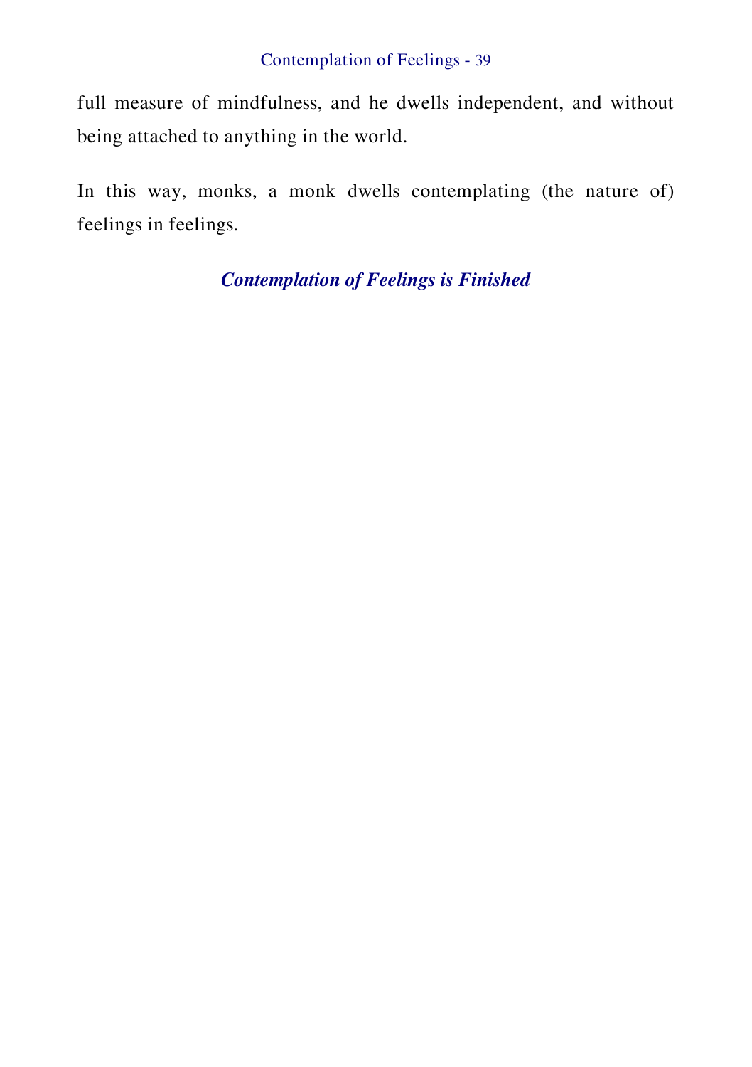full measure of mindfulness, and he dwells independent, and without being attached to anything in the world.

In this way, monks, a monk dwells contemplating (the nature of) feelings in feelings.

***Contemplation of Feelings is Finished***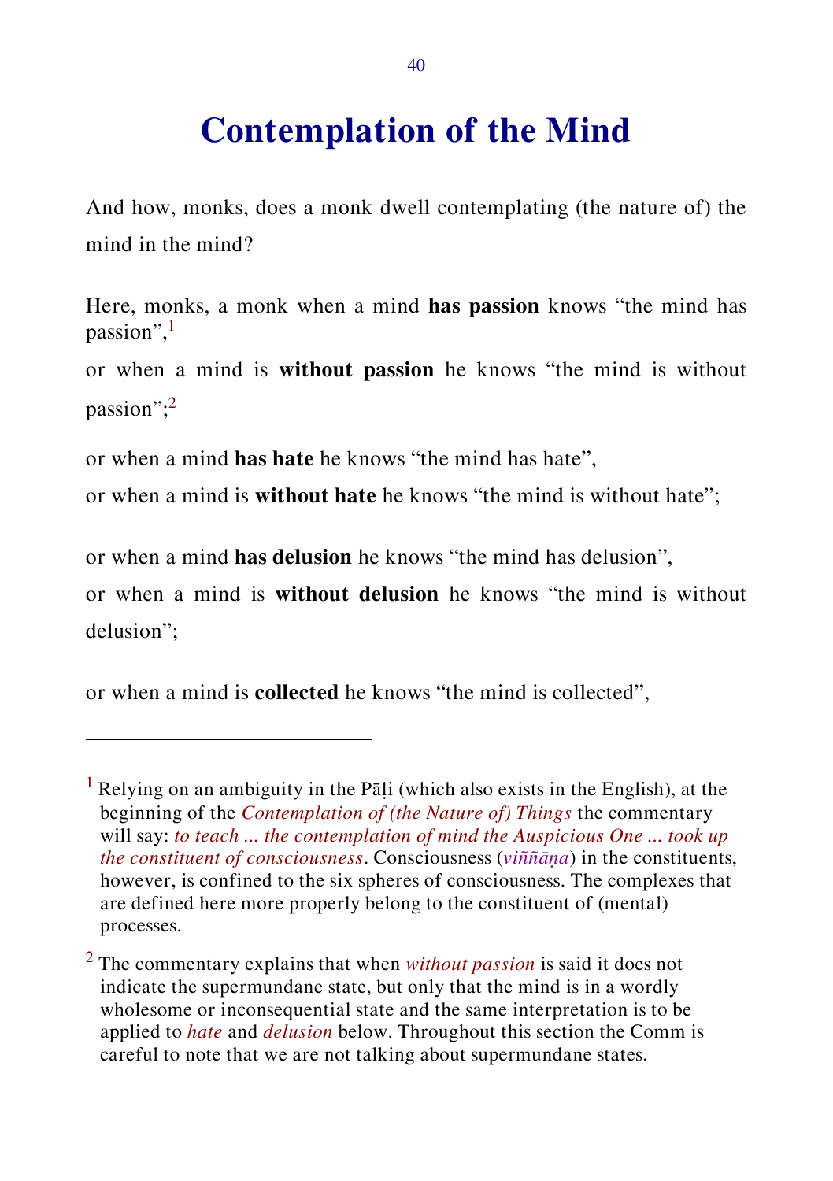# Contemplation of the Mind

And how, monks, does a monk dwell contemplating (the nature of) the mind in the mind?

Here, monks, a monk when a mind **has passion** knows "the mind has passion",[1]

or when a mind is **without passion** he knows "the mind is without passion";[2]

or when a mind **has hate** he knows "the mind has hate",

or when a mind is **without hate** he knows "the mind is without hate";

or when a mind **has delusion** he knows "the mind has delusion",

or when a mind is **without delusion** he knows "the mind is without delusion";

or when a mind is **collected** he knows "the mind is collected",

---

[1] Relying on an ambiguity in the Pāḷi (which also exists in the English), at the beginning of the *Contemplation of (the Nature of) Things* the commentary will say: *to teach ... the contemplation of mind the Auspicious One ... took up the constituent of consciousness*. Consciousness (*viññāṇa*) in the constituents, however, is confined to the six spheres of consciousness. The complexes that are defined here more properly belong to the constituent of (mental) processes.

[2] The commentary explains that when *without passion* is said it does not indicate the supermundane state, but only that the mind is in a wordly wholesome or inconsequential state and the same interpretation is to be applied to *hate* and *delusion* below. Throughout this section the Comm is careful to note that we are not talking about supermundane states.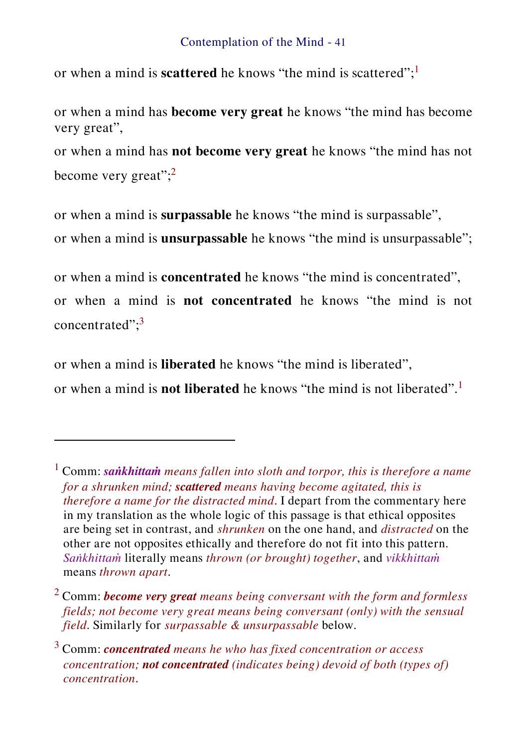or when a mind is **scattered** he knows “the mind is scattered”;[1]

or when a mind has **become very great** he knows “the mind has become very great”,

or when a mind has **not become very great** he knows “the mind has not become very great”;[2]

or when a mind is **surpassable** he knows “the mind is surpassable”,

or when a mind is **unsurpassable** he knows “the mind is unsurpassable”;

or when a mind is **concentrated** he knows “the mind is concentrated”,

or when a mind is **not concentrated** he knows “the mind is not concentrated”;[3]

or when a mind is **liberated** he knows “the mind is liberated”,

or when a mind is **not liberated** he knows “the mind is not liberated”.[1]

---

[1] Comm: ***saṅkhittaṁ*** *means fallen into sloth and torpor, this is therefore a name for a shrunken mind;* ***scattered*** *means having become agitated, this is therefore a name for the distracted mind*. I depart from the commentary here in my translation as the whole logic of this passage is that ethical opposites are being set in contrast, and *shrunken* on the one hand, and *distracted* on the other are not opposites ethically and therefore do not fit into this pattern. *Saṅkhittaṁ* literally means *thrown (or brought) together*, and *vikkhittaṁ* means *thrown apart*.

[2] Comm: ***become very great*** *means being conversant with the form and formless fields; not become very great means being conversant (only) with the sensual field*. Similarly for *surpassable & unsurpassable* below.

[3] Comm: ***concentrated*** *means he who has fixed concentration or access concentration;* ***not concentrated*** *(indicates being) devoid of both (types of) concentration*.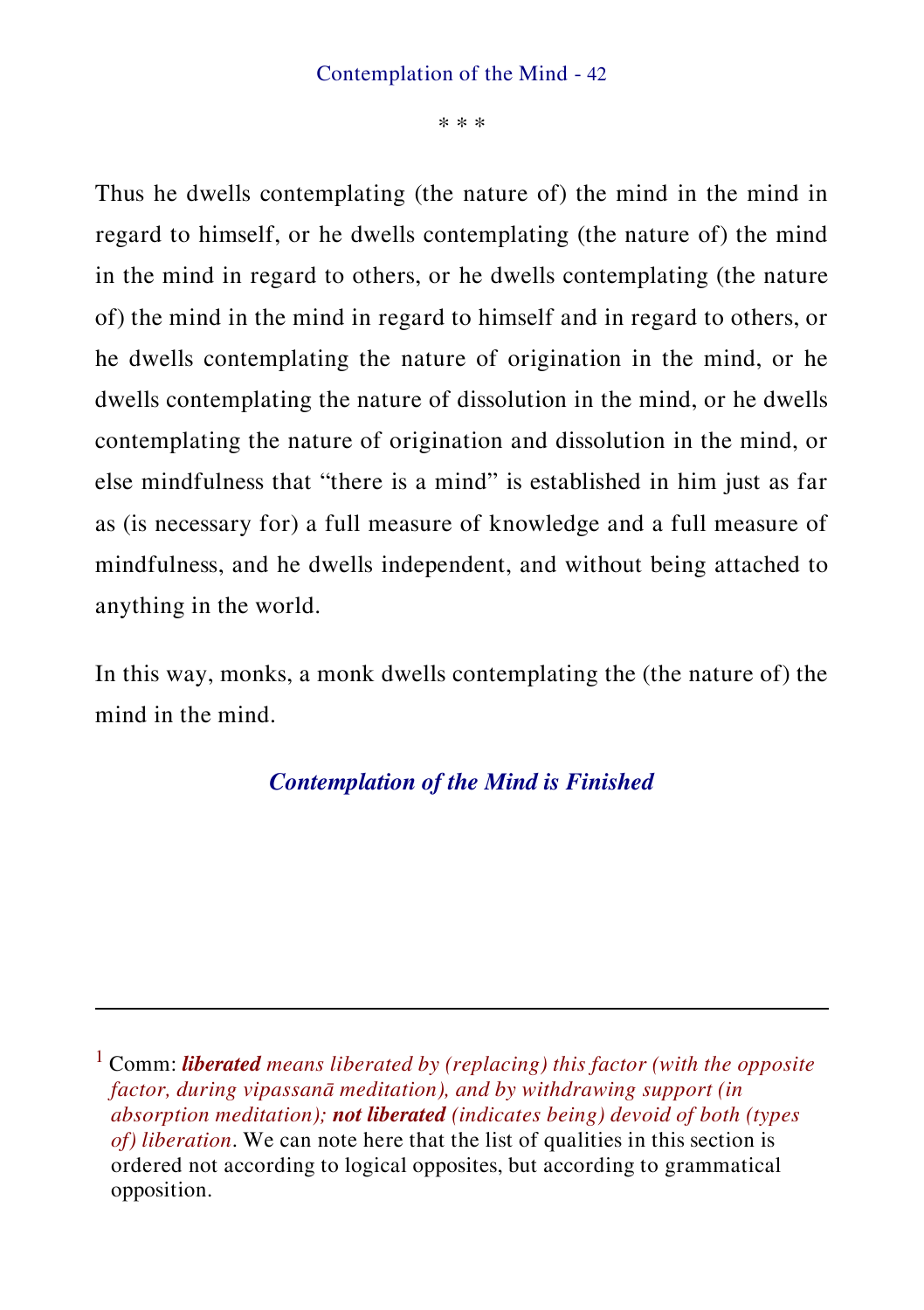* * *

Thus he dwells contemplating (the nature of) the mind in the mind in regard to himself, or he dwells contemplating (the nature of) the mind in the mind in regard to others, or he dwells contemplating (the nature of) the mind in the mind in regard to himself and in regard to others, or he dwells contemplating the nature of origination in the mind, or he dwells contemplating the nature of dissolution in the mind, or he dwells contemplating the nature of origination and dissolution in the mind, or else mindfulness that "there is a mind" is established in him just as far as (is necessary for) a full measure of knowledge and a full measure of mindfulness, and he dwells independent, and without being attached to anything in the world.

In this way, monks, a monk dwells contemplating the (the nature of) the mind in the mind.

***Contemplation of the Mind is Finished***

---

[1] Comm: ***liberated*** *means liberated by (replacing) this factor (with the opposite factor, during vipassanā meditation), and by withdrawing support (in absorption meditation);* ***not liberated*** *(indicates being) devoid of both (types of) liberation*. We can note here that the list of qualities in this section is ordered not according to logical opposites, but according to grammatical opposition.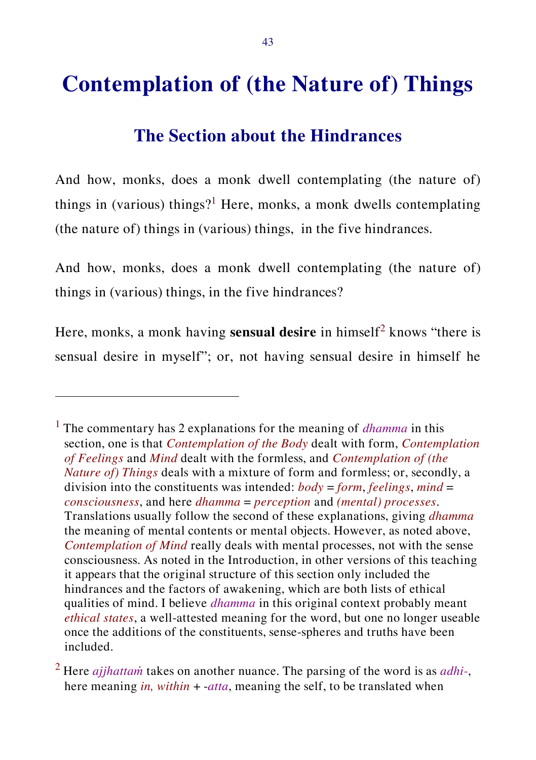# Contemplation of (the Nature of) Things

## The Section about the Hindrances

And how, monks, does a monk dwell contemplating (the nature of) things in (various) things?[1] Here, monks, a monk dwells contemplating (the nature of) things in (various) things, in the five hindrances.

And how, monks, does a monk dwell contemplating (the nature of) things in (various) things, in the five hindrances?

Here, monks, a monk having **sensual desire** in himself[2] knows "there is sensual desire in myself"; or, not having sensual desire in himself he

---

[1] The commentary has 2 explanations for the meaning of *dhamma* in this section, one is that *Contemplation of the Body* dealt with form, *Contemplation of Feelings* and *Mind* dealt with the formless, and *Contemplation of (the Nature of) Things* deals with a mixture of form and formless; or, secondly, a division into the constituents was intended: *body* = *form*, *feelings*, *mind* = *consciousness*, and here *dhamma* = *perception* and *(mental) processes*. Translations usually follow the second of these explanations, giving *dhamma* the meaning of mental contents or mental objects. However, as noted above, *Contemplation of Mind* really deals with mental processes, not with the sense consciousness. As noted in the Introduction, in other versions of this teaching it appears that the original structure of this section only included the hindrances and the factors of awakening, which are both lists of ethical qualities of mind. I believe *dhamma* in this original context probably meant *ethical states*, a well-attested meaning for the word, but one no longer useable once the additions of the constituents, sense-spheres and truths have been included.

[2] Here *ajjhattaṁ* takes on another nuance. The parsing of the word is as *adhi-*, here meaning *in, within* + *-atta*, meaning the self, to be translated when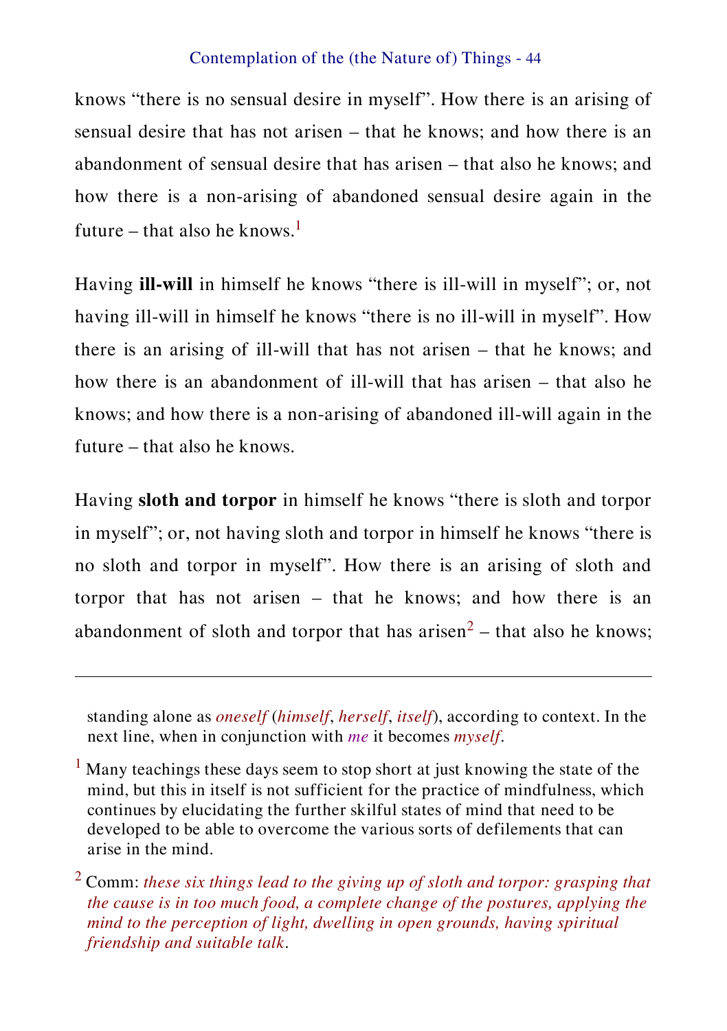knows “there is no sensual desire in myself”. How there is an arising of sensual desire that has not arisen – that he knows; and how there is an abandonment of sensual desire that has arisen – that also he knows; and how there is a non-arising of abandoned sensual desire again in the future – that also he knows.[1]

Having **ill-will** in himself he knows “there is ill-will in myself”; or, not having ill-will in himself he knows “there is no ill-will in myself”. How there is an arising of ill-will that has not arisen – that he knows; and how there is an abandonment of ill-will that has arisen – that also he knows; and how there is a non-arising of abandoned ill-will again in the future – that also he knows.

Having **sloth and torpor** in himself he knows “there is sloth and torpor in myself”; or, not having sloth and torpor in himself he knows “there is no sloth and torpor in myself”. How there is an arising of sloth and torpor that has not arisen – that he knows; and how there is an abandonment of sloth and torpor that has arisen[2] – that also he knows;

---

standing alone as *oneself* (*himself*, *herself*, *itself*), according to context. In the next line, when in conjunction with *me* it becomes *myself*.

[1] Many teachings these days seem to stop short at just knowing the state of the mind, but this in itself is not sufficient for the practice of mindfulness, which continues by elucidating the further skilful states of mind that need to be developed to be able to overcome the various sorts of defilements that can arise in the mind.

[2] Comm: *these six things lead to the giving up of sloth and torpor: grasping that the cause is in too much food, a complete change of the postures, applying the mind to the perception of light, dwelling in open grounds, having spiritual friendship and suitable talk*.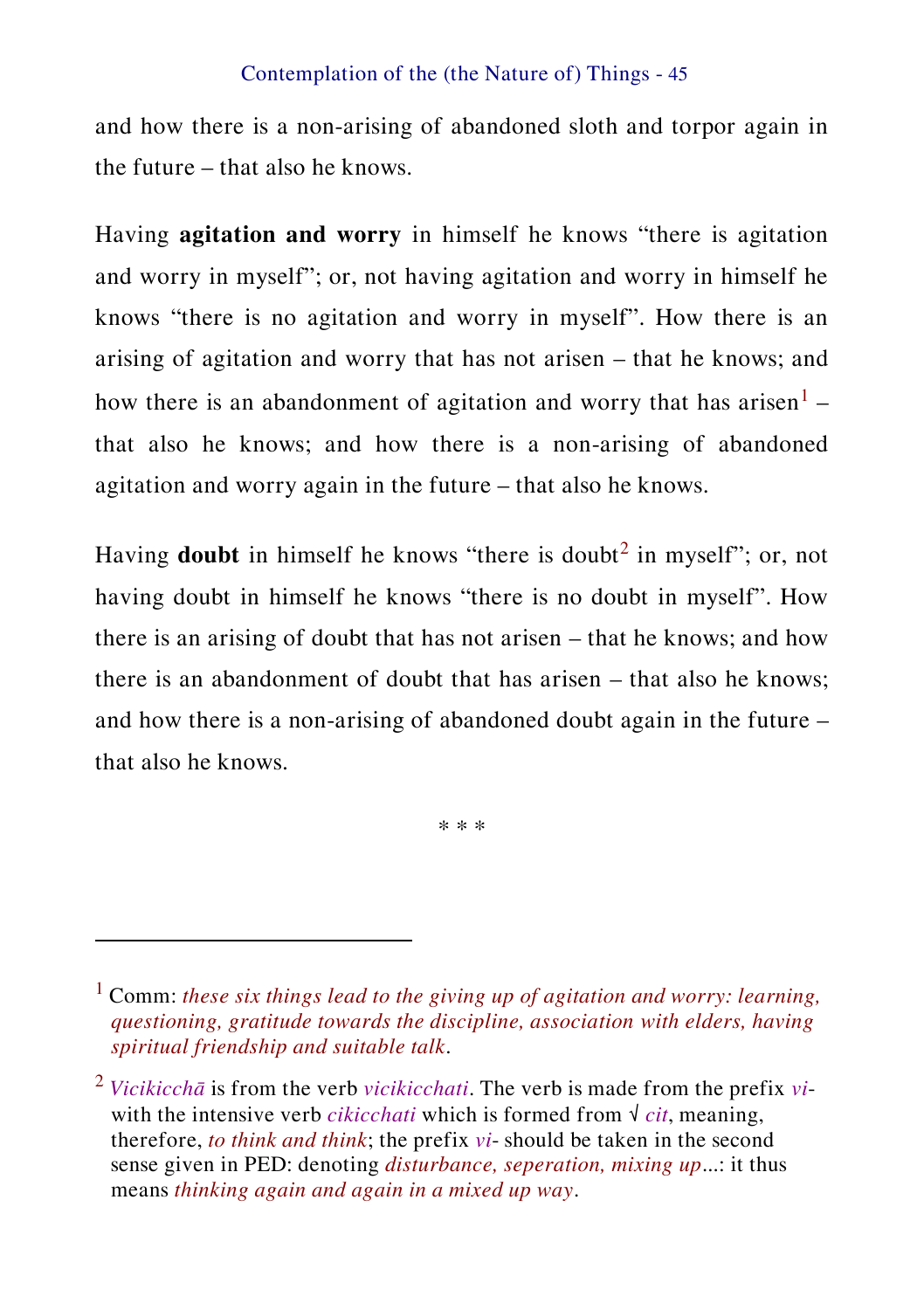and how there is a non-arising of abandoned sloth and torpor again in the future – that also he knows.

Having **agitation and worry** in himself he knows "there is agitation and worry in myself"; or, not having agitation and worry in himself he knows "there is no agitation and worry in myself". How there is an arising of agitation and worry that has not arisen – that he knows; and how there is an abandonment of agitation and worry that has arisen[1] – that also he knows; and how there is a non-arising of abandoned agitation and worry again in the future – that also he knows.

Having **doubt** in himself he knows "there is doubt[2] in myself"; or, not having doubt in himself he knows "there is no doubt in myself". How there is an arising of doubt that has not arisen – that he knows; and how there is an abandonment of doubt that has arisen – that also he knows; and how there is a non-arising of abandoned doubt again in the future – that also he knows.

\* \* \*

---

[1] Comm: *these six things lead to the giving up of agitation and worry: learning, questioning, gratitude towards the discipline, association with elders, having spiritual friendship and suitable talk*.

[2] *Vicikicchā* is from the verb *vicikicchati*. The verb is made from the prefix *vi-* with the intensive verb *cikicchati* which is formed from √ *cit*, meaning, therefore, *to think and think*; the prefix *vi-* should be taken in the second sense given in PED: denoting *disturbance, seperation, mixing up*...: it thus means *thinking again and again in a mixed up way*.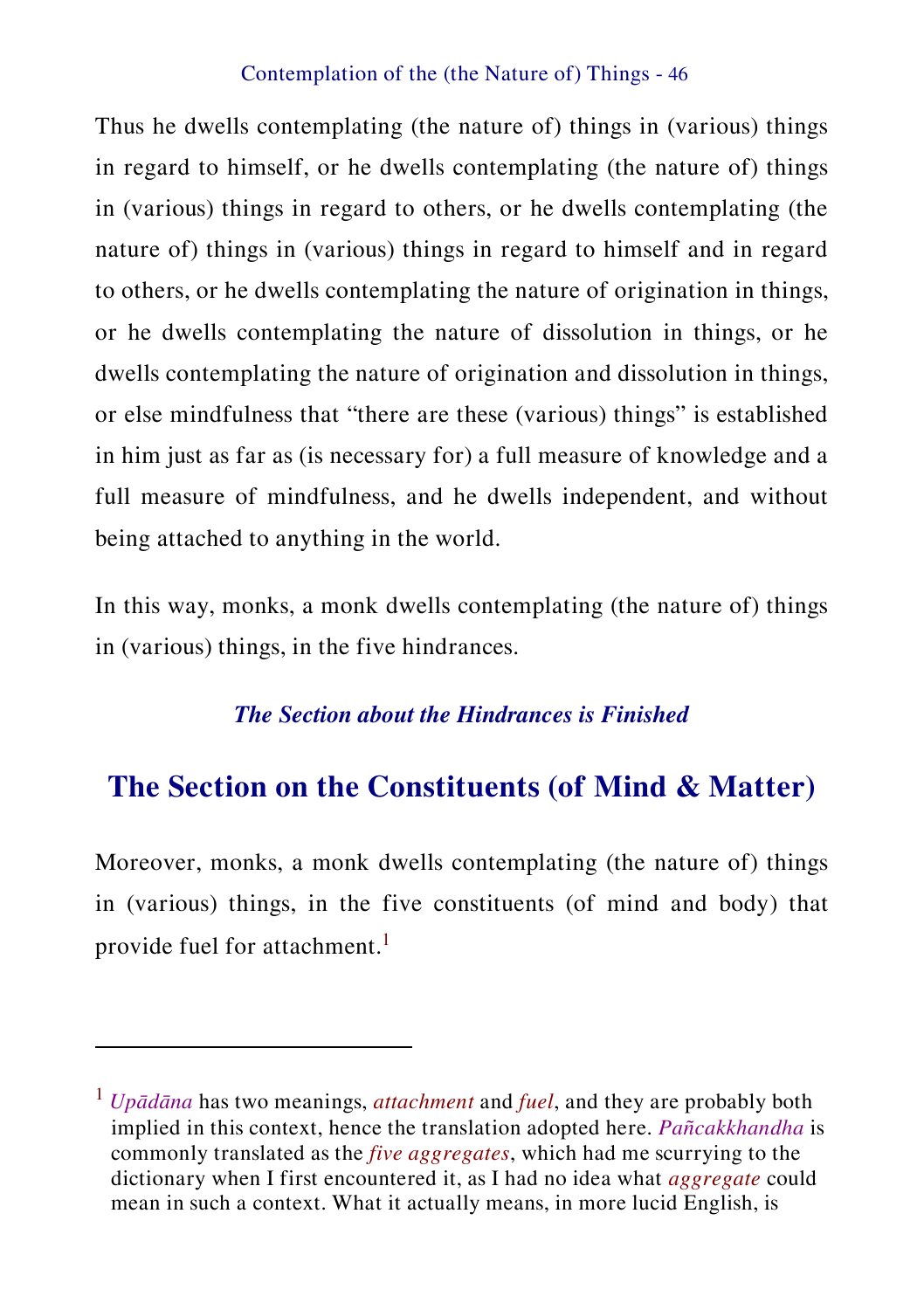Thus he dwells contemplating (the nature of) things in (various) things in regard to himself, or he dwells contemplating (the nature of) things in (various) things in regard to others, or he dwells contemplating (the nature of) things in (various) things in regard to himself and in regard to others, or he dwells contemplating the nature of origination in things, or he dwells contemplating the nature of dissolution in things, or he dwells contemplating the nature of origination and dissolution in things, or else mindfulness that “there are these (various) things” is established in him just as far as (is necessary for) a full measure of knowledge and a full measure of mindfulness, and he dwells independent, and without being attached to anything in the world.

In this way, monks, a monk dwells contemplating (the nature of) things in (various) things, in the five hindrances.

***The Section about the Hindrances is Finished***

## The Section on the Constituents (of Mind & Matter)

Moreover, monks, a monk dwells contemplating (the nature of) things in (various) things, in the five constituents (of mind and body) that provide fuel for attachment.[1]

---

[1] *Upādāna* has two meanings, *attachment* and *fuel*, and they are probably both implied in this context, hence the translation adopted here. *Pañcakkhandha* is commonly translated as the *five aggregates*, which had me scurrying to the dictionary when I first encountered it, as I had no idea what *aggregate* could mean in such a context. What it actually means, in more lucid English, is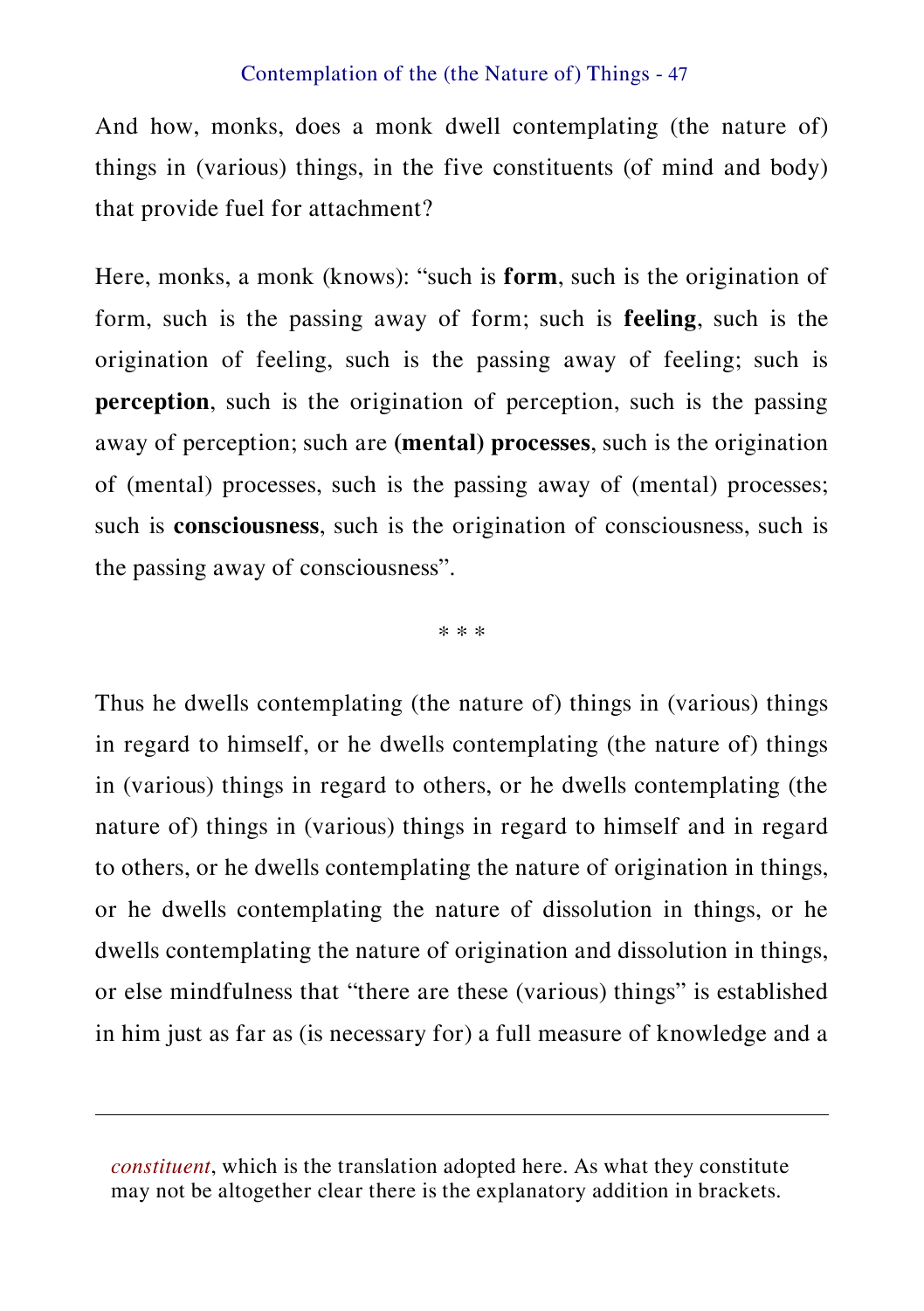And how, monks, does a monk dwell contemplating (the nature of) things in (various) things, in the five constituents (of mind and body) that provide fuel for attachment?

Here, monks, a monk (knows): "such is **form**, such is the origination of form, such is the passing away of form; such is **feeling**, such is the origination of feeling, such is the passing away of feeling; such is **perception**, such is the origination of perception, such is the passing away of perception; such are **(mental) processes**, such is the origination of (mental) processes, such is the passing away of (mental) processes; such is **consciousness**, such is the origination of consciousness, such is the passing away of consciousness".

\* \* \*

Thus he dwells contemplating (the nature of) things in (various) things in regard to himself, or he dwells contemplating (the nature of) things in (various) things in regard to others, or he dwells contemplating (the nature of) things in (various) things in regard to himself and in regard to others, or he dwells contemplating the nature of origination in things, or he dwells contemplating the nature of dissolution in things, or he dwells contemplating the nature of origination and dissolution in things, or else mindfulness that "there are these (various) things" is established in him just as far as (is necessary for) a full measure of knowledge and a

---

*constituent*, which is the translation adopted here. As what they constitute may not be altogether clear there is the explanatory addition in brackets.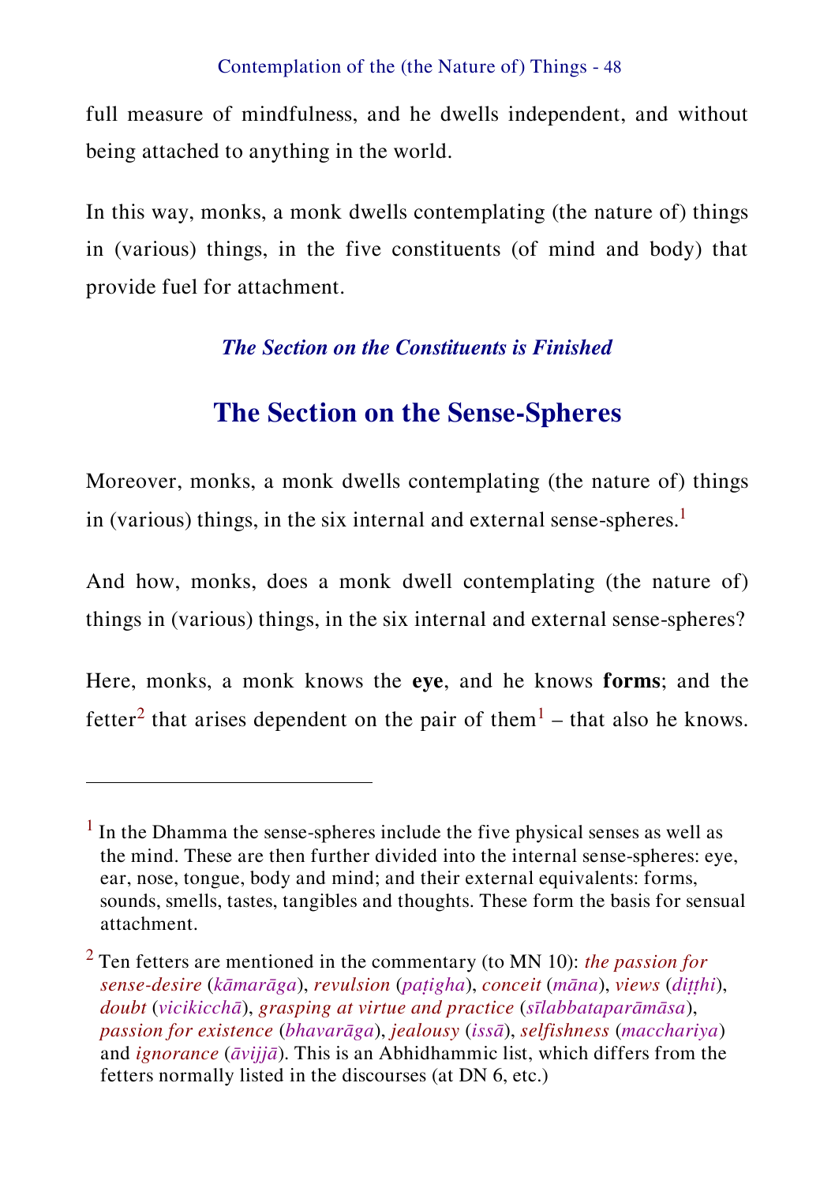full measure of mindfulness, and he dwells independent, and without being attached to anything in the world.

In this way, monks, a monk dwells contemplating (the nature of) things in (various) things, in the five constituents (of mind and body) that provide fuel for attachment.

*The Section on the Constituents is Finished*

## The Section on the Sense-Spheres

Moreover, monks, a monk dwells contemplating (the nature of) things in (various) things, in the six internal and external sense-spheres.[1]

And how, monks, does a monk dwell contemplating (the nature of) things in (various) things, in the six internal and external sense-spheres?

Here, monks, a monk knows the **eye**, and he knows **forms**; and the fetter[2] that arises dependent on the pair of them[1] – that also he knows.

---

[1] In the Dhamma the sense-spheres include the five physical senses as well as the mind. These are then further divided into the internal sense-spheres: eye, ear, nose, tongue, body and mind; and their external equivalents: forms, sounds, smells, tastes, tangibles and thoughts. These form the basis for sensual attachment.

[2] Ten fetters are mentioned in the commentary (to MN 10): *the passion for sense-desire* (*kāmarāga*), *revulsion* (*paṭigha*), *conceit* (*māna*), *views* (*diṭṭhi*), *doubt* (*vicikicchā*), *grasping at virtue and practice* (*sīlabbataparāmāsa*), *passion for existence* (*bhavarāga*), *jealousy* (*issā*), *selfishness* (*macchariya*) and *ignorance* (*āvijjā*). This is an Abhidhammic list, which differs from the fetters normally listed in the discourses (at DN 6, etc.)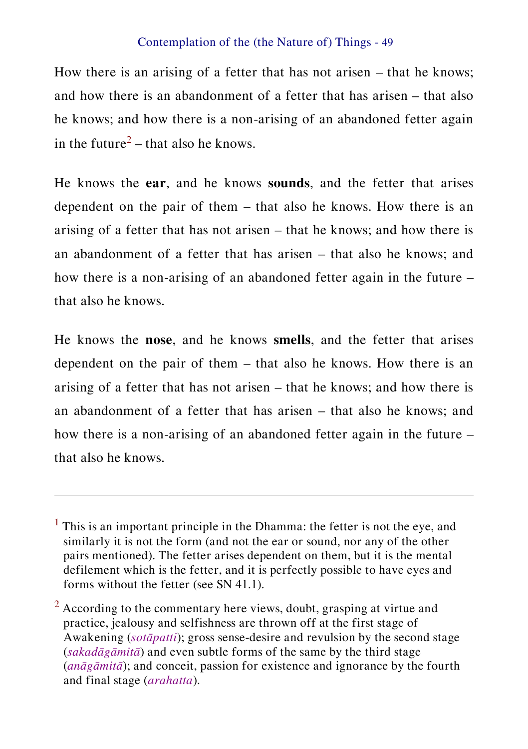How there is an arising of a fetter that has not arisen – that he knows; and how there is an abandonment of a fetter that has arisen – that also he knows; and how there is a non-arising of an abandoned fetter again in the future[2] – that also he knows.

He knows the **ear**, and he knows **sounds**, and the fetter that arises dependent on the pair of them – that also he knows. How there is an arising of a fetter that has not arisen – that he knows; and how there is an abandonment of a fetter that has arisen – that also he knows; and how there is a non-arising of an abandoned fetter again in the future – that also he knows.

He knows the **nose**, and he knows **smells**, and the fetter that arises dependent on the pair of them – that also he knows. How there is an arising of a fetter that has not arisen – that he knows; and how there is an abandonment of a fetter that has arisen – that also he knows; and how there is a non-arising of an abandoned fetter again in the future – that also he knows.

---

[1] This is an important principle in the Dhamma: the fetter is not the eye, and similarly it is not the form (and not the ear or sound, nor any of the other pairs mentioned). The fetter arises dependent on them, but it is the mental defilement which is the fetter, and it is perfectly possible to have eyes and forms without the fetter (see SN 41.1).

[2] According to the commentary here views, doubt, grasping at virtue and practice, jealousy and selfishness are thrown off at the first stage of Awakening (*sotāpatti*); gross sense-desire and revulsion by the second stage (*sakadāgāmitā*) and even subtle forms of the same by the third stage (*anāgāmitā*); and conceit, passion for existence and ignorance by the fourth and final stage (*arahatta*).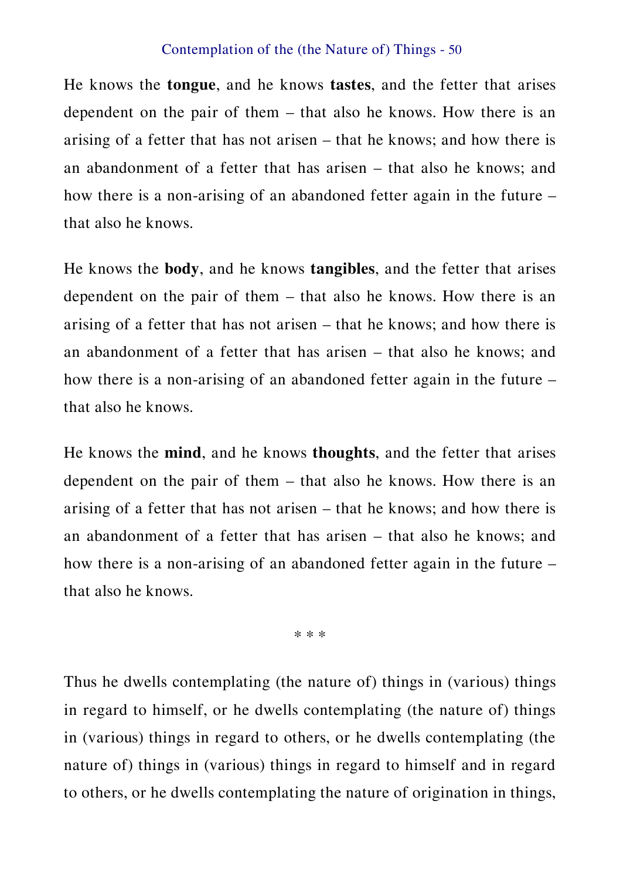He knows the **tongue**, and he knows **tastes**, and the fetter that arises dependent on the pair of them – that also he knows. How there is an arising of a fetter that has not arisen – that he knows; and how there is an abandonment of a fetter that has arisen – that also he knows; and how there is a non-arising of an abandoned fetter again in the future – that also he knows.

He knows the **body**, and he knows **tangibles**, and the fetter that arises dependent on the pair of them – that also he knows. How there is an arising of a fetter that has not arisen – that he knows; and how there is an abandonment of a fetter that has arisen – that also he knows; and how there is a non-arising of an abandoned fetter again in the future – that also he knows.

He knows the **mind**, and he knows **thoughts**, and the fetter that arises dependent on the pair of them – that also he knows. How there is an arising of a fetter that has not arisen – that he knows; and how there is an abandonment of a fetter that has arisen – that also he knows; and how there is a non-arising of an abandoned fetter again in the future – that also he knows.

\* \* \*

Thus he dwells contemplating (the nature of) things in (various) things in regard to himself, or he dwells contemplating (the nature of) things in (various) things in regard to others, or he dwells contemplating (the nature of) things in (various) things in regard to himself and in regard to others, or he dwells contemplating the nature of origination in things,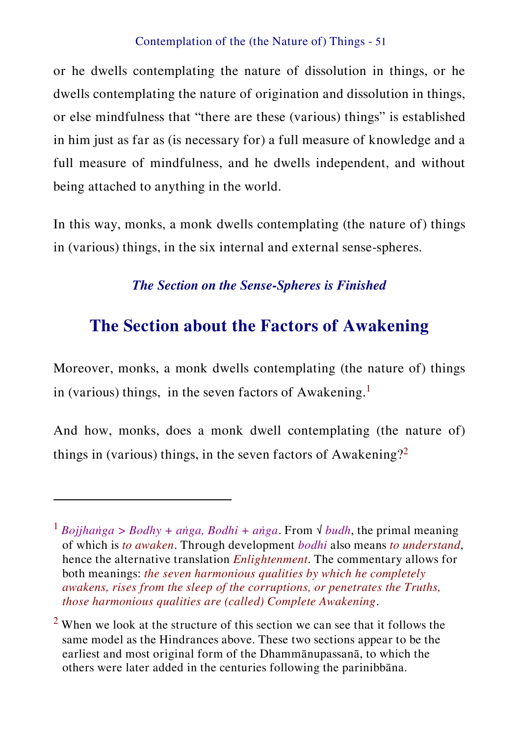or he dwells contemplating the nature of dissolution in things, or he dwells contemplating the nature of origination and dissolution in things, or else mindfulness that "there are these (various) things" is established in him just as far as (is necessary for) a full measure of knowledge and a full measure of mindfulness, and he dwells independent, and without being attached to anything in the world.

In this way, monks, a monk dwells contemplating (the nature of) things in (various) things, in the six internal and external sense-spheres.

*The Section on the Sense-Spheres is Finished*

## The Section about the Factors of Awakening

Moreover, monks, a monk dwells contemplating (the nature of) things in (various) things, in the seven factors of Awakening.[1]

And how, monks, does a monk dwell contemplating (the nature of) things in (various) things, in the seven factors of Awakening?[2]

---

[1] *Bojjhaṅga > Bodhy + aṅga, Bodhi + aṅga*. From √ *budh*, the primal meaning of which is *to awaken*. Through development *bodhi* also means *to understand*, hence the alternative translation *Enlightenment*. The commentary allows for both meanings: *the seven harmonious qualities by which he completely awakens, rises from the sleep of the corruptions, or penetrates the Truths, those harmonious qualities are (called) Complete Awakening*.

[2] When we look at the structure of this section we can see that it follows the same model as the Hindrances above. These two sections appear to be the earliest and most original form of the Dhammānupassanā, to which the others were later added in the centuries following the parinibbāna.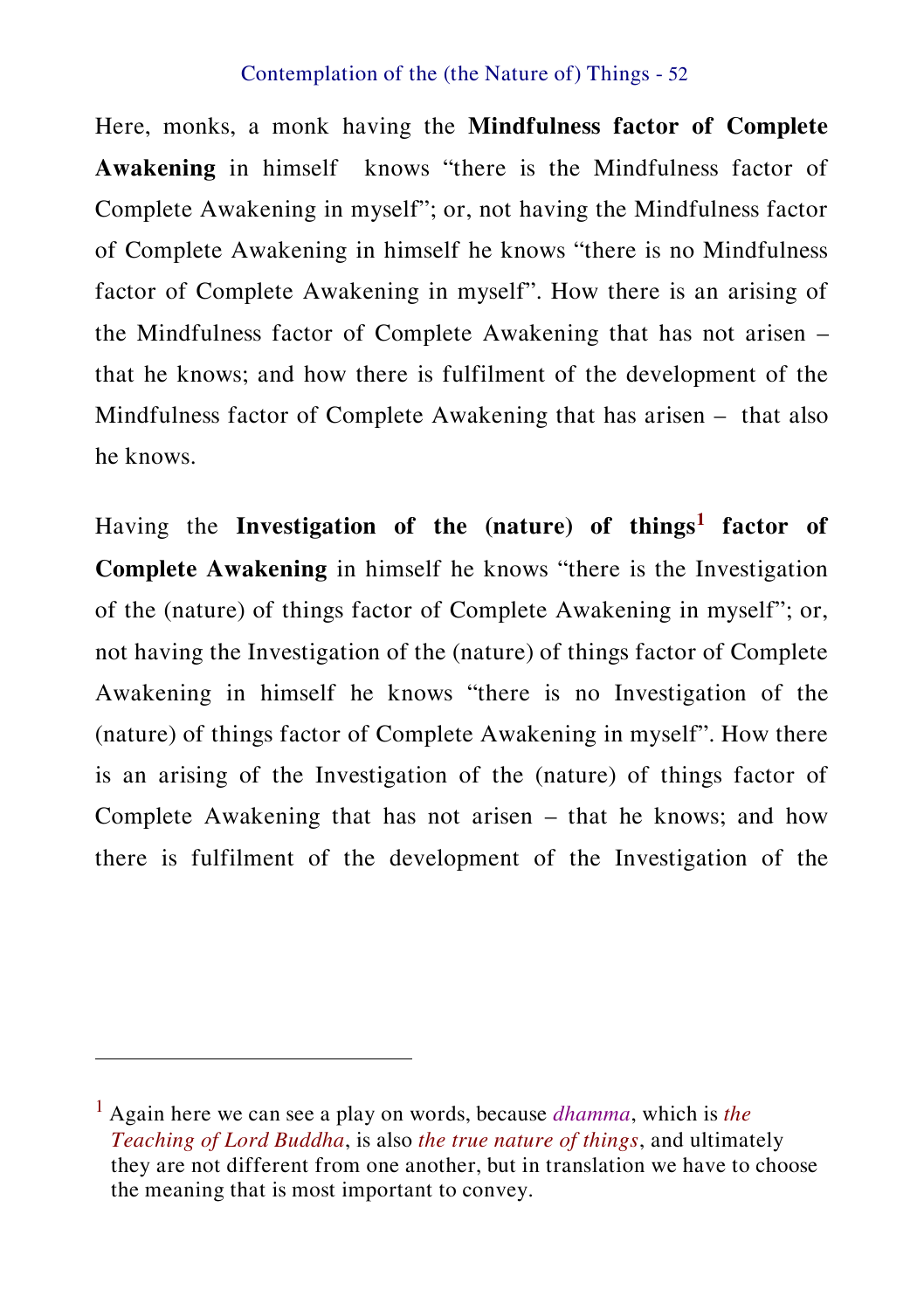Here, monks, a monk having the **Mindfulness factor of Complete Awakening** in himself knows "there is the Mindfulness factor of Complete Awakening in myself"; or, not having the Mindfulness factor of Complete Awakening in himself he knows "there is no Mindfulness factor of Complete Awakening in myself". How there is an arising of the Mindfulness factor of Complete Awakening that has not arisen – that he knows; and how there is fulfilment of the development of the Mindfulness factor of Complete Awakening that has arisen – that also he knows.

Having the **Investigation of the (nature) of things[1] factor of Complete Awakening** in himself he knows "there is the Investigation of the (nature) of things factor of Complete Awakening in myself"; or, not having the Investigation of the (nature) of things factor of Complete Awakening in himself he knows "there is no Investigation of the (nature) of things factor of Complete Awakening in myself". How there is an arising of the Investigation of the (nature) of things factor of Complete Awakening that has not arisen – that he knows; and how there is fulfilment of the development of the Investigation of the

---

[1] Again here we can see a play on words, because *dhamma*, which is *the Teaching of Lord Buddha*, is also *the true nature of things*, and ultimately they are not different from one another, but in translation we have to choose the meaning that is most important to convey.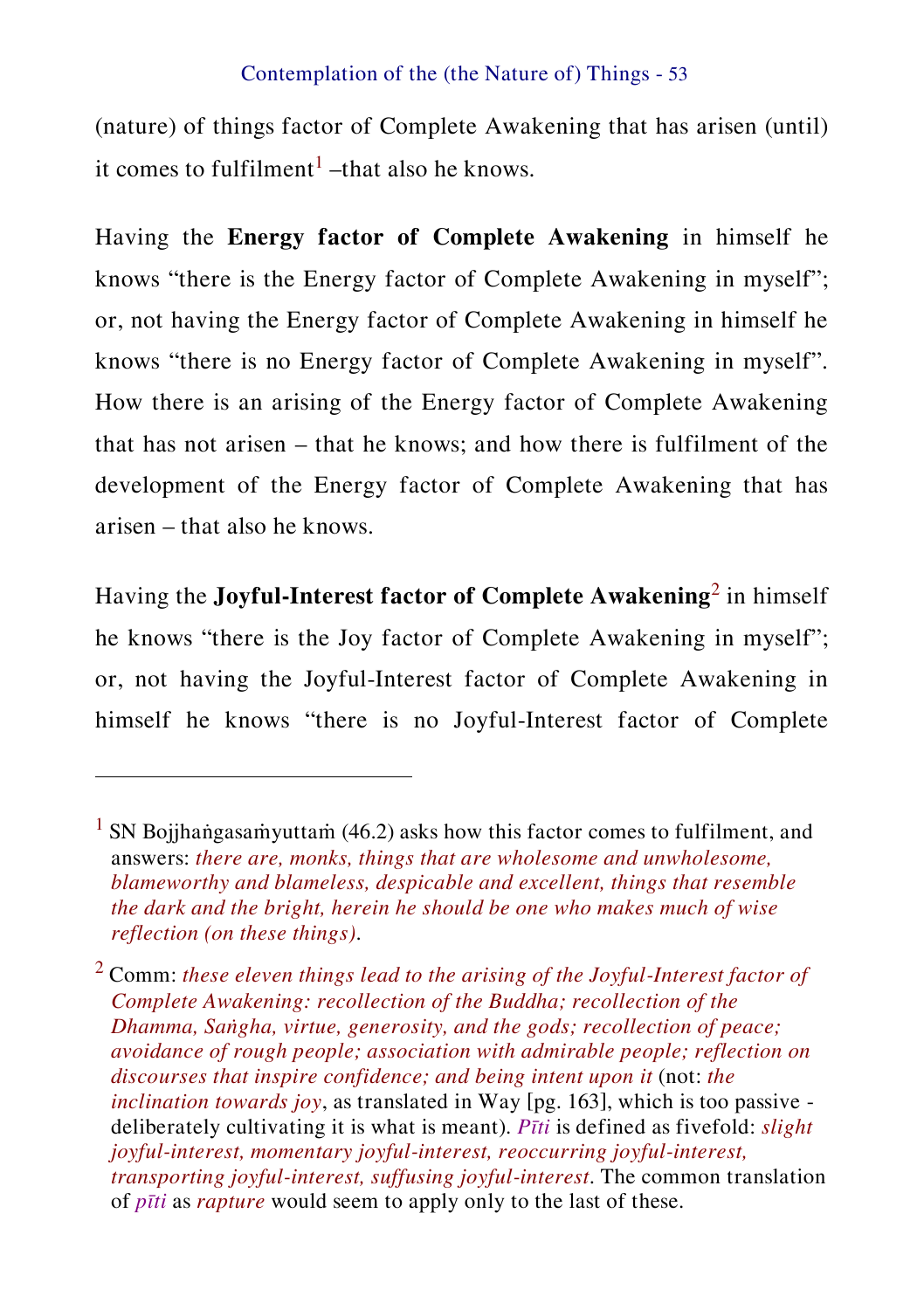(nature) of things factor of Complete Awakening that has arisen (until) it comes to fulfilment[1] –that also he knows.

Having the **Energy factor of Complete Awakening** in himself he knows "there is the Energy factor of Complete Awakening in myself"; or, not having the Energy factor of Complete Awakening in himself he knows "there is no Energy factor of Complete Awakening in myself". How there is an arising of the Energy factor of Complete Awakening that has not arisen – that he knows; and how there is fulfilment of the development of the Energy factor of Complete Awakening that has arisen – that also he knows.

Having the **Joyful-Interest factor of Complete Awakening**[2] in himself he knows "there is the Joy factor of Complete Awakening in myself"; or, not having the Joyful-Interest factor of Complete Awakening in himself he knows "there is no Joyful-Interest factor of Complete

---

[1] SN Bojjhaṅgasaṁyuttaṁ (46.2) asks how this factor comes to fulfilment, and answers: *there are, monks, things that are wholesome and unwholesome, blameworthy and blameless, despicable and excellent, things that resemble the dark and the bright, herein he should be one who makes much of wise reflection (on these things)*.

[2] Comm: *these eleven things lead to the arising of the Joyful-Interest factor of Complete Awakening: recollection of the Buddha; recollection of the Dhamma, Saṅgha, virtue, generosity, and the gods; recollection of peace; avoidance of rough people; association with admirable people; reflection on discourses that inspire confidence; and being intent upon it* (not: *the inclination towards joy*, as translated in Way [pg. 163], which is too passive - deliberately cultivating it is what is meant). *Pīti* is defined as fivefold: *slight joyful-interest, momentary joyful-interest, reoccurring joyful-interest, transporting joyful-interest, suffusing joyful-interest*. The common translation of *pīti* as *rapture* would seem to apply only to the last of these.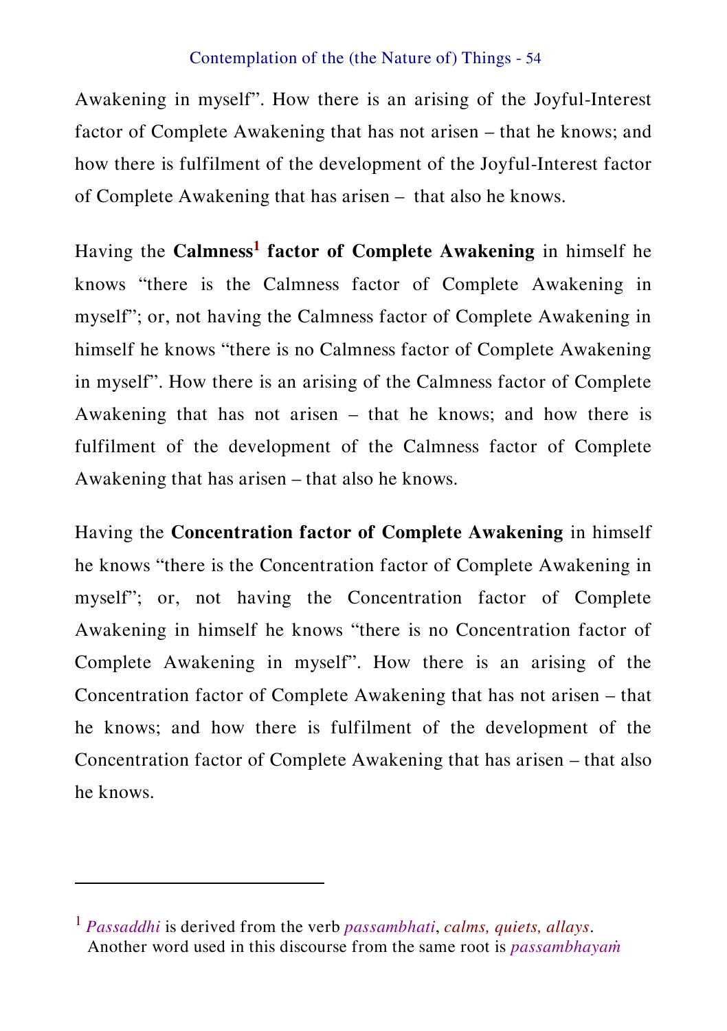Awakening in myself". How there is an arising of the Joyful-Interest factor of Complete Awakening that has not arisen – that he knows; and how there is fulfilment of the development of the Joyful-Interest factor of Complete Awakening that has arisen – that also he knows.

Having the **Calmness[1] factor of Complete Awakening** in himself he knows "there is the Calmness factor of Complete Awakening in myself"; or, not having the Calmness factor of Complete Awakening in himself he knows "there is no Calmness factor of Complete Awakening in myself". How there is an arising of the Calmness factor of Complete Awakening that has not arisen – that he knows; and how there is fulfilment of the development of the Calmness factor of Complete Awakening that has arisen – that also he knows.

Having the **Concentration factor of Complete Awakening** in himself he knows "there is the Concentration factor of Complete Awakening in myself"; or, not having the Concentration factor of Complete Awakening in himself he knows "there is no Concentration factor of Complete Awakening in myself". How there is an arising of the Concentration factor of Complete Awakening that has not arisen – that he knows; and how there is fulfilment of the development of the Concentration factor of Complete Awakening that has arisen – that also he knows.

---

[1] *Passaddhi* is derived from the verb *passambhati*, *calms, quiets, allays*. Another word used in this discourse from the same root is *passambhayaṁ*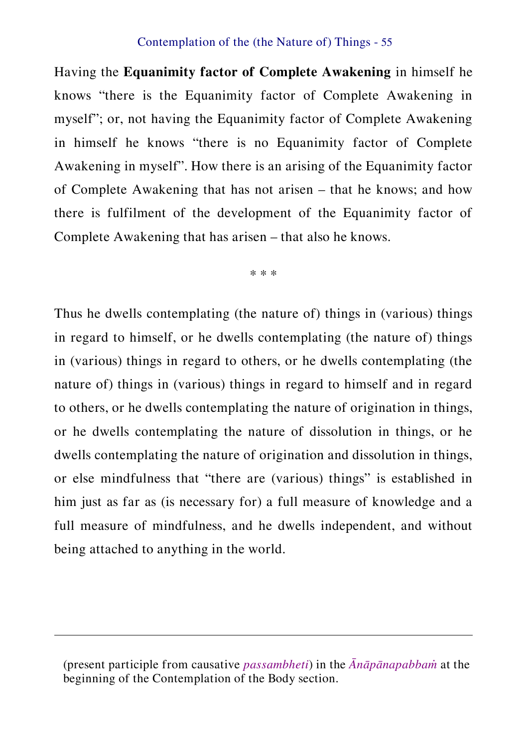Having the **Equanimity factor of Complete Awakening** in himself he knows “there is the Equanimity factor of Complete Awakening in myself”; or, not having the Equanimity factor of Complete Awakening in himself he knows “there is no Equanimity factor of Complete Awakening in myself”. How there is an arising of the Equanimity factor of Complete Awakening that has not arisen – that he knows; and how there is fulfilment of the development of the Equanimity factor of Complete Awakening that has arisen – that also he knows.

\* \* \*

Thus he dwells contemplating (the nature of) things in (various) things in regard to himself, or he dwells contemplating (the nature of) things in (various) things in regard to others, or he dwells contemplating (the nature of) things in (various) things in regard to himself and in regard to others, or he dwells contemplating the nature of origination in things, or he dwells contemplating the nature of dissolution in things, or he dwells contemplating the nature of origination and dissolution in things, or else mindfulness that “there are (various) things” is established in him just as far as (is necessary for) a full measure of knowledge and a full measure of mindfulness, and he dwells independent, and without being attached to anything in the world.

---

(present participle from causative *passambheti*) in the *Ānāpānapabbaṁ* at the beginning of the Contemplation of the Body section.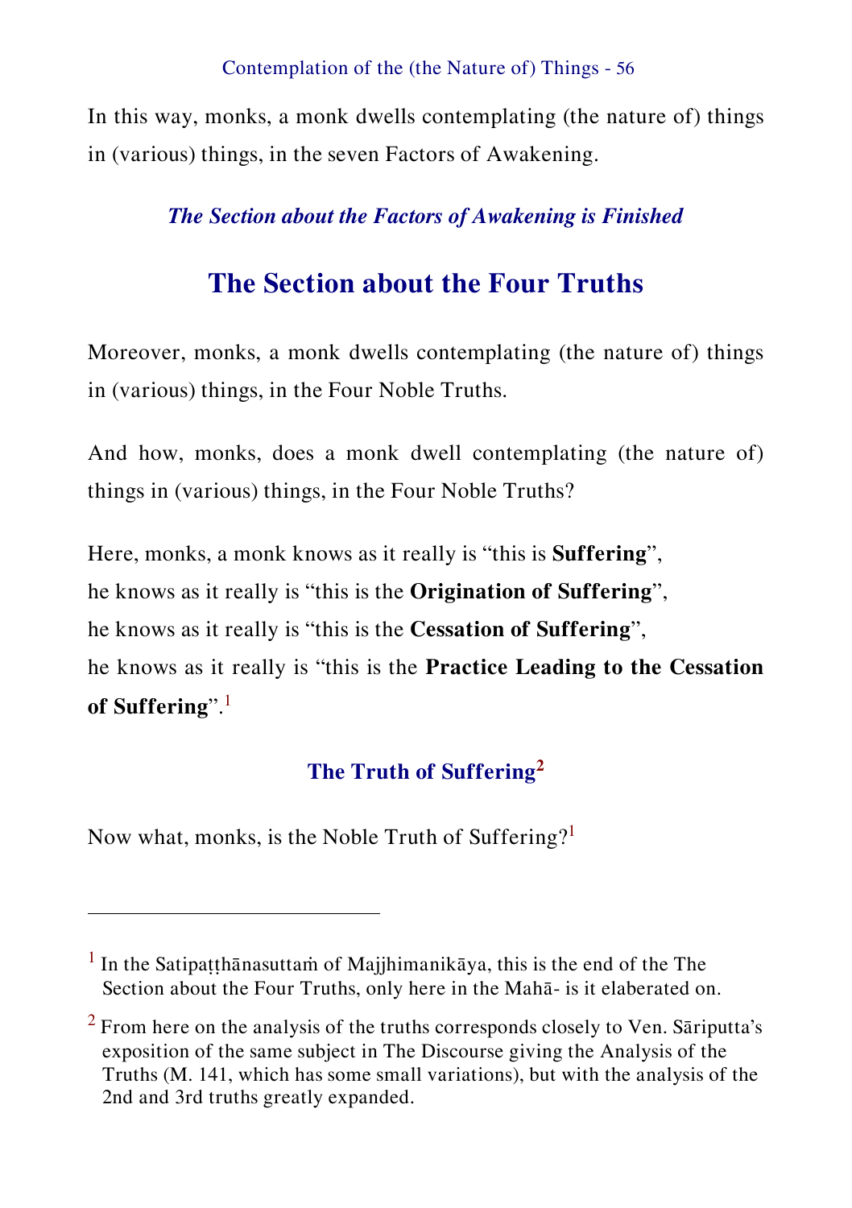In this way, monks, a monk dwells contemplating (the nature of) things in (various) things, in the seven Factors of Awakening.

***The Section about the Factors of Awakening is Finished***

## The Section about the Four Truths

Moreover, monks, a monk dwells contemplating (the nature of) things in (various) things, in the Four Noble Truths.

And how, monks, does a monk dwell contemplating (the nature of) things in (various) things, in the Four Noble Truths?

Here, monks, a monk knows as it really is "this is **Suffering**",
he knows as it really is "this is the **Origination of Suffering**",
he knows as it really is "this is the **Cessation of Suffering**",
he knows as it really is "this is the **Practice Leading to the Cessation of Suffering**".[1]

### The Truth of Suffering[2]

Now what, monks, is the Noble Truth of Suffering?[1]

---

[1] In the Satipaṭṭhānasuttaṁ of Majjhimanikāya, this is the end of the The Section about the Four Truths, only here in the Mahā- is it elaborated on.

[2] From here on the analysis of the truths corresponds closely to Ven. Sāriputta's exposition of the same subject in The Discourse giving the Analysis of the Truths (M. 141, which has some small variations), but with the analysis of the 2nd and 3rd truths greatly expanded.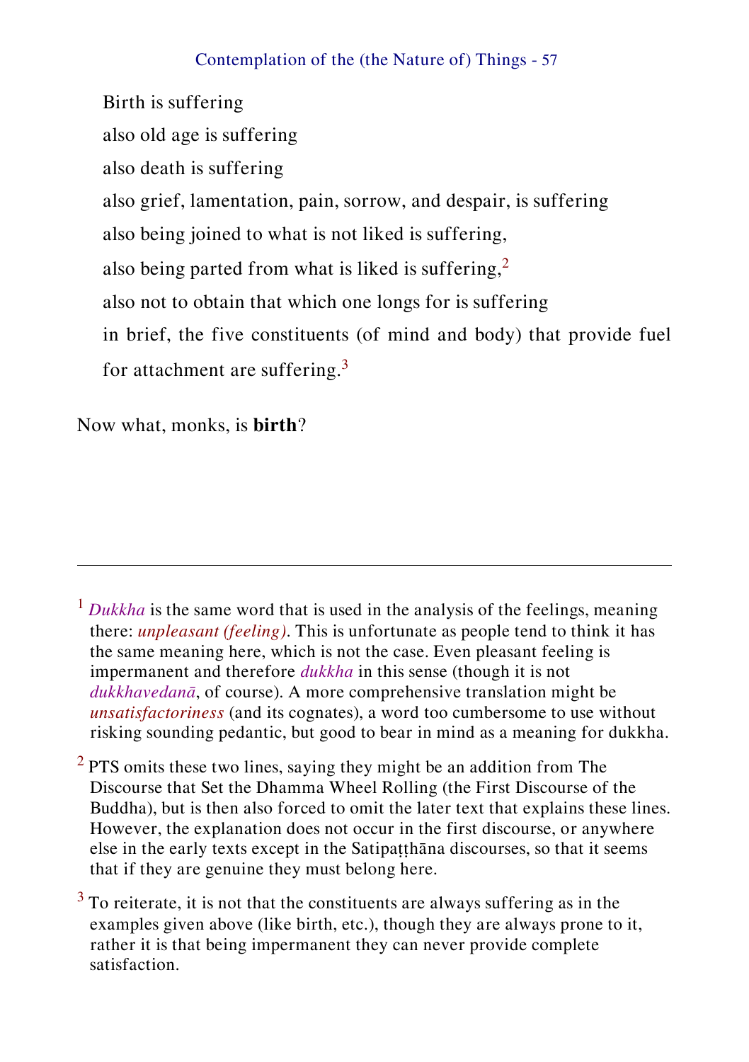Birth is suffering

also old age is suffering

also death is suffering

also grief, lamentation, pain, sorrow, and despair, is suffering

also being joined to what is not liked is suffering,

also being parted from what is liked is suffering,[2]

also not to obtain that which one longs for is suffering

in brief, the five constituents (of mind and body) that provide fuel for attachment are suffering.[3]

Now what, monks, is **birth**?

---

[1] *Dukkha* is the same word that is used in the analysis of the feelings, meaning there: *unpleasant (feeling)*. This is unfortunate as people tend to think it has the same meaning here, which is not the case. Even pleasant feeling is impermanent and therefore *dukkha* in this sense (though it is not *dukkhavedanā*, of course). A more comprehensive translation might be *unsatisfactoriness* (and its cognates), a word too cumbersome to use without risking sounding pedantic, but good to bear in mind as a meaning for dukkha.

[2] PTS omits these two lines, saying they might be an addition from The Discourse that Set the Dhamma Wheel Rolling (the First Discourse of the Buddha), but is then also forced to omit the later text that explains these lines. However, the explanation does not occur in the first discourse, or anywhere else in the early texts except in the Satipaṭṭhāna discourses, so that it seems that if they are genuine they must belong here.

[3] To reiterate, it is not that the constituents are always suffering as in the examples given above (like birth, etc.), though they are always prone to it, rather it is that being impermanent they can never provide complete satisfaction.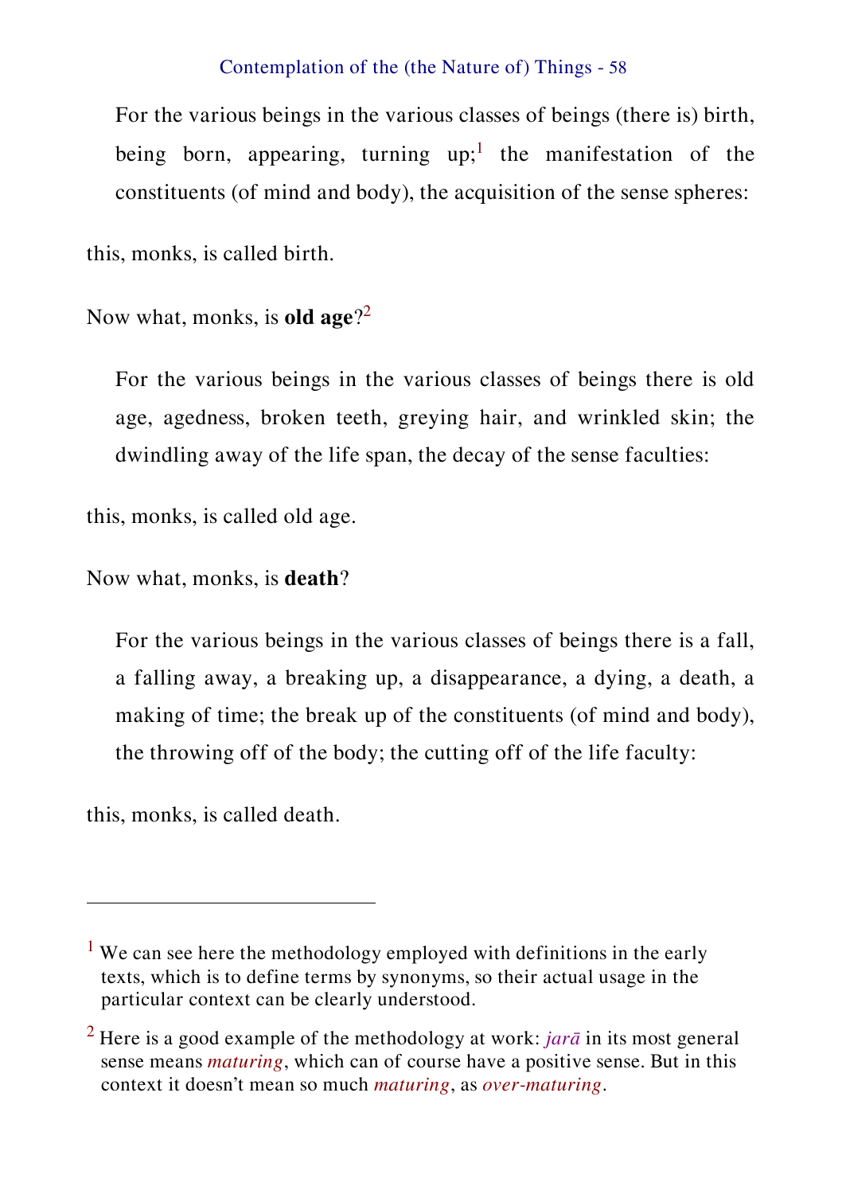> For the various beings in the various classes of beings (there is) birth, being born, appearing, turning up;[1] the manifestation of the constituents (of mind and body), the acquisition of the sense spheres:

this, monks, is called birth.

Now what, monks, is **old age**?[2]

> For the various beings in the various classes of beings there is old age, agedness, broken teeth, greying hair, and wrinkled skin; the dwindling away of the life span, the decay of the sense faculties:

this, monks, is called old age.

Now what, monks, is **death**?

> For the various beings in the various classes of beings there is a fall, a falling away, a breaking up, a disappearance, a dying, a death, a making of time; the break up of the constituents (of mind and body), the throwing off of the body; the cutting off of the life faculty:

this, monks, is called death.

---

[1] We can see here the methodology employed with definitions in the early texts, which is to define terms by synonyms, so their actual usage in the particular context can be clearly understood.

[2] Here is a good example of the methodology at work: *jarā* in its most general sense means *maturing*, which can of course have a positive sense. But in this context it doesn't mean so much *maturing*, as *over-maturing*.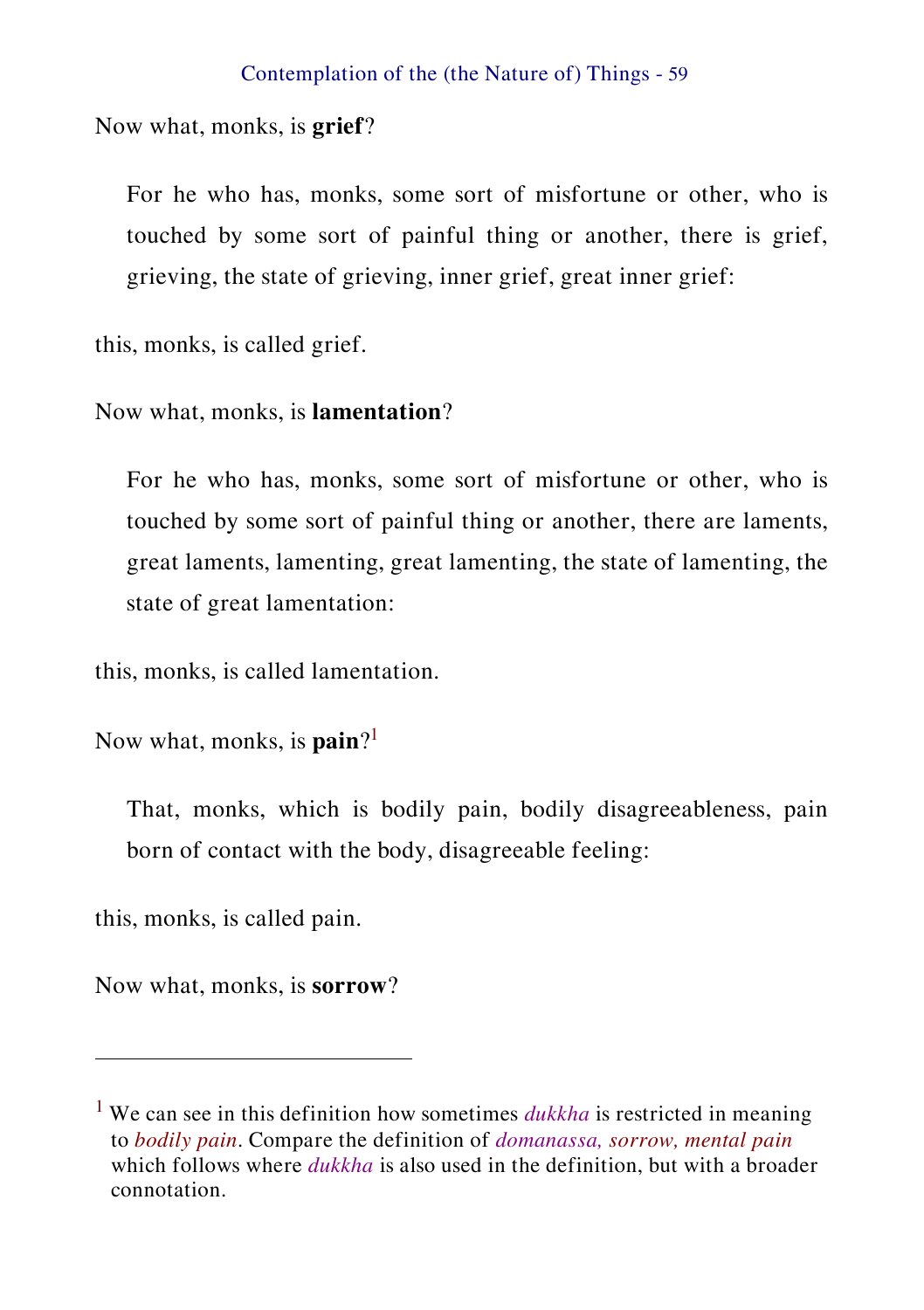Now what, monks, is **grief**?

> For he who has, monks, some sort of misfortune or other, who is touched by some sort of painful thing or another, there is grief, grieving, the state of grieving, inner grief, great inner grief:

this, monks, is called grief.

Now what, monks, is **lamentation**?

> For he who has, monks, some sort of misfortune or other, who is touched by some sort of painful thing or another, there are laments, great laments, lamenting, great lamenting, the state of lamenting, the state of great lamentation:

this, monks, is called lamentation.

Now what, monks, is **pain**?[1]

> That, monks, which is bodily pain, bodily disagreeableness, pain born of contact with the body, disagreeable feeling:

this, monks, is called pain.

Now what, monks, is **sorrow**?

---

[1] We can see in this definition how sometimes *dukkha* is restricted in meaning to *bodily pain*. Compare the definition of *domanassa, sorrow, mental pain* which follows where *dukkha* is also used in the definition, but with a broader connotation.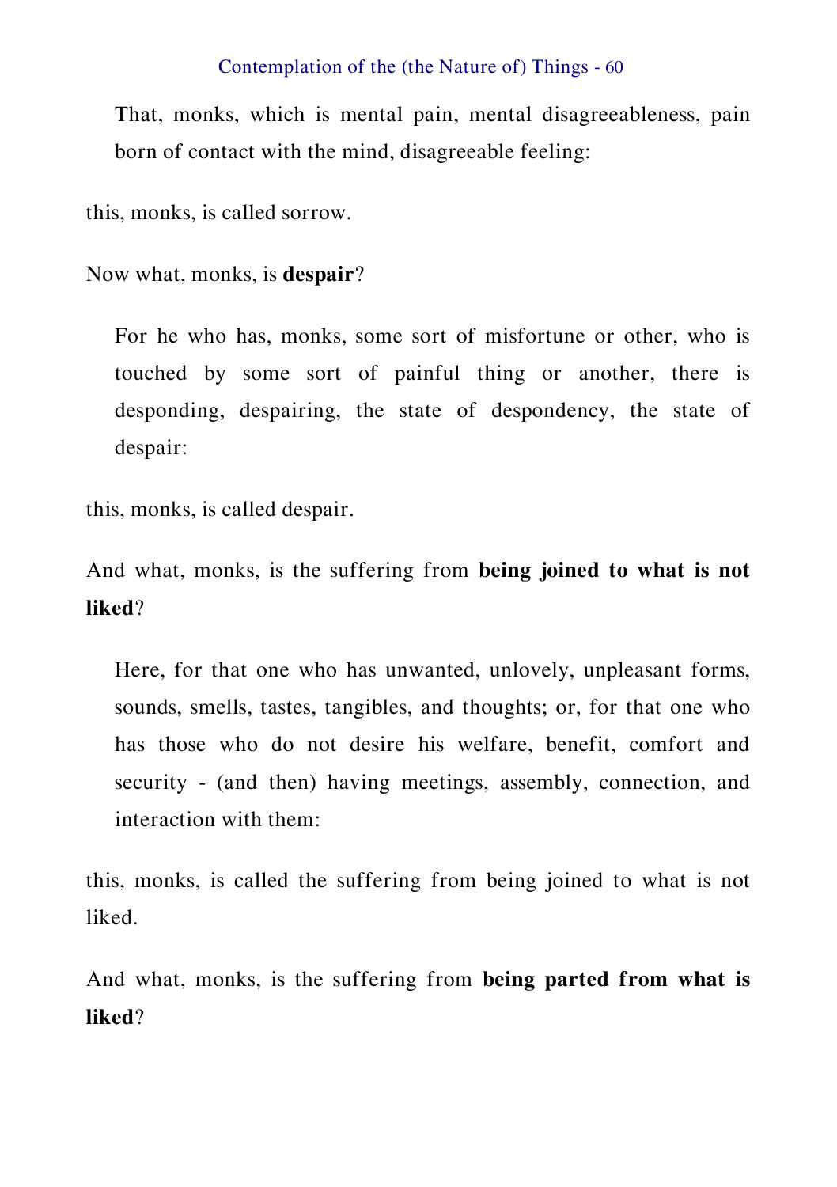> That, monks, which is mental pain, mental disagreeableness, pain born of contact with the mind, disagreeable feeling:

this, monks, is called sorrow.

Now what, monks, is **despair**?

> For he who has, monks, some sort of misfortune or other, who is touched by some sort of painful thing or another, there is desponding, despairing, the state of despondency, the state of despair:

this, monks, is called despair.

And what, monks, is the suffering from **being joined to what is not liked**?

> Here, for that one who has unwanted, unlovely, unpleasant forms, sounds, smells, tastes, tangibles, and thoughts; or, for that one who has those who do not desire his welfare, benefit, comfort and security - (and then) having meetings, assembly, connection, and interaction with them:

this, monks, is called the suffering from being joined to what is not liked.

And what, monks, is the suffering from **being parted from what is liked**?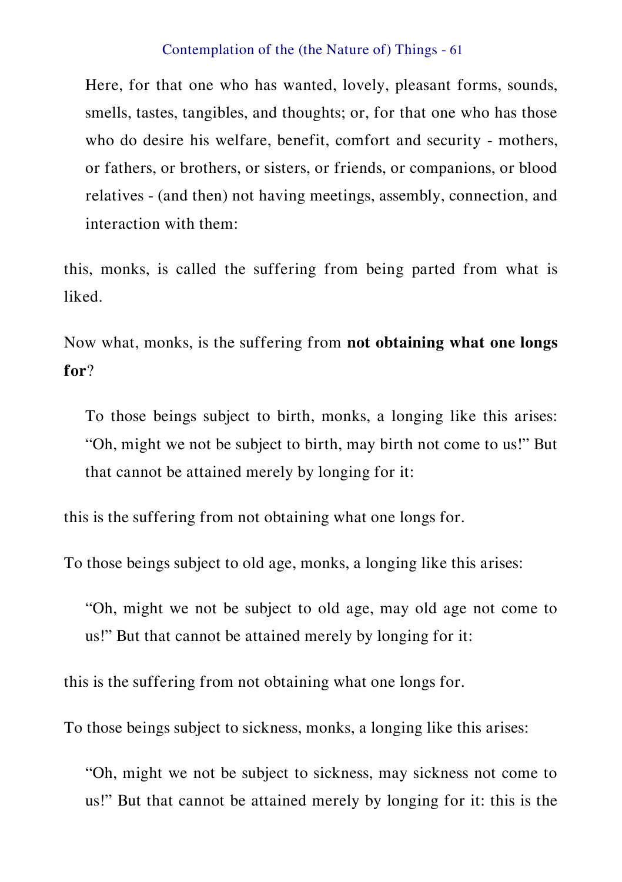> Here, for that one who has wanted, lovely, pleasant forms, sounds, smells, tastes, tangibles, and thoughts; or, for that one who has those who do desire his welfare, benefit, comfort and security - mothers, or fathers, or brothers, or sisters, or friends, or companions, or blood relatives - (and then) not having meetings, assembly, connection, and interaction with them:

this, monks, is called the suffering from being parted from what is liked.

Now what, monks, is the suffering from **not obtaining what one longs for**?

> To those beings subject to birth, monks, a longing like this arises: "Oh, might we not be subject to birth, may birth not come to us!" But that cannot be attained merely by longing for it:

this is the suffering from not obtaining what one longs for.

To those beings subject to old age, monks, a longing like this arises:

> "Oh, might we not be subject to old age, may old age not come to us!" But that cannot be attained merely by longing for it:

this is the suffering from not obtaining what one longs for.

To those beings subject to sickness, monks, a longing like this arises:

> "Oh, might we not be subject to sickness, may sickness not come to us!" But that cannot be attained merely by longing for it: this is the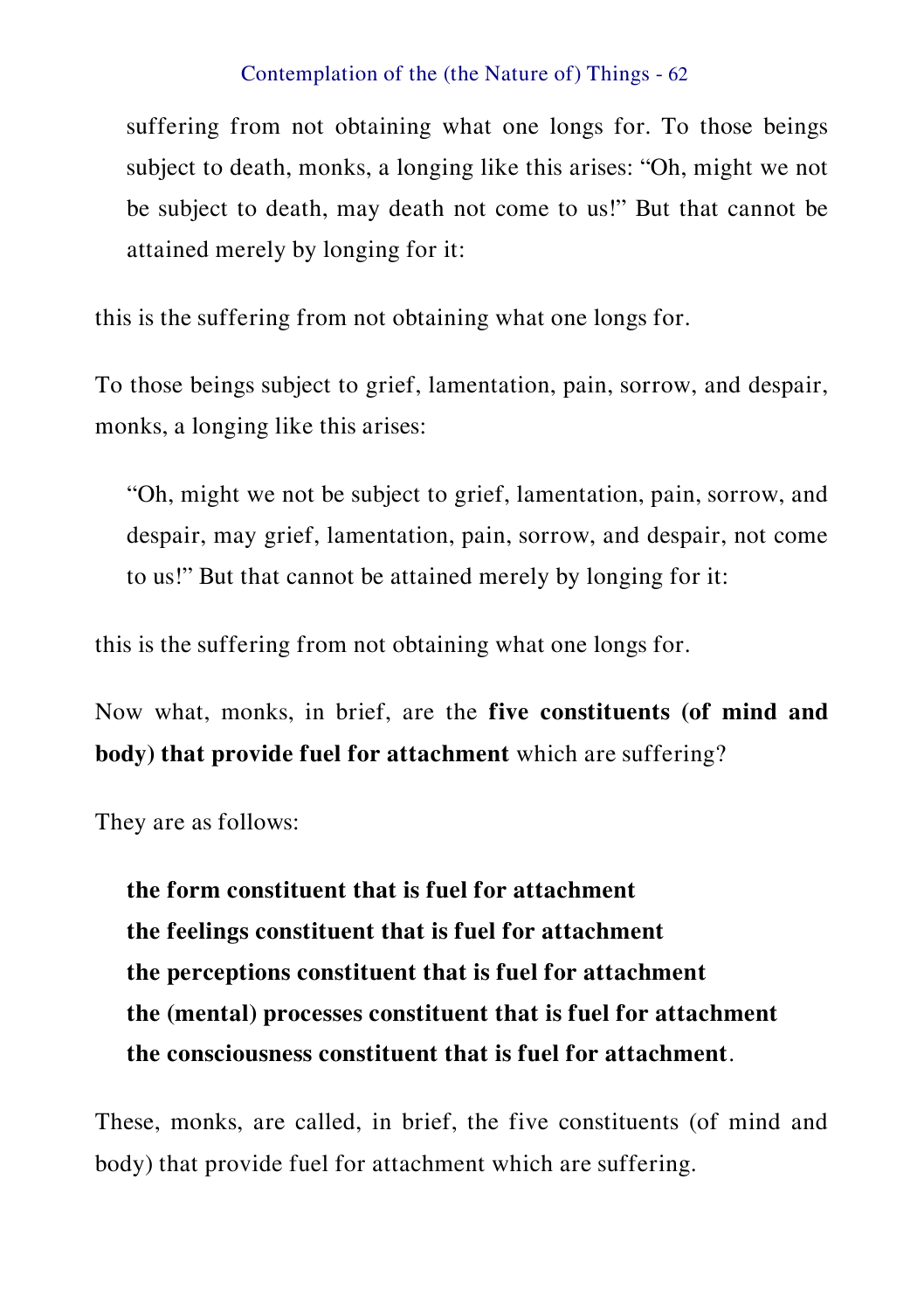> suffering from not obtaining what one longs for. To those beings subject to death, monks, a longing like this arises: "Oh, might we not be subject to death, may death not come to us!" But that cannot be attained merely by longing for it:

this is the suffering from not obtaining what one longs for.

To those beings subject to grief, lamentation, pain, sorrow, and despair, monks, a longing like this arises:

> "Oh, might we not be subject to grief, lamentation, pain, sorrow, and despair, may grief, lamentation, pain, sorrow, and despair, not come to us!" But that cannot be attained merely by longing for it:

this is the suffering from not obtaining what one longs for.

Now what, monks, in brief, are the **five constituents (of mind and body) that provide fuel for attachment** which are suffering?

They are as follows:

> **the form constituent that is fuel for attachment**
> **the feelings constituent that is fuel for attachment**
> **the perceptions constituent that is fuel for attachment**
> **the (mental) processes constituent that is fuel for attachment**
> **the consciousness constituent that is fuel for attachment**.

These, monks, are called, in brief, the five constituents (of mind and body) that provide fuel for attachment which are suffering.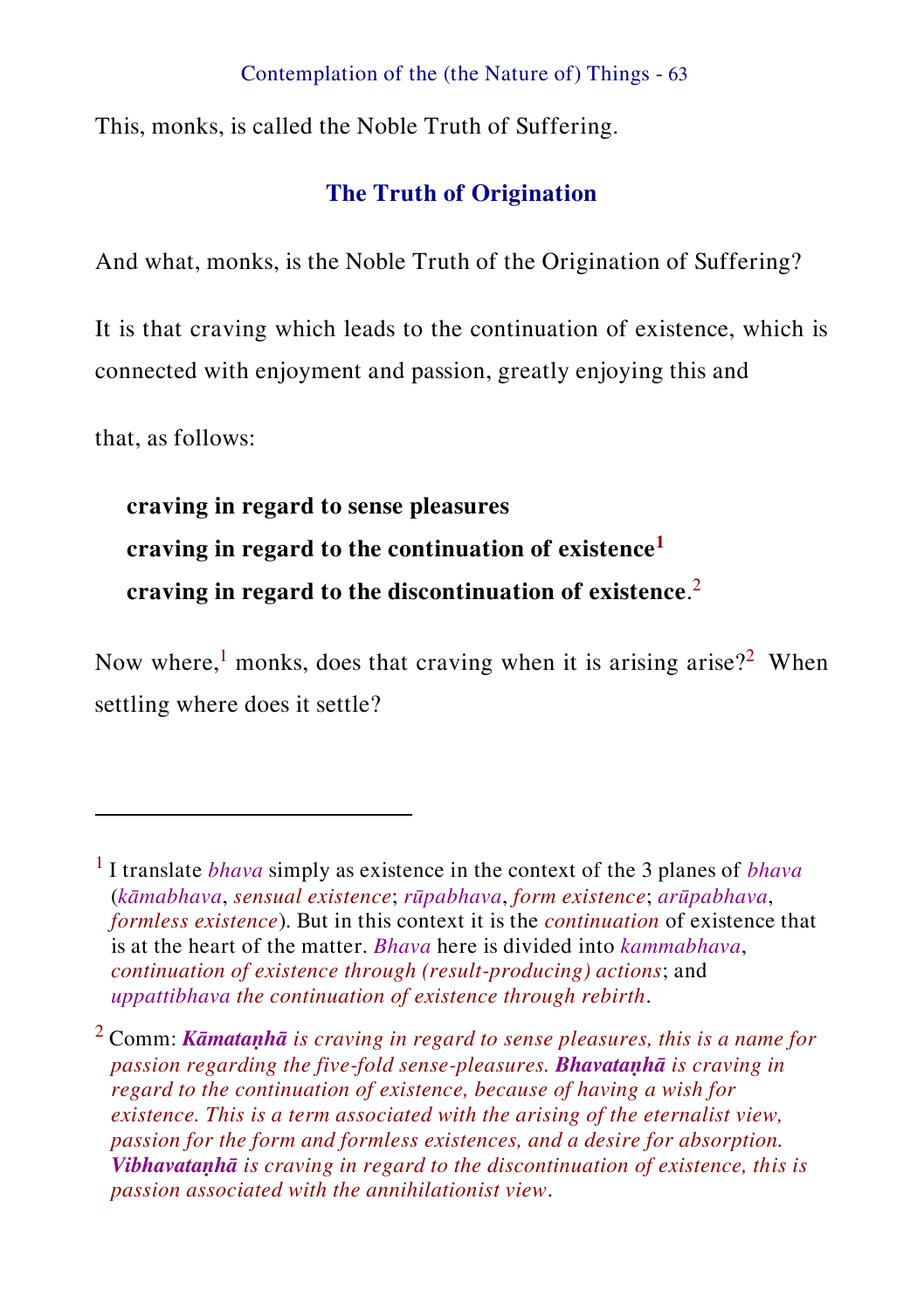This, monks, is called the Noble Truth of Suffering.

## The Truth of Origination

And what, monks, is the Noble Truth of the Origination of Suffering?

It is that craving which leads to the continuation of existence, which is connected with enjoyment and passion, greatly enjoying this and that, as follows:

> **craving in regard to sense pleasures**
> **craving in regard to the continuation of existence**[1]
> **craving in regard to the discontinuation of existence**.[2]

Now where,[1] monks, does that craving when it is arising arise?[2] When settling where does it settle?

---

[1] I translate *bhava* simply as existence in the context of the 3 planes of *bhava* (*kāmabhava*, *sensual existence*; *rūpabhava*, *form existence*; *arūpabhava*, *formless existence*). But in this context it is the *continuation* of existence that is at the heart of the matter. *Bhava* here is divided into *kammabhava*, *continuation of existence through (result-producing) actions*; and *uppattibhava the continuation of existence through rebirth*.

[2] Comm: ***Kāmataṇhā*** *is craving in regard to sense pleasures, this is a name for passion regarding the five-fold sense-pleasures.* ***Bhavataṇhā*** *is craving in regard to the continuation of existence, because of having a wish for existence. This is a term associated with the arising of the eternalist view, passion for the form and formless existences, and a desire for absorption.* ***Vibhavataṇhā*** *is craving in regard to the discontinuation of existence, this is passion associated with the annihilationist view*.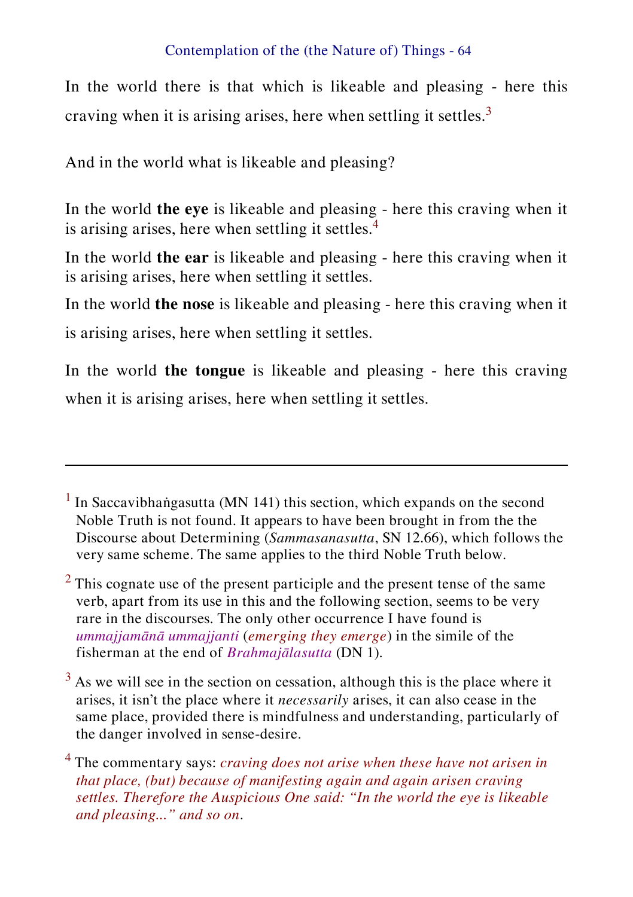In the world there is that which is likeable and pleasing - here this craving when it is arising arises, here when settling it settles.[3]

And in the world what is likeable and pleasing?

In the world **the eye** is likeable and pleasing - here this craving when it is arising arises, here when settling it settles.[4]

In the world **the ear** is likeable and pleasing - here this craving when it is arising arises, here when settling it settles.

In the world **the nose** is likeable and pleasing - here this craving when it is arising arises, here when settling it settles.

In the world **the tongue** is likeable and pleasing - here this craving when it is arising arises, here when settling it settles.

---

[1] In Saccavibhaṅgasutta (MN 141) this section, which expands on the second Noble Truth is not found. It appears to have been brought in from the the Discourse about Determining (*Sammasanasutta*, SN 12.66), which follows the very same scheme. The same applies to the third Noble Truth below.

[2] This cognate use of the present participle and the present tense of the same verb, apart from its use in this and the following section, seems to be very rare in the discourses. The only other occurrence I have found is *ummajjamānā ummajjanti* (*emerging they emerge*) in the simile of the fisherman at the end of *Brahmajālasutta* (DN 1).

[3] As we will see in the section on cessation, although this is the place where it arises, it isn't the place where it *necessarily* arises, it can also cease in the same place, provided there is mindfulness and understanding, particularly of the danger involved in sense-desire.

[4] The commentary says: *craving does not arise when these have not arisen in that place, (but) because of manifesting again and again arisen craving settles. Therefore the Auspicious One said: "In the world the eye is likeable and pleasing..." and so on*.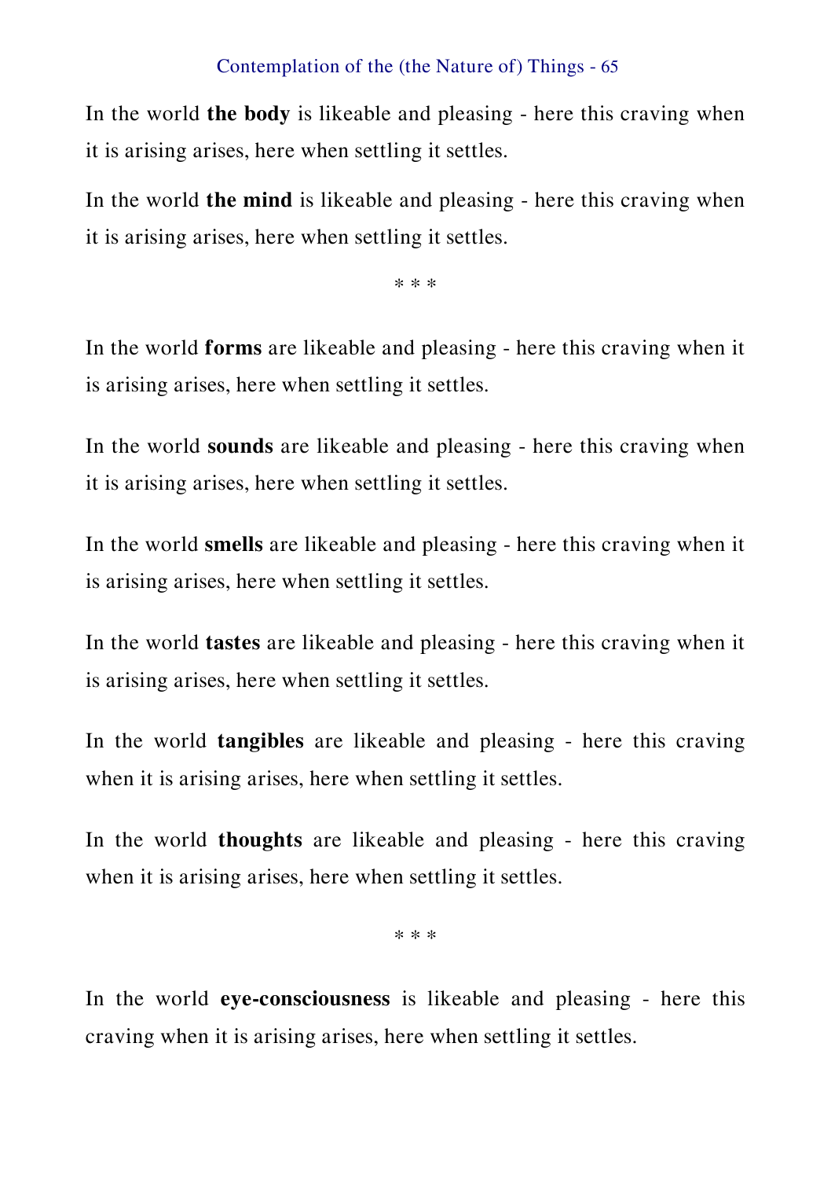In the world **the body** is likeable and pleasing - here this craving when it is arising arises, here when settling it settles.

In the world **the mind** is likeable and pleasing - here this craving when it is arising arises, here when settling it settles.

* * *

In the world **forms** are likeable and pleasing - here this craving when it is arising arises, here when settling it settles.

In the world **sounds** are likeable and pleasing - here this craving when it is arising arises, here when settling it settles.

In the world **smells** are likeable and pleasing - here this craving when it is arising arises, here when settling it settles.

In the world **tastes** are likeable and pleasing - here this craving when it is arising arises, here when settling it settles.

In the world **tangibles** are likeable and pleasing - here this craving when it is arising arises, here when settling it settles.

In the world **thoughts** are likeable and pleasing - here this craving when it is arising arises, here when settling it settles.

* * *

In the world **eye-consciousness** is likeable and pleasing - here this craving when it is arising arises, here when settling it settles.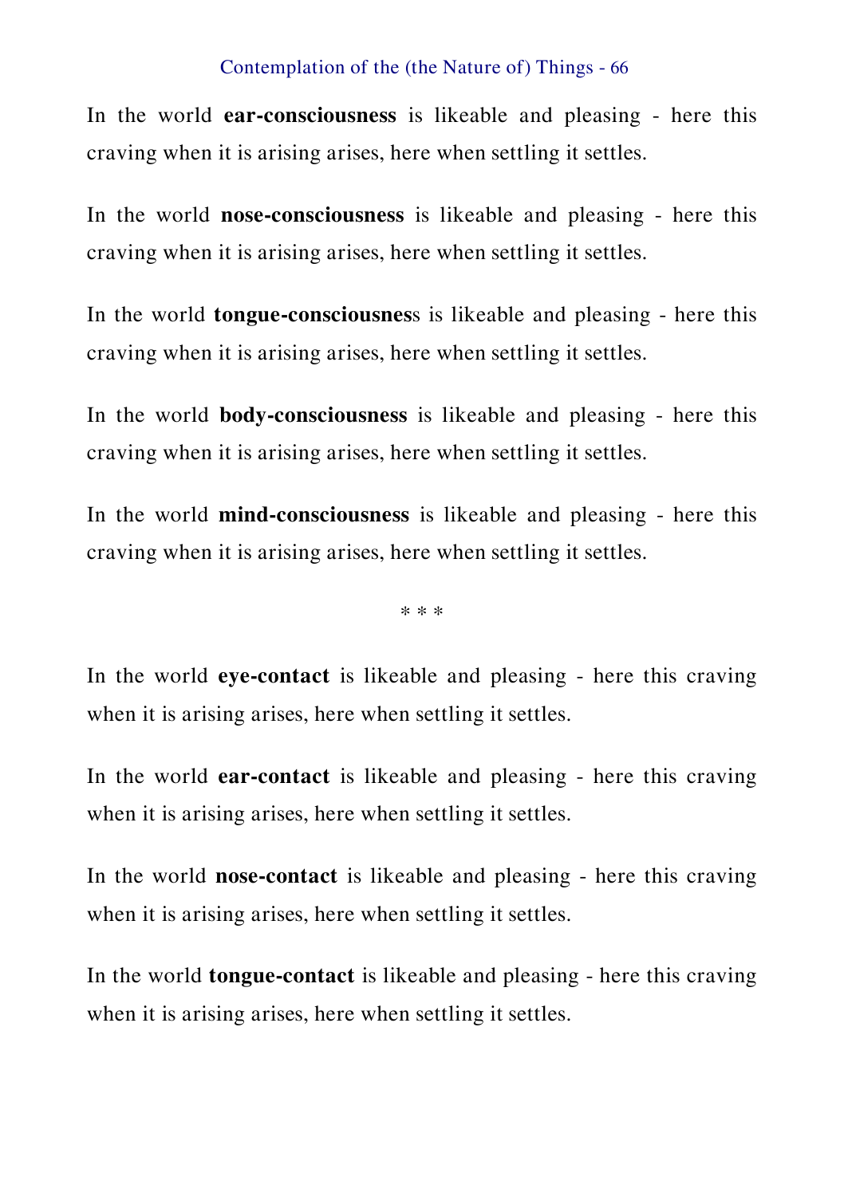In the world **ear-consciousness** is likeable and pleasing - here this craving when it is arising arises, here when settling it settles.

In the world **nose-consciousness** is likeable and pleasing - here this craving when it is arising arises, here when settling it settles.

In the world **tongue-consciousnes**s is likeable and pleasing - here this craving when it is arising arises, here when settling it settles.

In the world **body-consciousness** is likeable and pleasing - here this craving when it is arising arises, here when settling it settles.

In the world **mind-consciousness** is likeable and pleasing - here this craving when it is arising arises, here when settling it settles.

* * *

In the world **eye-contact** is likeable and pleasing - here this craving when it is arising arises, here when settling it settles.

In the world **ear-contact** is likeable and pleasing - here this craving when it is arising arises, here when settling it settles.

In the world **nose-contact** is likeable and pleasing - here this craving when it is arising arises, here when settling it settles.

In the world **tongue-contact** is likeable and pleasing - here this craving when it is arising arises, here when settling it settles.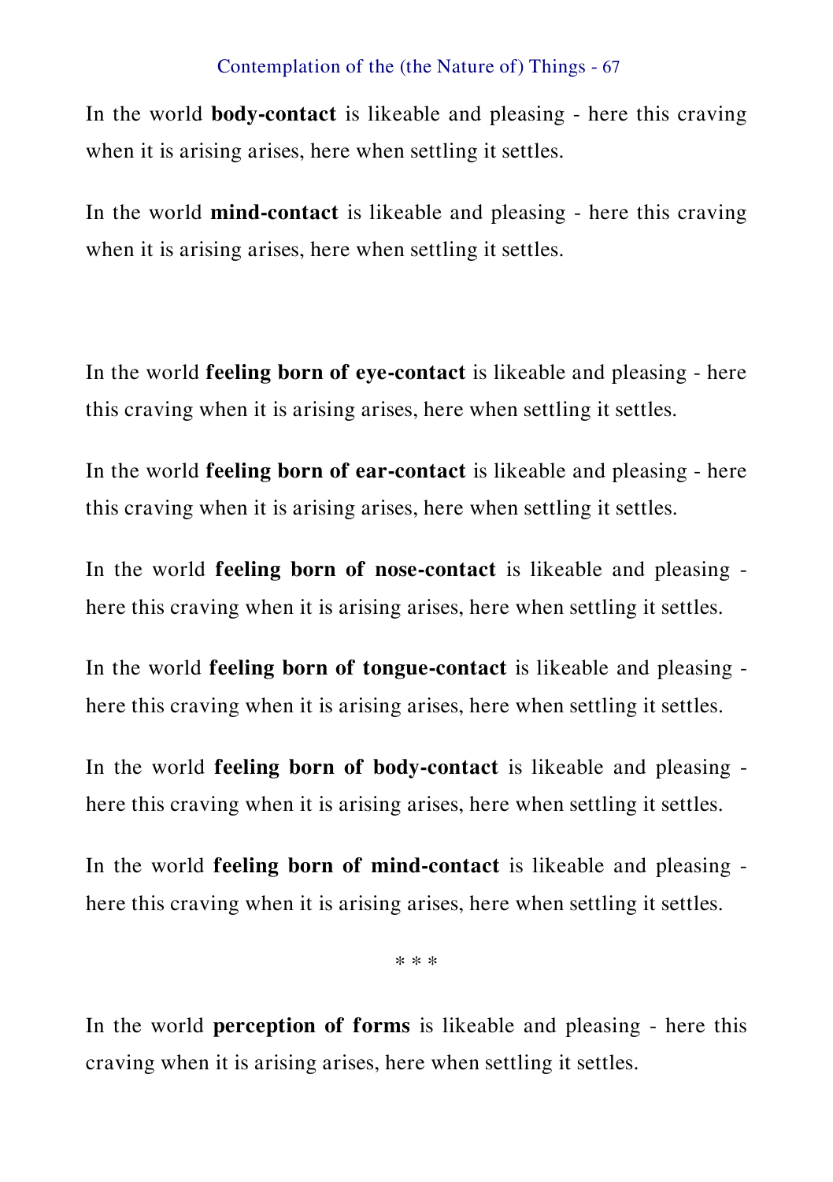In the world **body-contact** is likeable and pleasing - here this craving when it is arising arises, here when settling it settles.

In the world **mind-contact** is likeable and pleasing - here this craving when it is arising arises, here when settling it settles.

In the world **feeling born of eye-contact** is likeable and pleasing - here this craving when it is arising arises, here when settling it settles.

In the world **feeling born of ear-contact** is likeable and pleasing - here this craving when it is arising arises, here when settling it settles.

In the world **feeling born of nose-contact** is likeable and pleasing - here this craving when it is arising arises, here when settling it settles.

In the world **feeling born of tongue-contact** is likeable and pleasing - here this craving when it is arising arises, here when settling it settles.

In the world **feeling born of body-contact** is likeable and pleasing - here this craving when it is arising arises, here when settling it settles.

In the world **feeling born of mind-contact** is likeable and pleasing - here this craving when it is arising arises, here when settling it settles.

\* \* \*

In the world **perception of forms** is likeable and pleasing - here this craving when it is arising arises, here when settling it settles.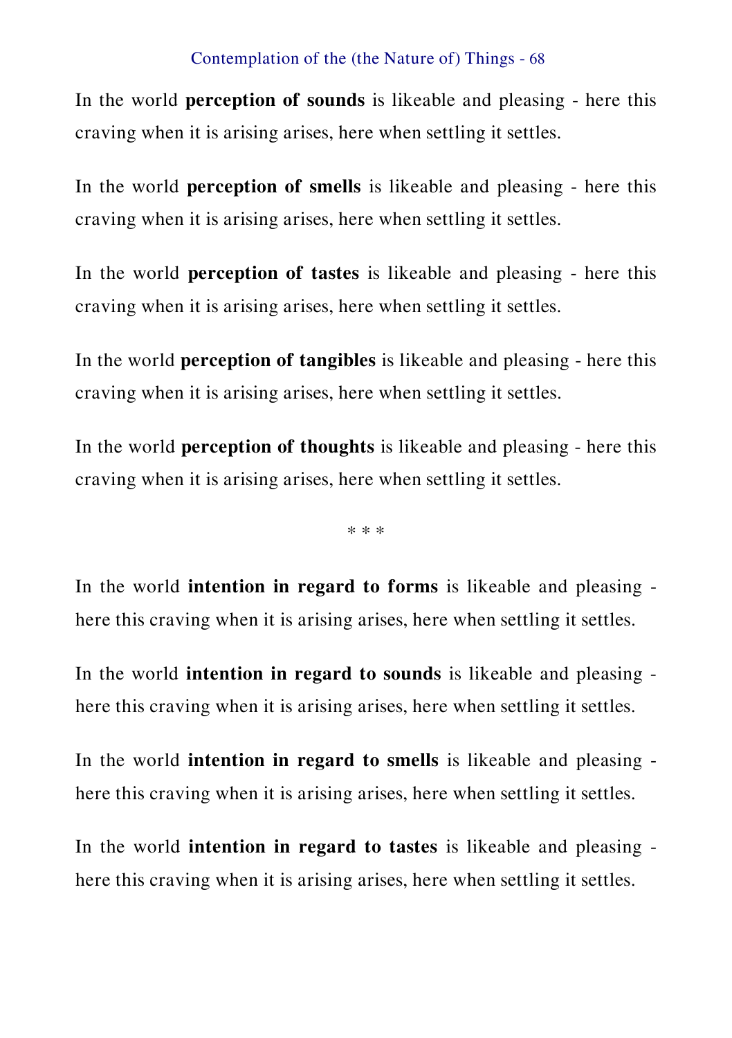In the world **perception of sounds** is likeable and pleasing - here this craving when it is arising arises, here when settling it settles.

In the world **perception of smells** is likeable and pleasing - here this craving when it is arising arises, here when settling it settles.

In the world **perception of tastes** is likeable and pleasing - here this craving when it is arising arises, here when settling it settles.

In the world **perception of tangibles** is likeable and pleasing - here this craving when it is arising arises, here when settling it settles.

In the world **perception of thoughts** is likeable and pleasing - here this craving when it is arising arises, here when settling it settles.

* * *

In the world **intention in regard to forms** is likeable and pleasing - here this craving when it is arising arises, here when settling it settles.

In the world **intention in regard to sounds** is likeable and pleasing - here this craving when it is arising arises, here when settling it settles.

In the world **intention in regard to smells** is likeable and pleasing - here this craving when it is arising arises, here when settling it settles.

In the world **intention in regard to tastes** is likeable and pleasing - here this craving when it is arising arises, here when settling it settles.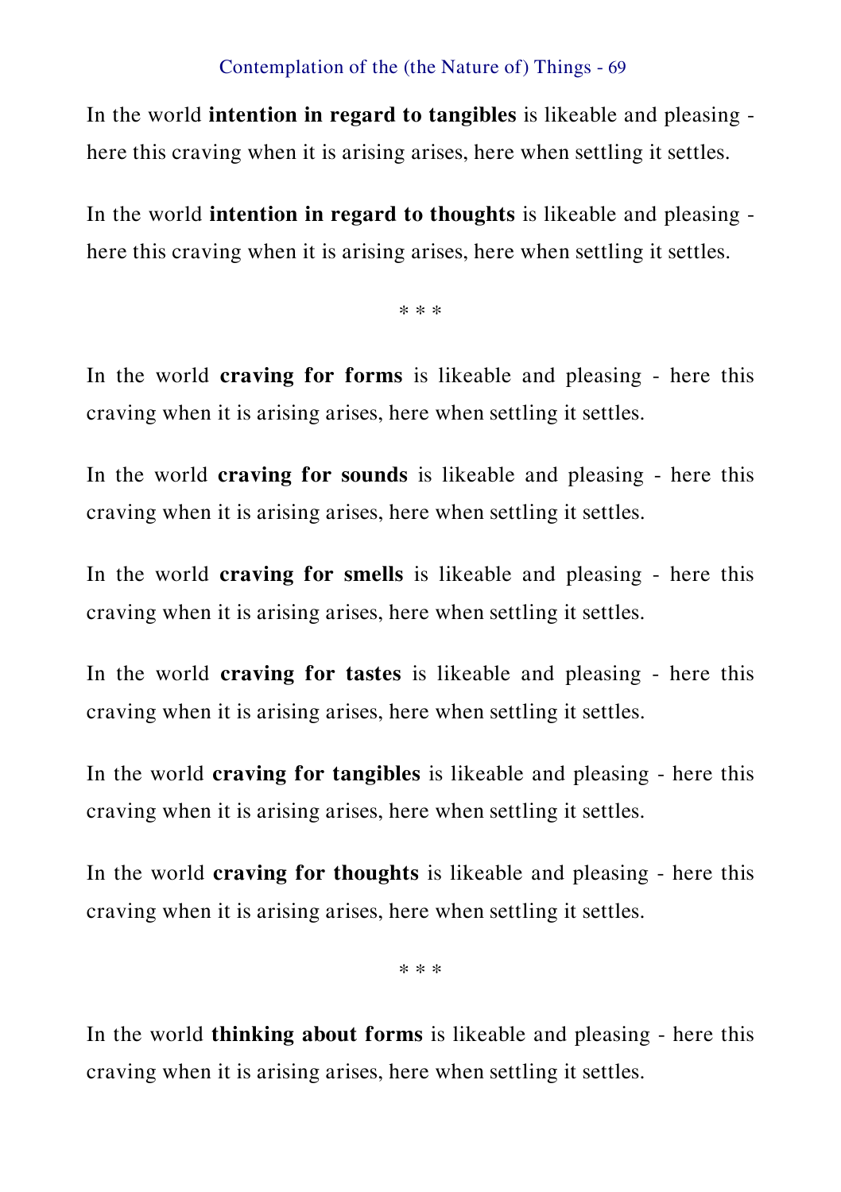In the world **intention in regard to tangibles** is likeable and pleasing - here this craving when it is arising arises, here when settling it settles.

In the world **intention in regard to thoughts** is likeable and pleasing - here this craving when it is arising arises, here when settling it settles.

\* \* \*

In the world **craving for forms** is likeable and pleasing - here this craving when it is arising arises, here when settling it settles.

In the world **craving for sounds** is likeable and pleasing - here this craving when it is arising arises, here when settling it settles.

In the world **craving for smells** is likeable and pleasing - here this craving when it is arising arises, here when settling it settles.

In the world **craving for tastes** is likeable and pleasing - here this craving when it is arising arises, here when settling it settles.

In the world **craving for tangibles** is likeable and pleasing - here this craving when it is arising arises, here when settling it settles.

In the world **craving for thoughts** is likeable and pleasing - here this craving when it is arising arises, here when settling it settles.

\* \* \*

In the world **thinking about forms** is likeable and pleasing - here this craving when it is arising arises, here when settling it settles.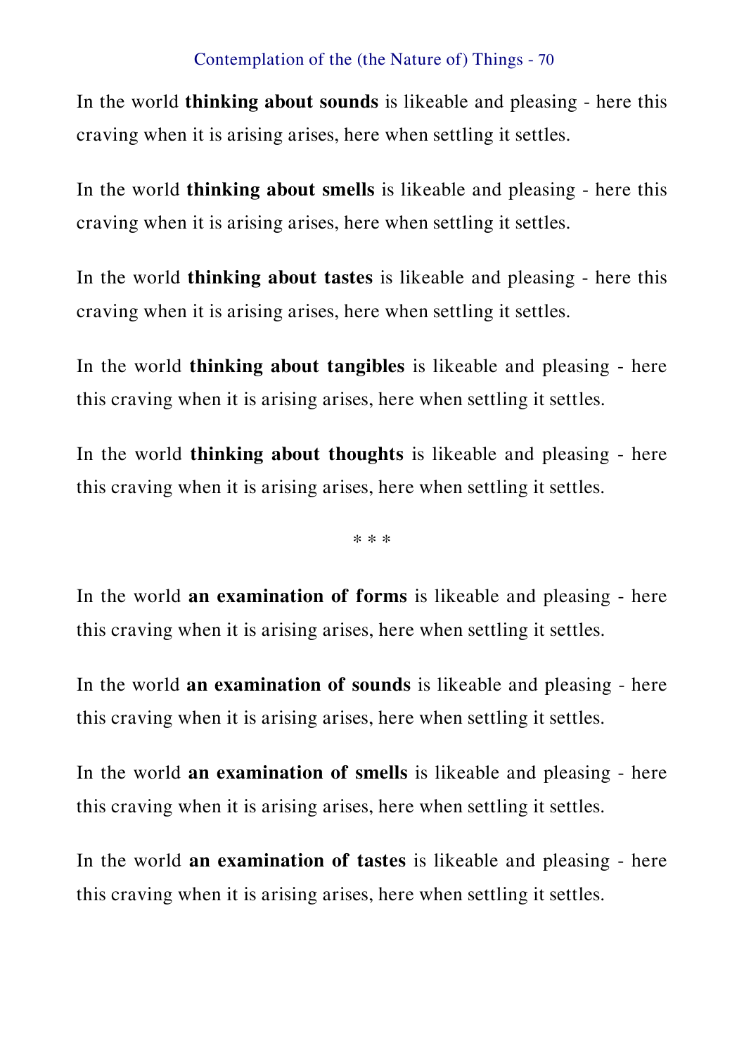In the world **thinking about sounds** is likeable and pleasing - here this craving when it is arising arises, here when settling it settles.

In the world **thinking about smells** is likeable and pleasing - here this craving when it is arising arises, here when settling it settles.

In the world **thinking about tastes** is likeable and pleasing - here this craving when it is arising arises, here when settling it settles.

In the world **thinking about tangibles** is likeable and pleasing - here this craving when it is arising arises, here when settling it settles.

In the world **thinking about thoughts** is likeable and pleasing - here this craving when it is arising arises, here when settling it settles.

\* \* \*

In the world **an examination of forms** is likeable and pleasing - here this craving when it is arising arises, here when settling it settles.

In the world **an examination of sounds** is likeable and pleasing - here this craving when it is arising arises, here when settling it settles.

In the world **an examination of smells** is likeable and pleasing - here this craving when it is arising arises, here when settling it settles.

In the world **an examination of tastes** is likeable and pleasing - here this craving when it is arising arises, here when settling it settles.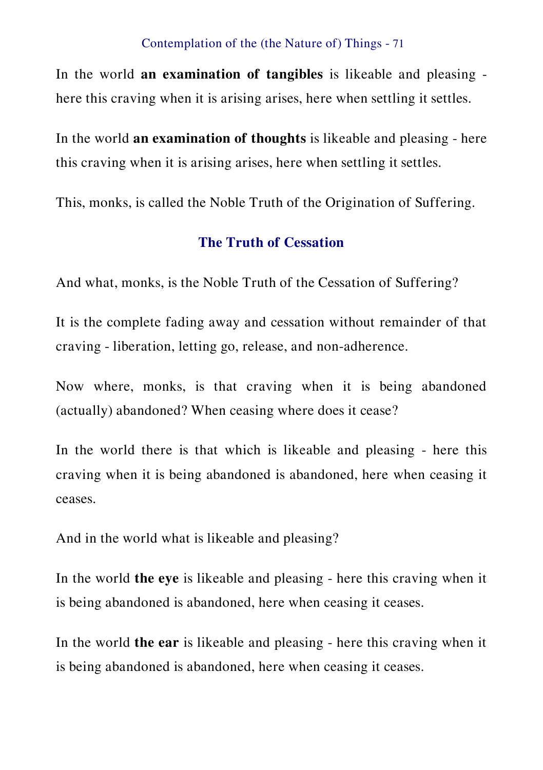In the world **an examination of tangibles** is likeable and pleasing - here this craving when it is arising arises, here when settling it settles.

In the world **an examination of thoughts** is likeable and pleasing - here this craving when it is arising arises, here when settling it settles.

This, monks, is called the Noble Truth of the Origination of Suffering.

### The Truth of Cessation

And what, monks, is the Noble Truth of the Cessation of Suffering?

It is the complete fading away and cessation without remainder of that craving - liberation, letting go, release, and non-adherence.

Now where, monks, is that craving when it is being abandoned (actually) abandoned? When ceasing where does it cease?

In the world there is that which is likeable and pleasing - here this craving when it is being abandoned is abandoned, here when ceasing it ceases.

And in the world what is likeable and pleasing?

In the world **the eye** is likeable and pleasing - here this craving when it is being abandoned is abandoned, here when ceasing it ceases.

In the world **the ear** is likeable and pleasing - here this craving when it is being abandoned is abandoned, here when ceasing it ceases.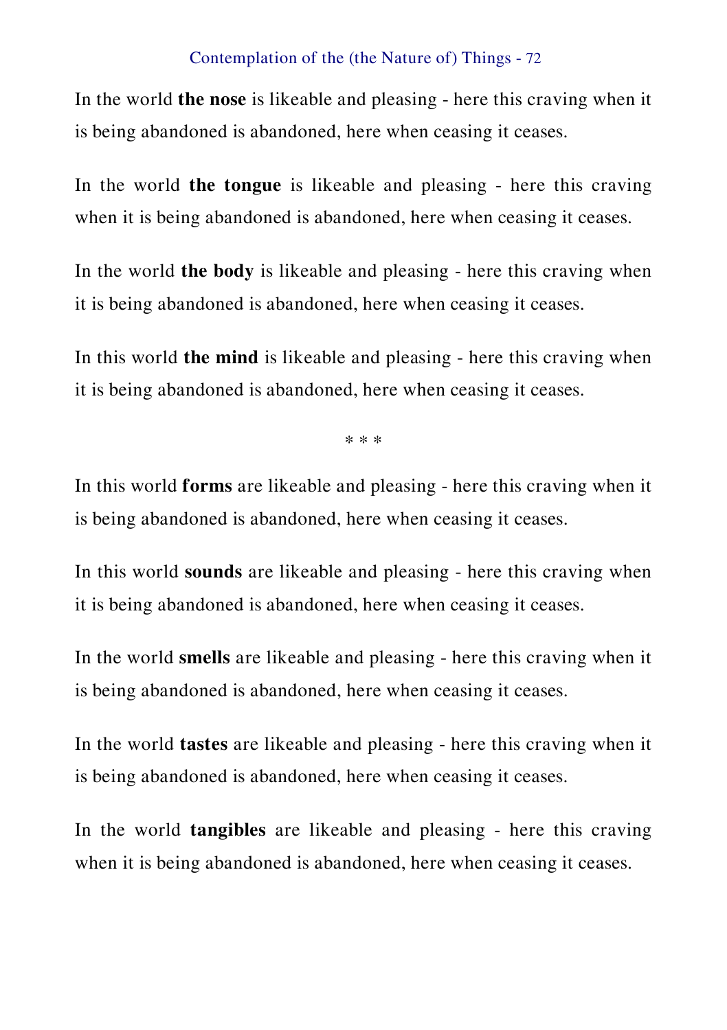In the world **the nose** is likeable and pleasing - here this craving when it is being abandoned is abandoned, here when ceasing it ceases.

In the world **the tongue** is likeable and pleasing - here this craving when it is being abandoned is abandoned, here when ceasing it ceases.

In the world **the body** is likeable and pleasing - here this craving when it is being abandoned is abandoned, here when ceasing it ceases.

In this world **the mind** is likeable and pleasing - here this craving when it is being abandoned is abandoned, here when ceasing it ceases.

\* \* \*

In this world **forms** are likeable and pleasing - here this craving when it is being abandoned is abandoned, here when ceasing it ceases.

In this world **sounds** are likeable and pleasing - here this craving when it is being abandoned is abandoned, here when ceasing it ceases.

In the world **smells** are likeable and pleasing - here this craving when it is being abandoned is abandoned, here when ceasing it ceases.

In the world **tastes** are likeable and pleasing - here this craving when it is being abandoned is abandoned, here when ceasing it ceases.

In the world **tangibles** are likeable and pleasing - here this craving when it is being abandoned is abandoned, here when ceasing it ceases.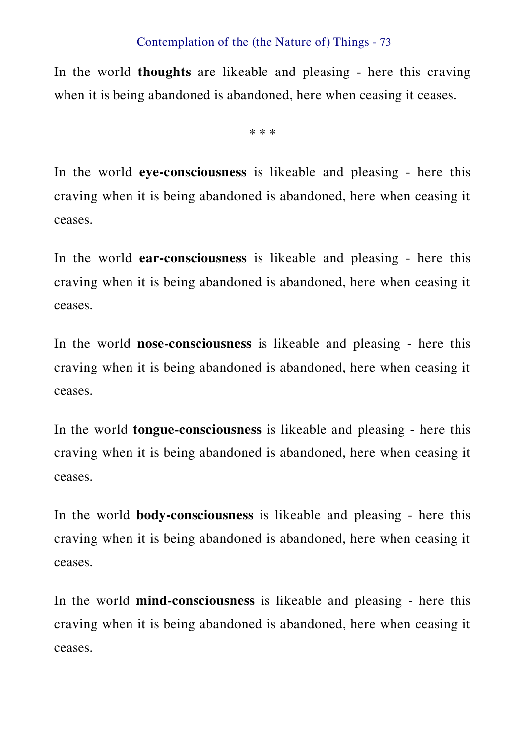In the world **thoughts** are likeable and pleasing - here this craving when it is being abandoned is abandoned, here when ceasing it ceases.

\* \* \*

In the world **eye-consciousness** is likeable and pleasing - here this craving when it is being abandoned is abandoned, here when ceasing it ceases.

In the world **ear-consciousness** is likeable and pleasing - here this craving when it is being abandoned is abandoned, here when ceasing it ceases.

In the world **nose-consciousness** is likeable and pleasing - here this craving when it is being abandoned is abandoned, here when ceasing it ceases.

In the world **tongue-consciousness** is likeable and pleasing - here this craving when it is being abandoned is abandoned, here when ceasing it ceases.

In the world **body-consciousness** is likeable and pleasing - here this craving when it is being abandoned is abandoned, here when ceasing it ceases.

In the world **mind-consciousness** is likeable and pleasing - here this craving when it is being abandoned is abandoned, here when ceasing it ceases.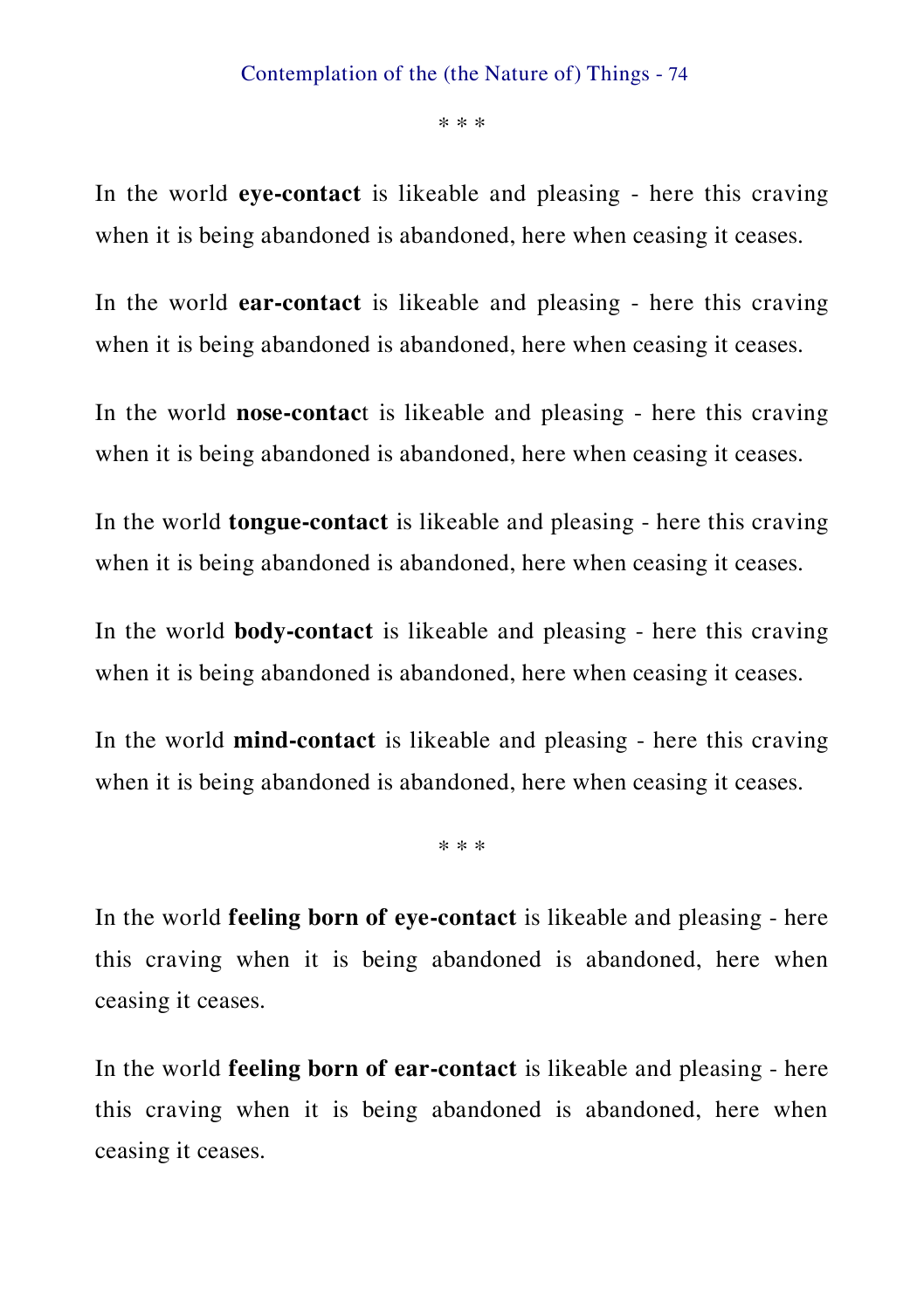\* \* \*

In the world **eye-contact** is likeable and pleasing - here this craving when it is being abandoned is abandoned, here when ceasing it ceases.

In the world **ear-contact** is likeable and pleasing - here this craving when it is being abandoned is abandoned, here when ceasing it ceases.

In the world **nose-contac**t is likeable and pleasing - here this craving when it is being abandoned is abandoned, here when ceasing it ceases.

In the world **tongue-contact** is likeable and pleasing - here this craving when it is being abandoned is abandoned, here when ceasing it ceases.

In the world **body-contact** is likeable and pleasing - here this craving when it is being abandoned is abandoned, here when ceasing it ceases.

In the world **mind-contact** is likeable and pleasing - here this craving when it is being abandoned is abandoned, here when ceasing it ceases.

\* \* \*

In the world **feeling born of eye-contact** is likeable and pleasing - here this craving when it is being abandoned is abandoned, here when ceasing it ceases.

In the world **feeling born of ear-contact** is likeable and pleasing - here this craving when it is being abandoned is abandoned, here when ceasing it ceases.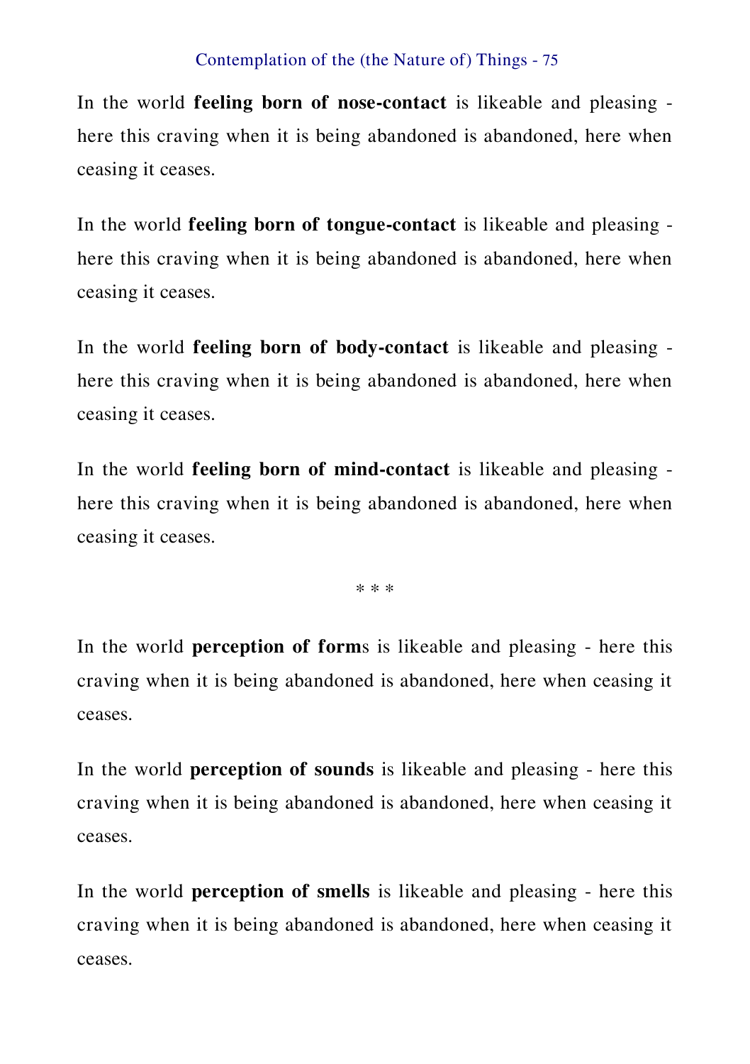In the world **feeling born of nose-contact** is likeable and pleasing - here this craving when it is being abandoned is abandoned, here when ceasing it ceases.

In the world **feeling born of tongue-contact** is likeable and pleasing - here this craving when it is being abandoned is abandoned, here when ceasing it ceases.

In the world **feeling born of body-contact** is likeable and pleasing - here this craving when it is being abandoned is abandoned, here when ceasing it ceases.

In the world **feeling born of mind-contact** is likeable and pleasing - here this craving when it is being abandoned is abandoned, here when ceasing it ceases.

* * *

In the world **perception of form**s is likeable and pleasing - here this craving when it is being abandoned is abandoned, here when ceasing it ceases.

In the world **perception of sounds** is likeable and pleasing - here this craving when it is being abandoned is abandoned, here when ceasing it ceases.

In the world **perception of smells** is likeable and pleasing - here this craving when it is being abandoned is abandoned, here when ceasing it ceases.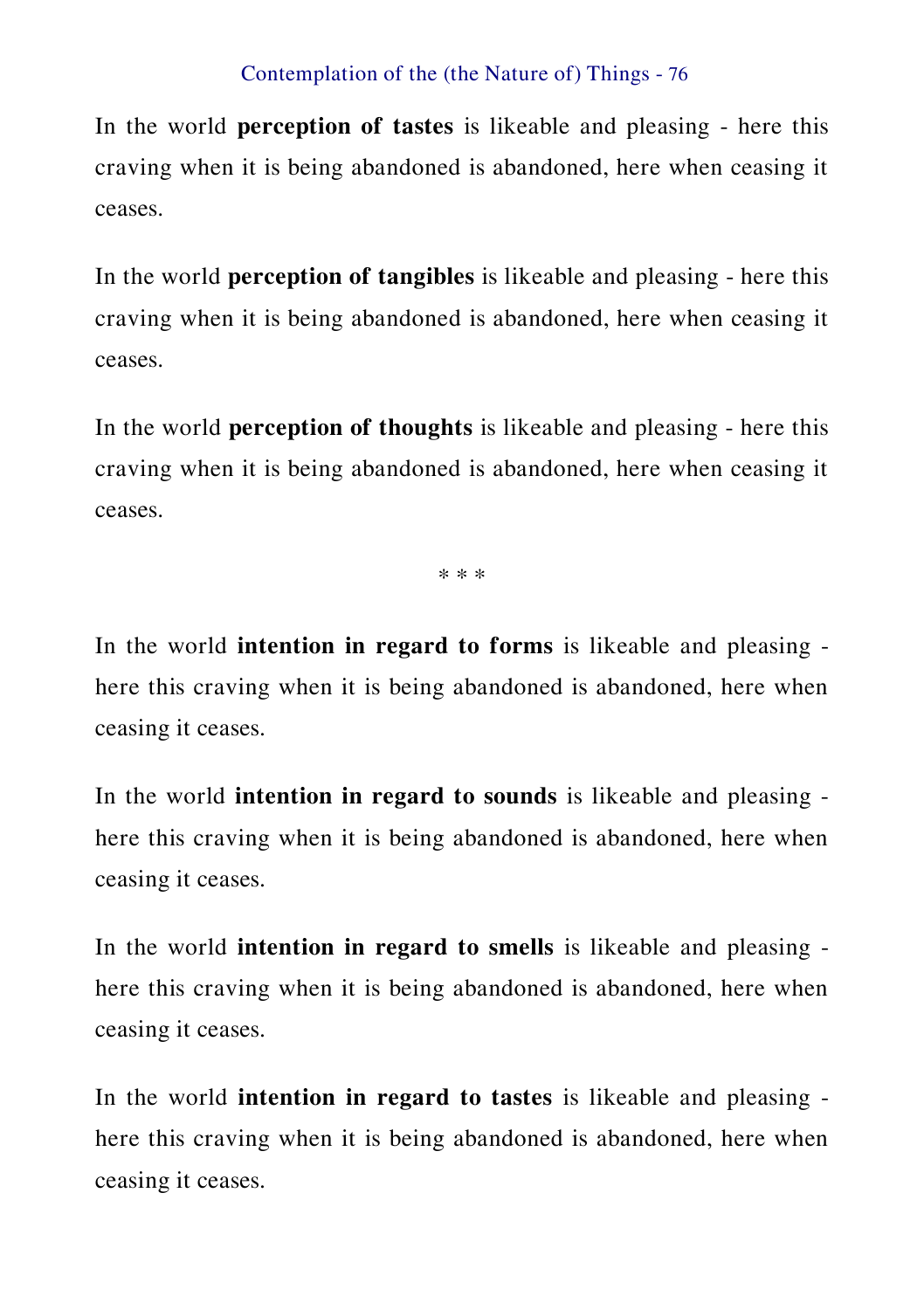In the world **perception of tastes** is likeable and pleasing - here this craving when it is being abandoned is abandoned, here when ceasing it ceases.

In the world **perception of tangibles** is likeable and pleasing - here this craving when it is being abandoned is abandoned, here when ceasing it ceases.

In the world **perception of thoughts** is likeable and pleasing - here this craving when it is being abandoned is abandoned, here when ceasing it ceases.

* * *

In the world **intention in regard to forms** is likeable and pleasing - here this craving when it is being abandoned is abandoned, here when ceasing it ceases.

In the world **intention in regard to sounds** is likeable and pleasing - here this craving when it is being abandoned is abandoned, here when ceasing it ceases.

In the world **intention in regard to smells** is likeable and pleasing - here this craving when it is being abandoned is abandoned, here when ceasing it ceases.

In the world **intention in regard to tastes** is likeable and pleasing - here this craving when it is being abandoned is abandoned, here when ceasing it ceases.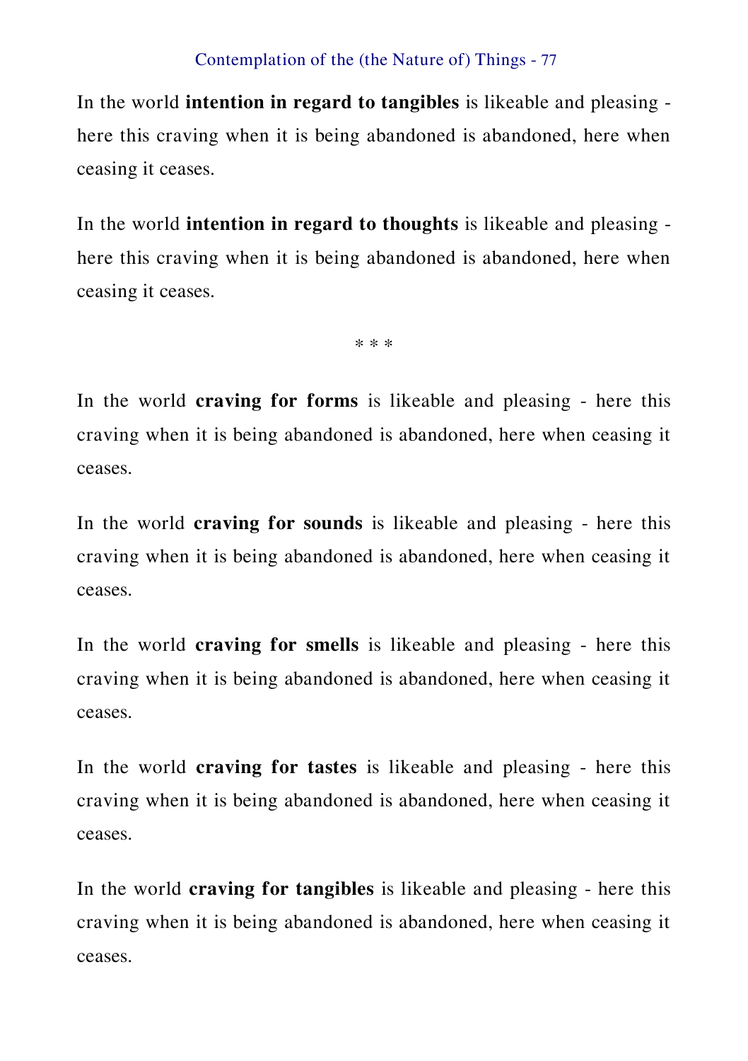In the world **intention in regard to tangibles** is likeable and pleasing - here this craving when it is being abandoned is abandoned, here when ceasing it ceases.

In the world **intention in regard to thoughts** is likeable and pleasing - here this craving when it is being abandoned is abandoned, here when ceasing it ceases.

* * *

In the world **craving for forms** is likeable and pleasing - here this craving when it is being abandoned is abandoned, here when ceasing it ceases.

In the world **craving for sounds** is likeable and pleasing - here this craving when it is being abandoned is abandoned, here when ceasing it ceases.

In the world **craving for smells** is likeable and pleasing - here this craving when it is being abandoned is abandoned, here when ceasing it ceases.

In the world **craving for tastes** is likeable and pleasing - here this craving when it is being abandoned is abandoned, here when ceasing it ceases.

In the world **craving for tangibles** is likeable and pleasing - here this craving when it is being abandoned is abandoned, here when ceasing it ceases.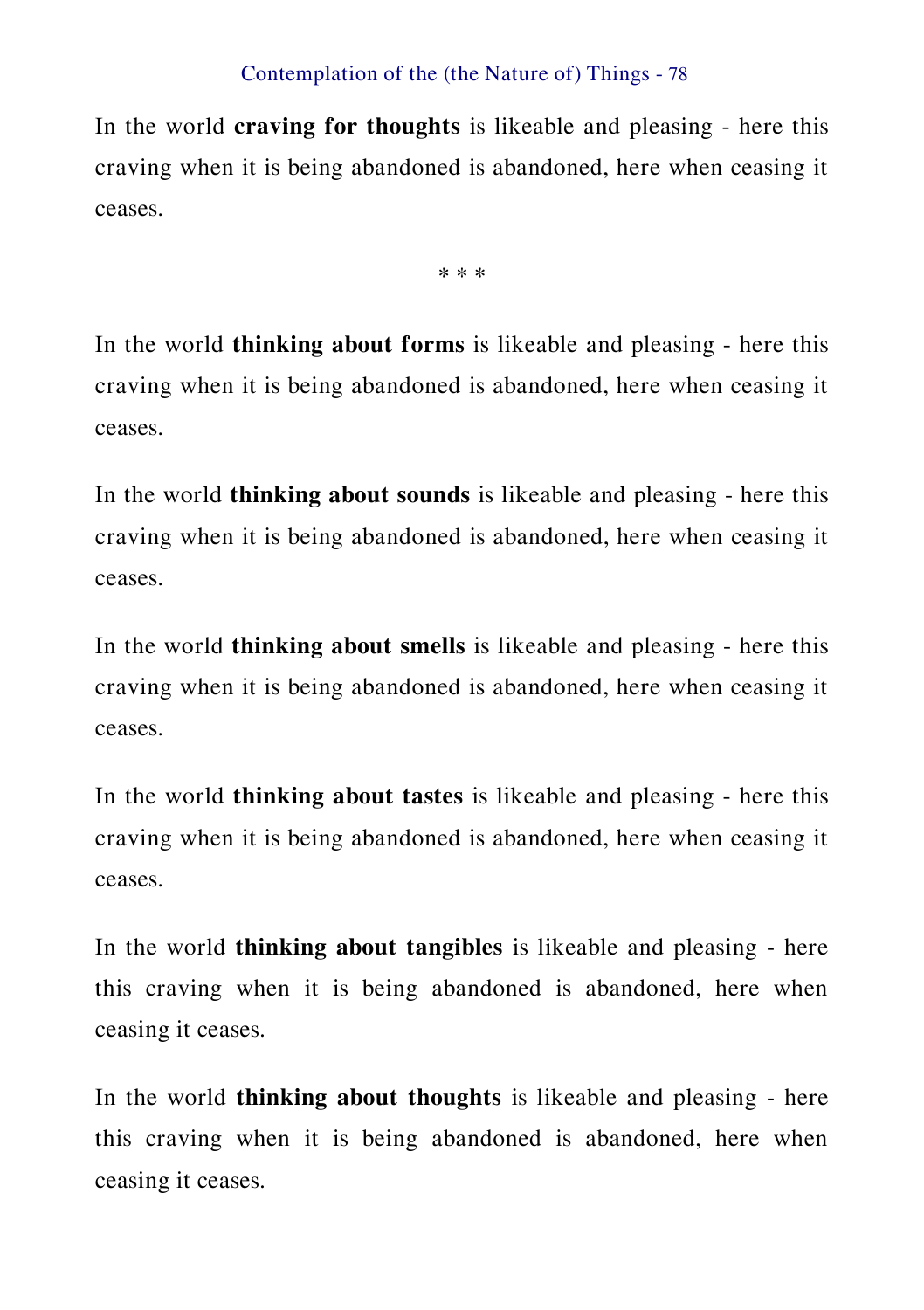In the world **craving for thoughts** is likeable and pleasing - here this craving when it is being abandoned is abandoned, here when ceasing it ceases.

* * *

In the world **thinking about forms** is likeable and pleasing - here this craving when it is being abandoned is abandoned, here when ceasing it ceases.

In the world **thinking about sounds** is likeable and pleasing - here this craving when it is being abandoned is abandoned, here when ceasing it ceases.

In the world **thinking about smells** is likeable and pleasing - here this craving when it is being abandoned is abandoned, here when ceasing it ceases.

In the world **thinking about tastes** is likeable and pleasing - here this craving when it is being abandoned is abandoned, here when ceasing it ceases.

In the world **thinking about tangibles** is likeable and pleasing - here this craving when it is being abandoned is abandoned, here when ceasing it ceases.

In the world **thinking about thoughts** is likeable and pleasing - here this craving when it is being abandoned is abandoned, here when ceasing it ceases.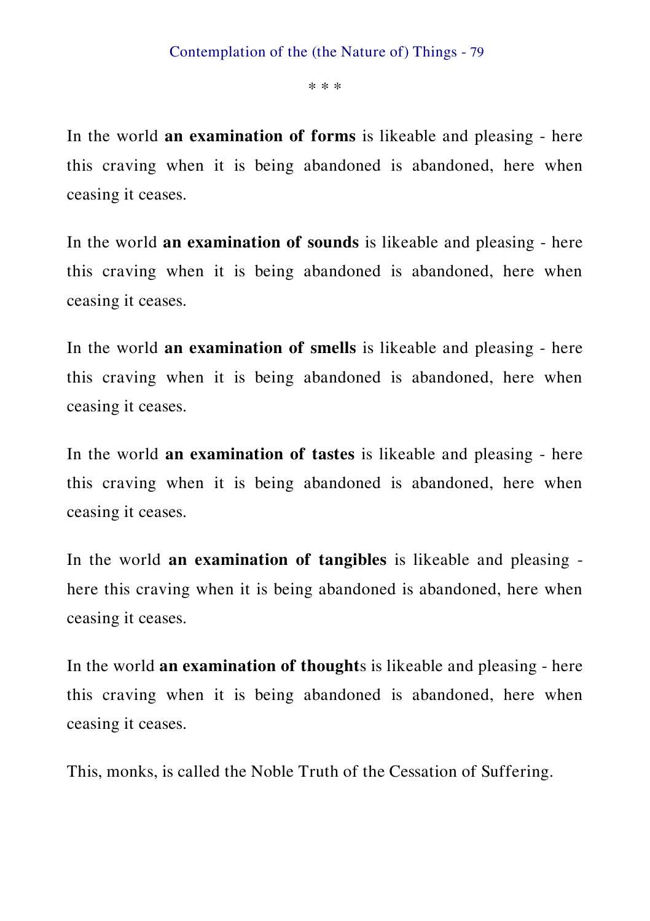\* \* \*

In the world **an examination of forms** is likeable and pleasing - here this craving when it is being abandoned is abandoned, here when ceasing it ceases.

In the world **an examination of sounds** is likeable and pleasing - here this craving when it is being abandoned is abandoned, here when ceasing it ceases.

In the world **an examination of smells** is likeable and pleasing - here this craving when it is being abandoned is abandoned, here when ceasing it ceases.

In the world **an examination of tastes** is likeable and pleasing - here this craving when it is being abandoned is abandoned, here when ceasing it ceases.

In the world **an examination of tangibles** is likeable and pleasing - here this craving when it is being abandoned is abandoned, here when ceasing it ceases.

In the world **an examination of thought**s is likeable and pleasing - here this craving when it is being abandoned is abandoned, here when ceasing it ceases.

This, monks, is called the Noble Truth of the Cessation of Suffering.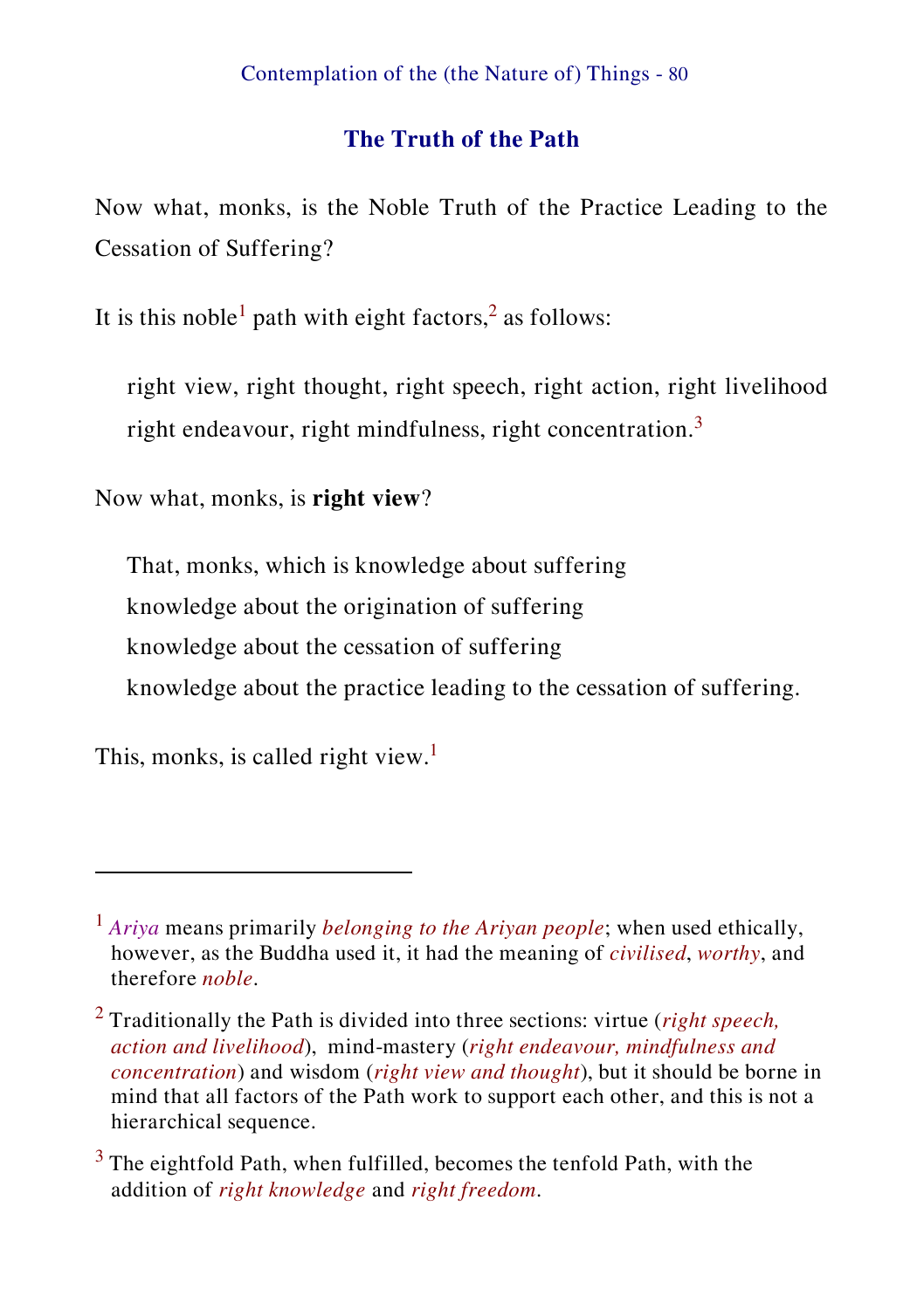## The Truth of the Path

Now what, monks, is the Noble Truth of the Practice Leading to the Cessation of Suffering?

It is this noble[1] path with eight factors,[2] as follows:

> right view, right thought, right speech, right action, right livelihood
> right endeavour, right mindfulness, right concentration.[3]

Now what, monks, is **right view**?

> That, monks, which is knowledge about suffering
> knowledge about the origination of suffering
> knowledge about the cessation of suffering
> knowledge about the practice leading to the cessation of suffering.

This, monks, is called right view.[1]

---

[1] *Ariya* means primarily *belonging to the Ariyan people*; when used ethically, however, as the Buddha used it, it had the meaning of *civilised*, *worthy*, and therefore *noble*.

[2] Traditionally the Path is divided into three sections: virtue (*right speech, action and livelihood*), mind-mastery (*right endeavour, mindfulness and concentration*) and wisdom (*right view and thought*), but it should be borne in mind that all factors of the Path work to support each other, and this is not a hierarchical sequence.

[3] The eightfold Path, when fulfilled, becomes the tenfold Path, with the addition of *right knowledge* and *right freedom*.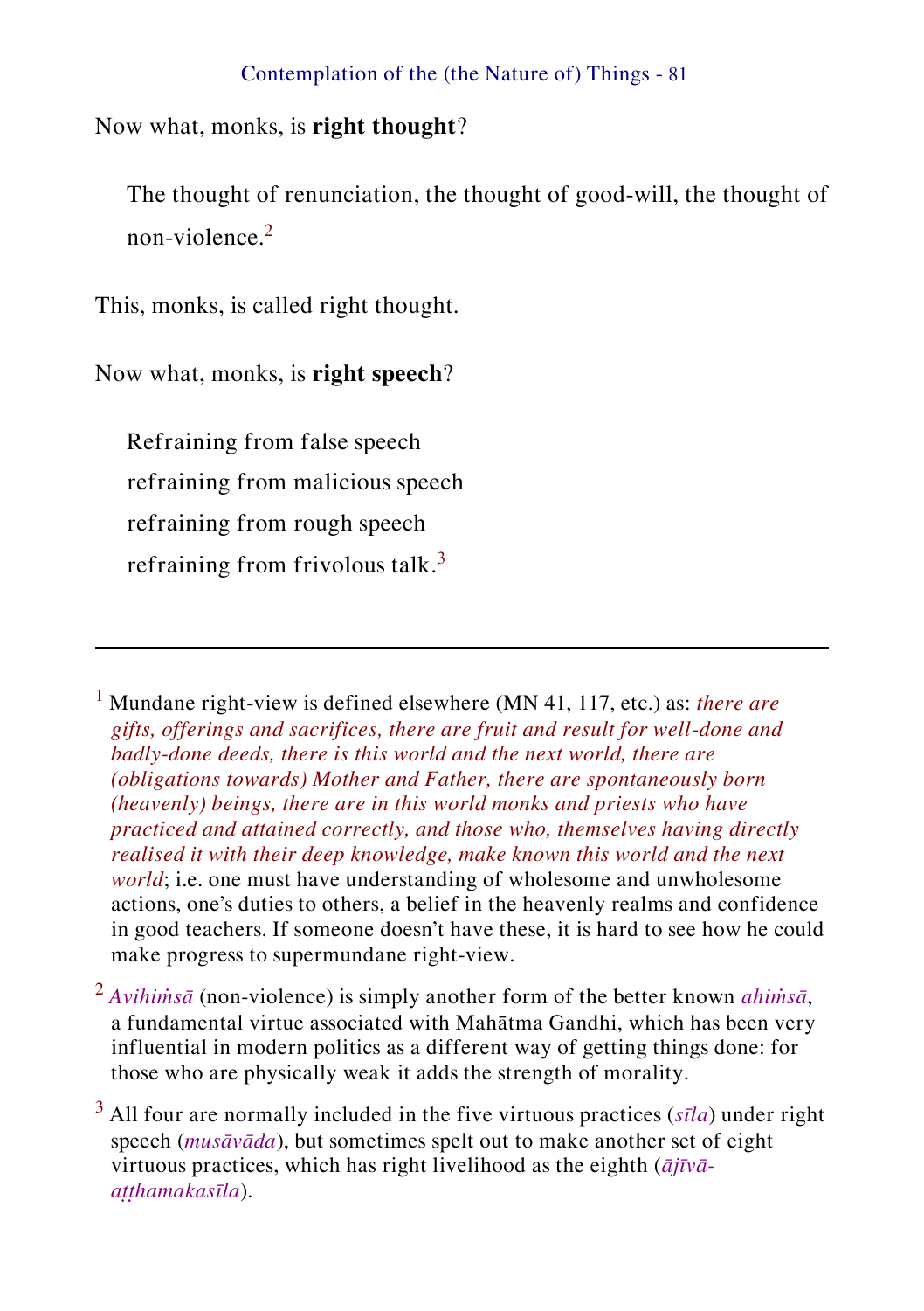Now what, monks, is **right thought**?

> The thought of renunciation, the thought of good-will, the thought of non-violence.[2]

This, monks, is called right thought.

Now what, monks, is **right speech**?

> Refraining from false speech
> refraining from malicious speech
> refraining from rough speech
> refraining from frivolous talk.[3]

---

[1] Mundane right-view is defined elsewhere (MN 41, 117, etc.) as: *there are gifts, offerings and sacrifices, there are fruit and result for well-done and badly-done deeds, there is this world and the next world, there are (obligations towards) Mother and Father, there are spontaneously born (heavenly) beings, there are in this world monks and priests who have practiced and attained correctly, and those who, themselves having directly realised it with their deep knowledge, make known this world and the next world*; i.e. one must have understanding of wholesome and unwholesome actions, one's duties to others, a belief in the heavenly realms and confidence in good teachers. If someone doesn't have these, it is hard to see how he could make progress to supermundane right-view.

[2] *Avihiṁsā* (non-violence) is simply another form of the better known *ahiṁsā*, a fundamental virtue associated with Mahātma Gandhi, which has been very influential in modern politics as a different way of getting things done: for those who are physically weak it adds the strength of morality.

[3] All four are normally included in the five virtuous practices (*sīla*) under right speech (*musāvāda*), but sometimes spelt out to make another set of eight virtuous practices, which has right livelihood as the eighth (*ājīvā-aṭṭhamakasīla*).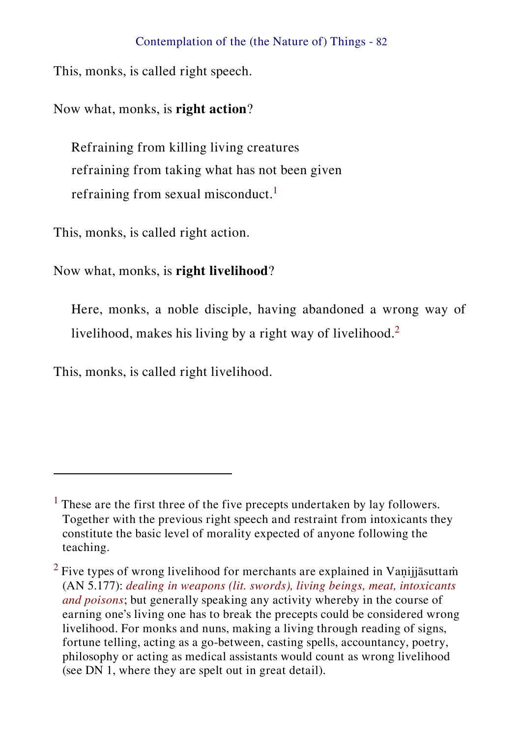This, monks, is called right speech.

Now what, monks, is **right action**?

> Refraining from killing living creatures
> refraining from taking what has not been given
> refraining from sexual misconduct.[1]

This, monks, is called right action.

Now what, monks, is **right livelihood**?

> Here, monks, a noble disciple, having abandoned a wrong way of livelihood, makes his living by a right way of livelihood.[2]

This, monks, is called right livelihood.

---

[1] These are the first three of the five precepts undertaken by lay followers. Together with the previous right speech and restraint from intoxicants they constitute the basic level of morality expected of anyone following the teaching.

[2] Five types of wrong livelihood for merchants are explained in Vaṇijjāsuttaṁ (AN 5.177): *dealing in weapons (lit. swords), living beings, meat, intoxicants and poisons*; but generally speaking any activity whereby in the course of earning one's living one has to break the precepts could be considered wrong livelihood. For monks and nuns, making a living through reading of signs, fortune telling, acting as a go-between, casting spells, accountancy, poetry, philosophy or acting as medical assistants would count as wrong livelihood (see DN 1, where they are spelt out in great detail).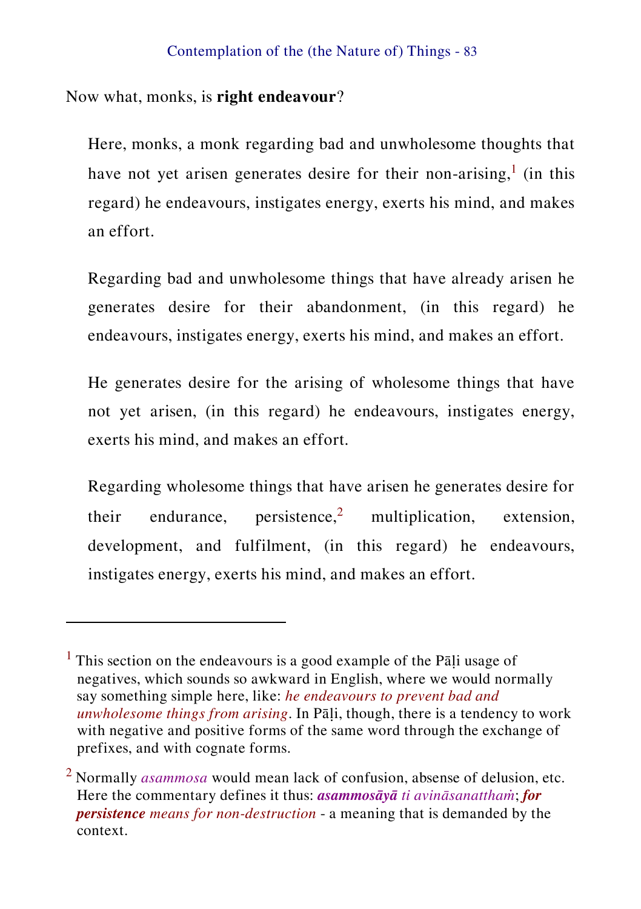Now what, monks, is **right endeavour**?

Here, monks, a monk regarding bad and unwholesome thoughts that have not yet arisen generates desire for their non-arising,[1] (in this regard) he endeavours, instigates energy, exerts his mind, and makes an effort.

Regarding bad and unwholesome things that have already arisen he generates desire for their abandonment, (in this regard) he endeavours, instigates energy, exerts his mind, and makes an effort.

He generates desire for the arising of wholesome things that have not yet arisen, (in this regard) he endeavours, instigates energy, exerts his mind, and makes an effort.

Regarding wholesome things that have arisen he generates desire for their endurance, persistence,[2] multiplication, extension, development, and fulfilment, (in this regard) he endeavours, instigates energy, exerts his mind, and makes an effort.

---

[1] This section on the endeavours is a good example of the Pāḷi usage of negatives, which sounds so awkward in English, where we would normally say something simple here, like: *he endeavours to prevent bad and unwholesome things from arising*. In Pāḷi, though, there is a tendency to work with negative and positive forms of the same word through the exchange of prefixes, and with cognate forms.

[2] Normally *asammosa* would mean lack of confusion, absense of delusion, etc. Here the commentary defines it thus: ***asammosāyā*** *ti avināsanatthaṁ*; ***for persistence*** *means for non-destruction* - a meaning that is demanded by the context.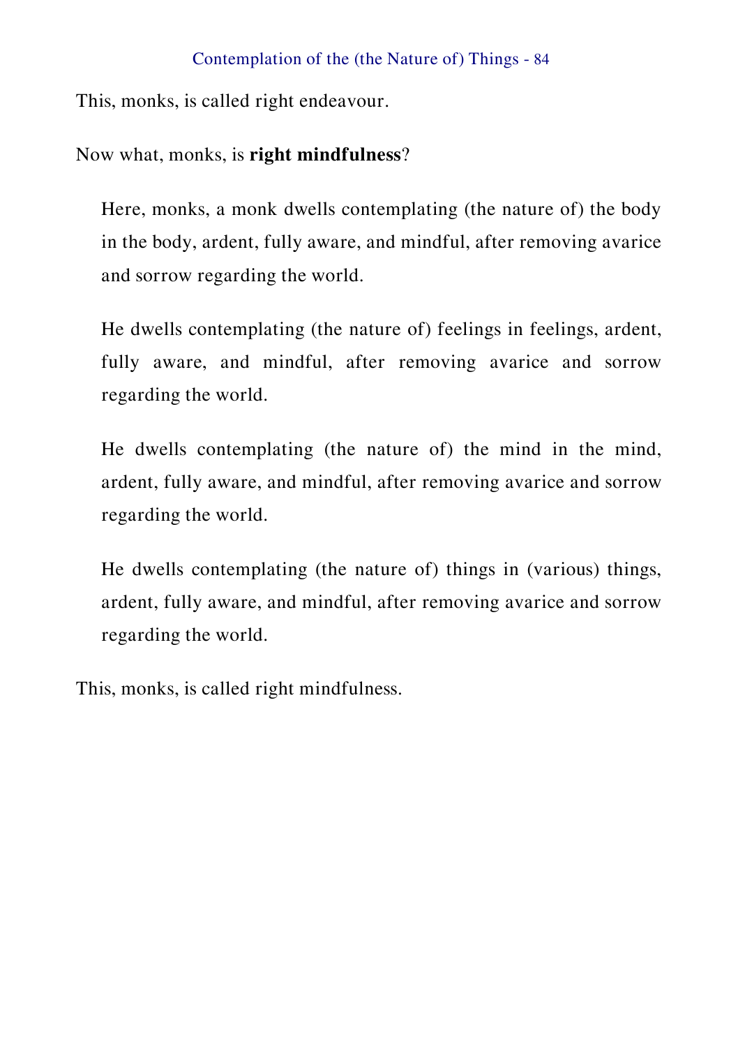This, monks, is called right endeavour.

Now what, monks, is **right mindfulness**?

> Here, monks, a monk dwells contemplating (the nature of) the body in the body, ardent, fully aware, and mindful, after removing avarice and sorrow regarding the world.
>
> He dwells contemplating (the nature of) feelings in feelings, ardent, fully aware, and mindful, after removing avarice and sorrow regarding the world.
>
> He dwells contemplating (the nature of) the mind in the mind, ardent, fully aware, and mindful, after removing avarice and sorrow regarding the world.
>
> He dwells contemplating (the nature of) things in (various) things, ardent, fully aware, and mindful, after removing avarice and sorrow regarding the world.

This, monks, is called right mindfulness.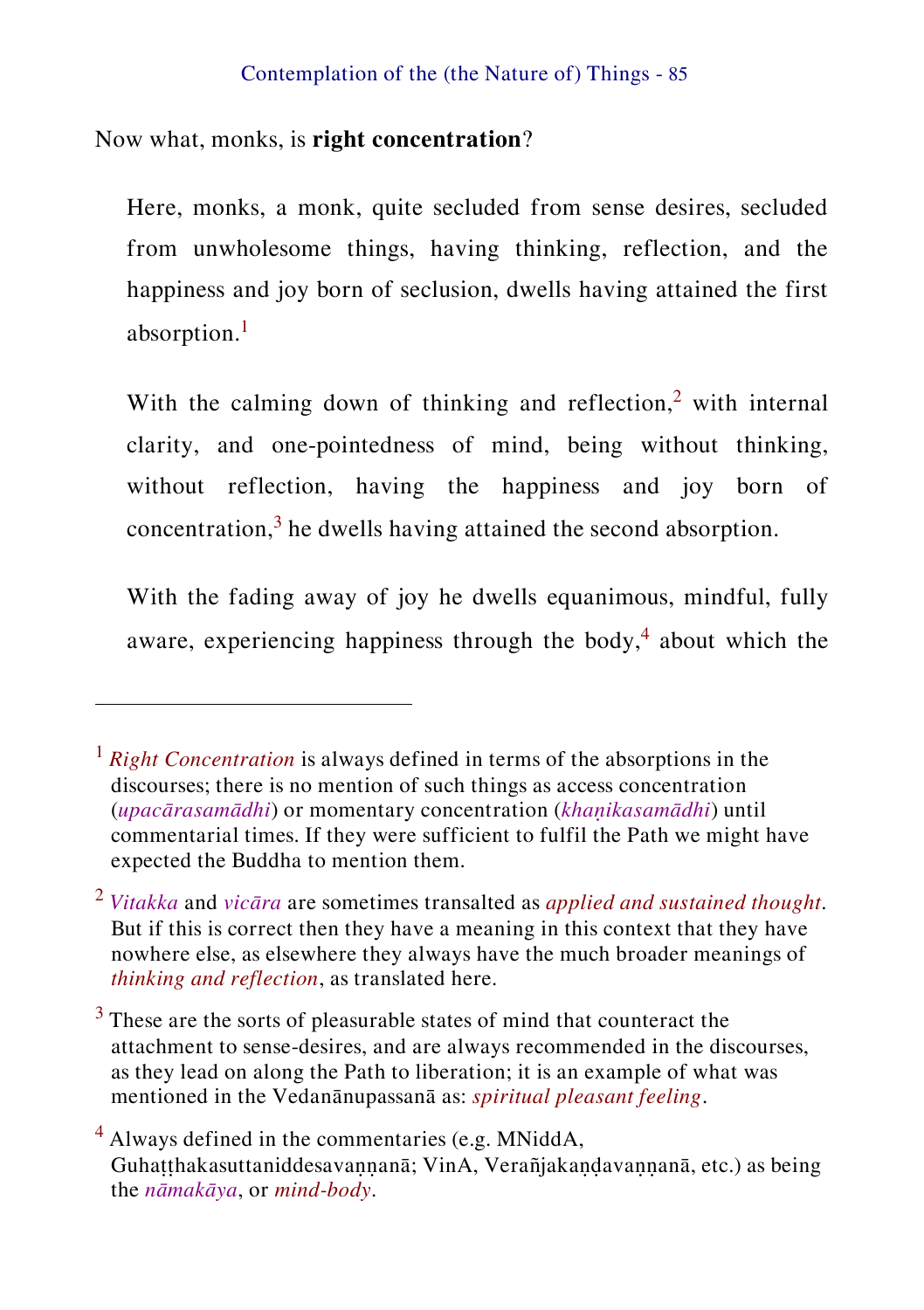Now what, monks, is **right concentration**?

> Here, monks, a monk, quite secluded from sense desires, secluded from unwholesome things, having thinking, reflection, and the happiness and joy born of seclusion, dwells having attained the first absorption.[1]
>
> With the calming down of thinking and reflection,[2] with internal clarity, and one-pointedness of mind, being without thinking, without reflection, having the happiness and joy born of concentration,[3] he dwells having attained the second absorption.
>
> With the fading away of joy he dwells equanimous, mindful, fully aware, experiencing happiness through the body,[4] about which the

---

[1] *Right Concentration* is always defined in terms of the absorptions in the discourses; there is no mention of such things as access concentration (*upacārasamādhi*) or momentary concentration (*khaṇikasamādhi*) until commentarial times. If they were sufficient to fulfil the Path we might have expected the Buddha to mention them.

[2] *Vitakka* and *vicāra* are sometimes transalted as *applied and sustained thought*. But if this is correct then they have a meaning in this context that they have nowhere else, as elsewhere they always have the much broader meanings of *thinking and reflection*, as translated here.

[3] These are the sorts of pleasurable states of mind that counteract the attachment to sense-desires, and are always recommended in the discourses, as they lead on along the Path to liberation; it is an example of what was mentioned in the Vedanānupassanā as: *spiritual pleasant feeling*.

[4] Always defined in the commentaries (e.g. MNiddA, Guhaṭṭhakasuttaniddesavaṇṇanā; VinA, Verañjakaṇḍavaṇṇanā, etc.) as being the *nāmakāya*, or *mind-body*.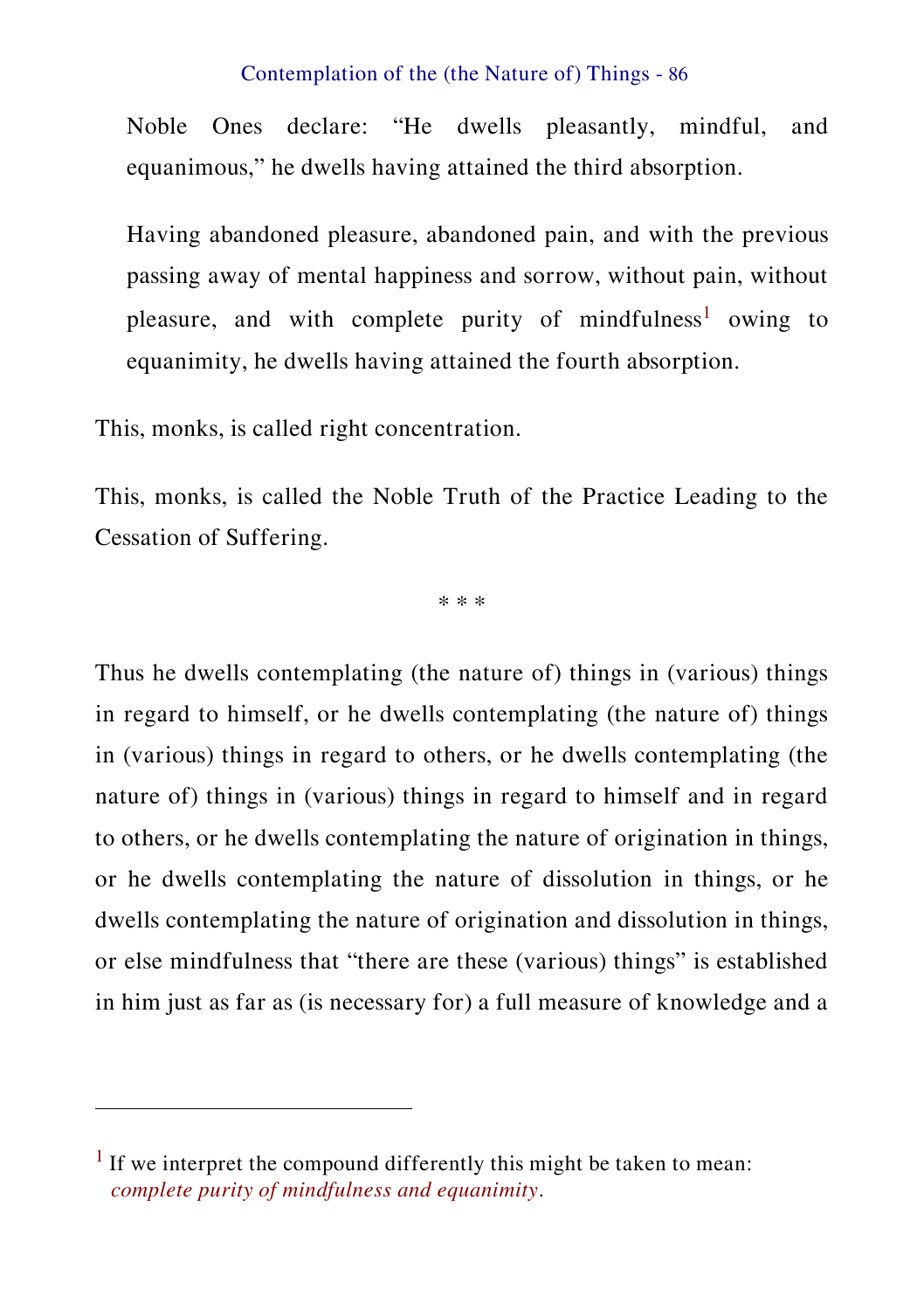Noble Ones declare: "He dwells pleasantly, mindful, and equanimous," he dwells having attained the third absorption.

Having abandoned pleasure, abandoned pain, and with the previous passing away of mental happiness and sorrow, without pain, without pleasure, and with complete purity of mindfulness[1] owing to equanimity, he dwells having attained the fourth absorption.

This, monks, is called right concentration.

This, monks, is called the Noble Truth of the Practice Leading to the Cessation of Suffering.

\* \* \*

Thus he dwells contemplating (the nature of) things in (various) things in regard to himself, or he dwells contemplating (the nature of) things in (various) things in regard to others, or he dwells contemplating (the nature of) things in (various) things in regard to himself and in regard to others, or he dwells contemplating the nature of origination in things, or he dwells contemplating the nature of dissolution in things, or he dwells contemplating the nature of origination and dissolution in things, or else mindfulness that "there are these (various) things" is established in him just as far as (is necessary for) a full measure of knowledge and a

---

[1] If we interpret the compound differently this might be taken to mean: *complete purity of mindfulness and equanimity*.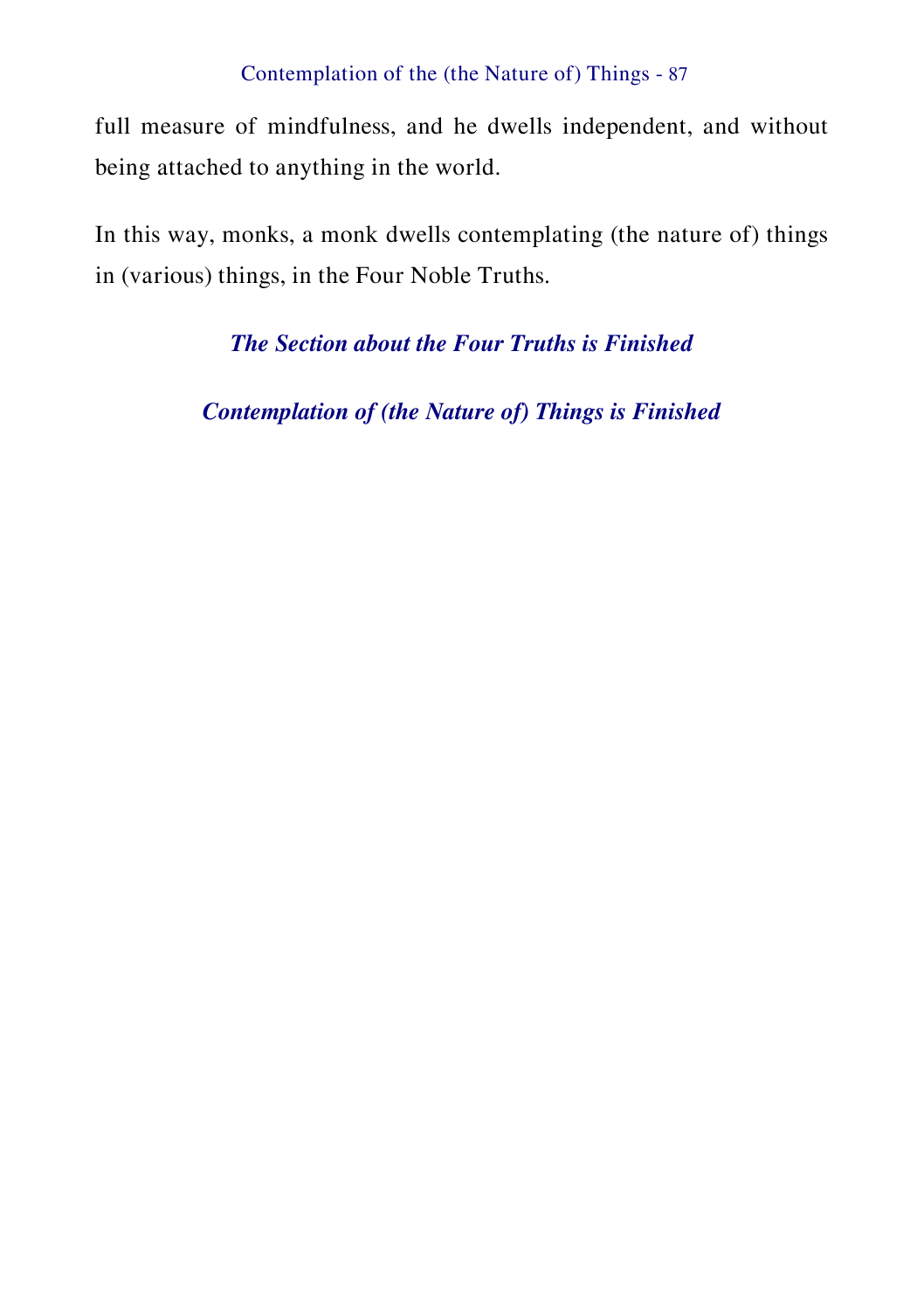full measure of mindfulness, and he dwells independent, and without being attached to anything in the world.

In this way, monks, a monk dwells contemplating (the nature of) things in (various) things, in the Four Noble Truths.

***The Section about the Four Truths is Finished***

***Contemplation of (the Nature of) Things is Finished***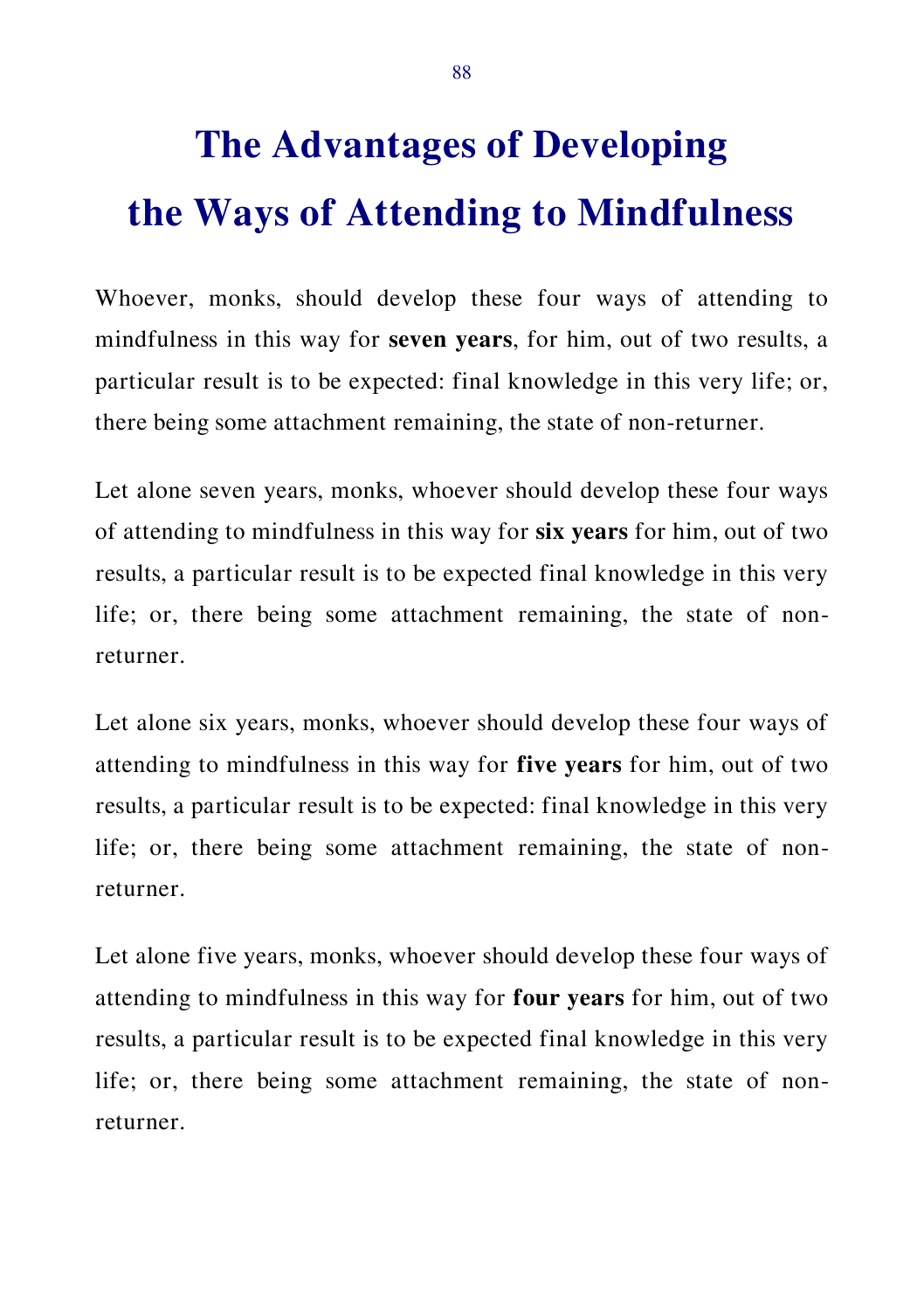# The Advantages of Developing the Ways of Attending to Mindfulness

Whoever, monks, should develop these four ways of attending to mindfulness in this way for **seven years**, for him, out of two results, a particular result is to be expected: final knowledge in this very life; or, there being some attachment remaining, the state of non-returner.

Let alone seven years, monks, whoever should develop these four ways of attending to mindfulness in this way for **six years** for him, out of two results, a particular result is to be expected final knowledge in this very life; or, there being some attachment remaining, the state of non-returner.

Let alone six years, monks, whoever should develop these four ways of attending to mindfulness in this way for **five years** for him, out of two results, a particular result is to be expected: final knowledge in this very life; or, there being some attachment remaining, the state of non-returner.

Let alone five years, monks, whoever should develop these four ways of attending to mindfulness in this way for **four years** for him, out of two results, a particular result is to be expected final knowledge in this very life; or, there being some attachment remaining, the state of non-returner.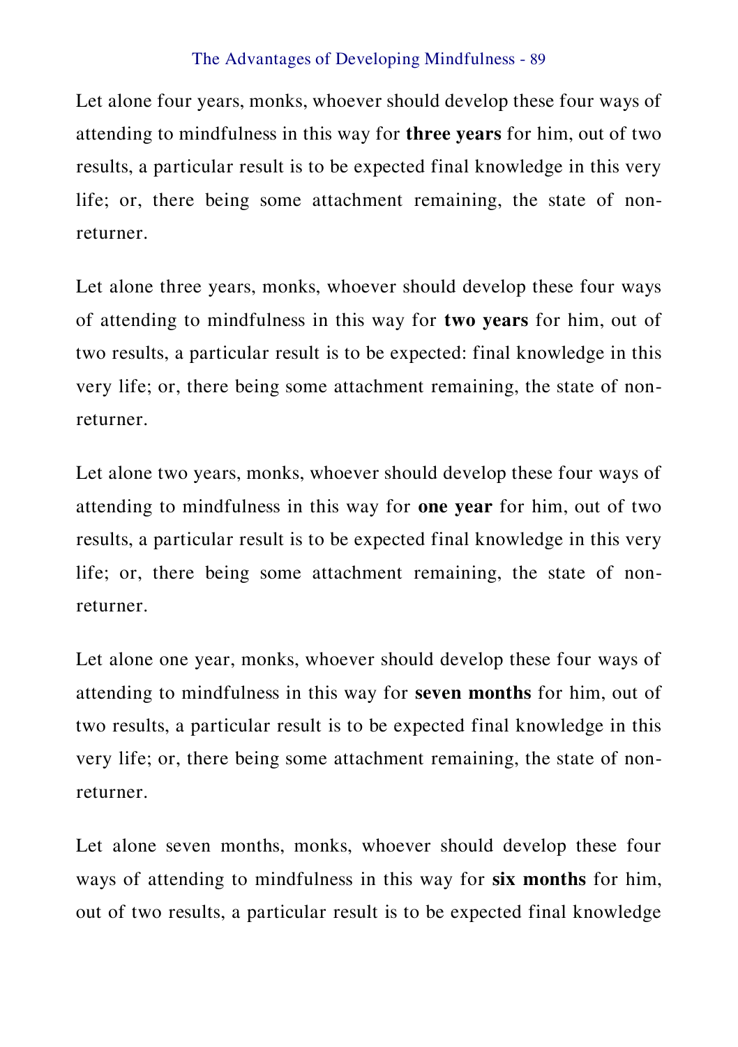Let alone four years, monks, whoever should develop these four ways of attending to mindfulness in this way for **three years** for him, out of two results, a particular result is to be expected final knowledge in this very life; or, there being some attachment remaining, the state of non-returner.

Let alone three years, monks, whoever should develop these four ways of attending to mindfulness in this way for **two years** for him, out of two results, a particular result is to be expected: final knowledge in this very life; or, there being some attachment remaining, the state of non-returner.

Let alone two years, monks, whoever should develop these four ways of attending to mindfulness in this way for **one year** for him, out of two results, a particular result is to be expected final knowledge in this very life; or, there being some attachment remaining, the state of non-returner.

Let alone one year, monks, whoever should develop these four ways of attending to mindfulness in this way for **seven months** for him, out of two results, a particular result is to be expected final knowledge in this very life; or, there being some attachment remaining, the state of non-returner.

Let alone seven months, monks, whoever should develop these four ways of attending to mindfulness in this way for **six months** for him, out of two results, a particular result is to be expected final knowledge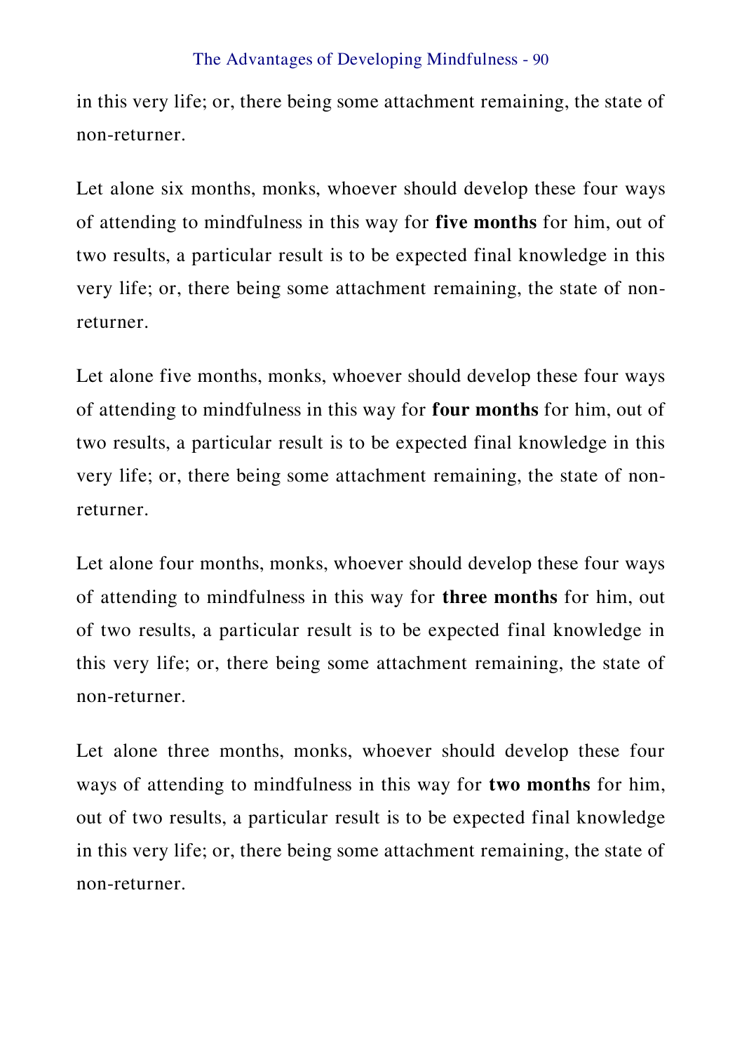in this very life; or, there being some attachment remaining, the state of non-returner.

Let alone six months, monks, whoever should develop these four ways of attending to mindfulness in this way for **five months** for him, out of two results, a particular result is to be expected final knowledge in this very life; or, there being some attachment remaining, the state of non-returner.

Let alone five months, monks, whoever should develop these four ways of attending to mindfulness in this way for **four months** for him, out of two results, a particular result is to be expected final knowledge in this very life; or, there being some attachment remaining, the state of non-returner.

Let alone four months, monks, whoever should develop these four ways of attending to mindfulness in this way for **three months** for him, out of two results, a particular result is to be expected final knowledge in this very life; or, there being some attachment remaining, the state of non-returner.

Let alone three months, monks, whoever should develop these four ways of attending to mindfulness in this way for **two months** for him, out of two results, a particular result is to be expected final knowledge in this very life; or, there being some attachment remaining, the state of non-returner.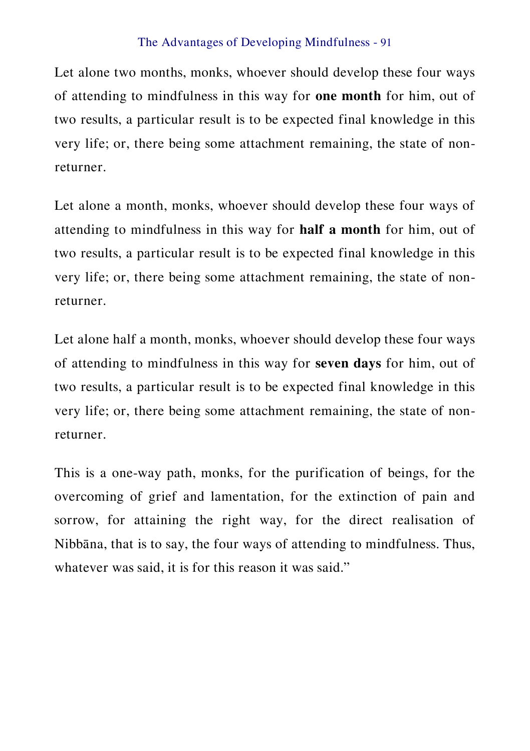Let alone two months, monks, whoever should develop these four ways of attending to mindfulness in this way for **one month** for him, out of two results, a particular result is to be expected final knowledge in this very life; or, there being some attachment remaining, the state of non-returner.

Let alone a month, monks, whoever should develop these four ways of attending to mindfulness in this way for **half a month** for him, out of two results, a particular result is to be expected final knowledge in this very life; or, there being some attachment remaining, the state of non-returner.

Let alone half a month, monks, whoever should develop these four ways of attending to mindfulness in this way for **seven days** for him, out of two results, a particular result is to be expected final knowledge in this very life; or, there being some attachment remaining, the state of non-returner.

This is a one-way path, monks, for the purification of beings, for the overcoming of grief and lamentation, for the extinction of pain and sorrow, for attaining the right way, for the direct realisation of Nibbāna, that is to say, the four ways of attending to mindfulness. Thus, whatever was said, it is for this reason it was said."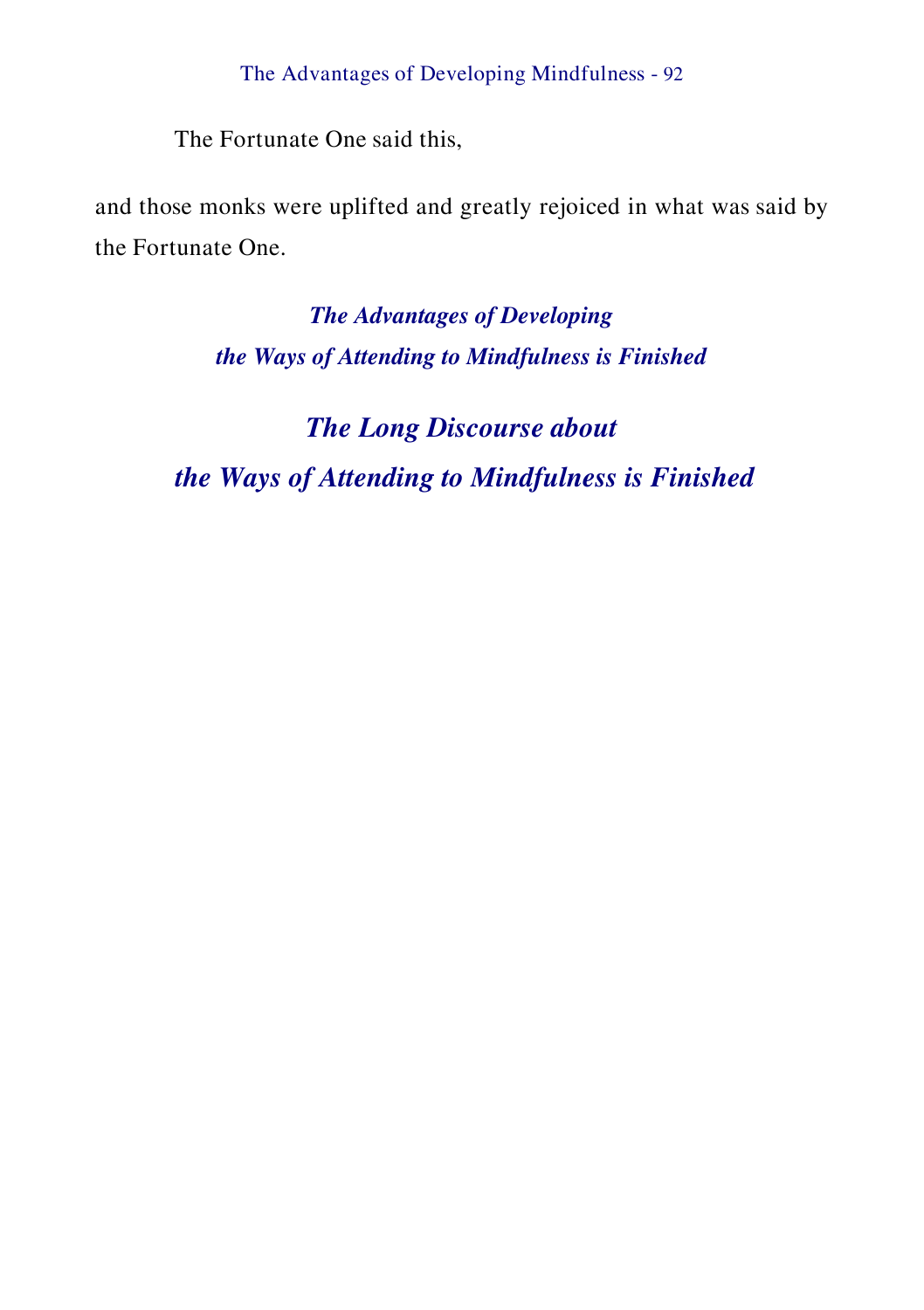The Fortunate One said this,

and those monks were uplifted and greatly rejoiced in what was said by the Fortunate One.

***The Advantages of Developing***
***the Ways of Attending to Mindfulness is Finished***

## *The Long Discourse about*
## *the Ways of Attending to Mindfulness is Finished*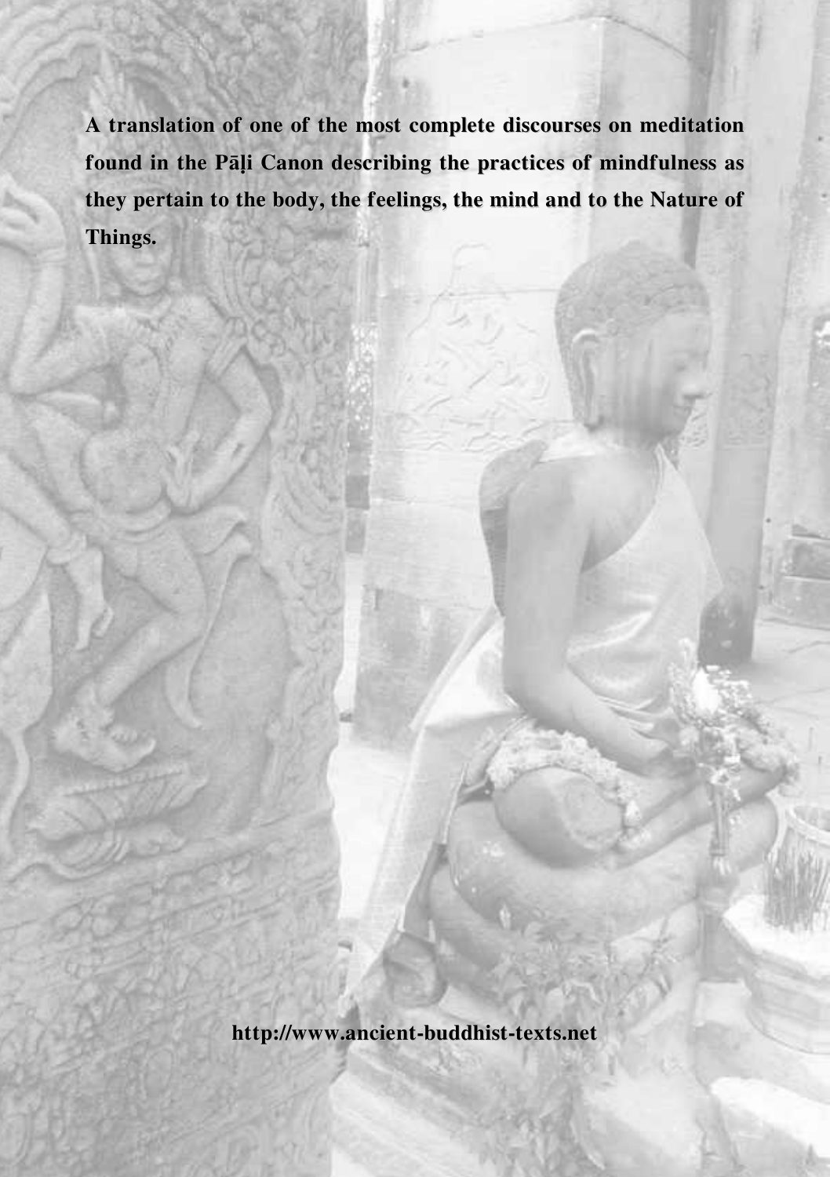**A translation of one of the most complete discourses on meditation found in the Pāḷi Canon describing the practices of mindfulness as they pertain to the body, the feelings, the mind and to the Nature of Things.**

**http://www.ancient-buddhist-texts.net**